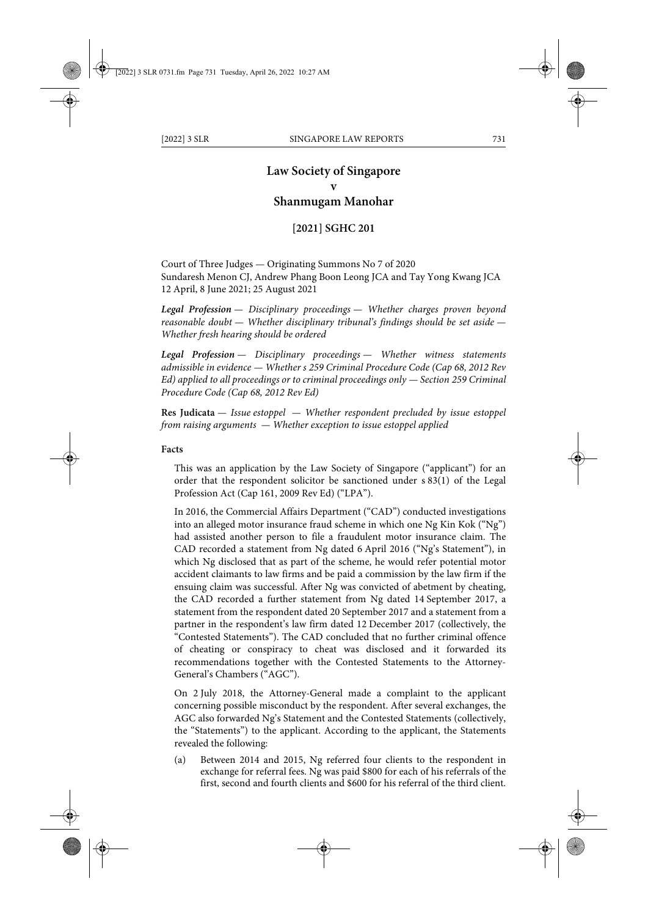# Law Society of Singapore
# v
# Shanmugam Manohar

**[2021] SGHC 201**

Court of Three Judges — Originating Summons No 7 of 2020
Sundaresh Menon CJ, Andrew Phang Boon Leong JCA and Tay Yong Kwang JCA
12 April, 8 June 2021; 25 August 2021

***Legal Profession** — Disciplinary proceedings — Whether charges proven beyond reasonable doubt — Whether disciplinary tribunal's findings should be set aside — Whether fresh hearing should be ordered*

***Legal Profession** — Disciplinary proceedings — Whether witness statements admissible in evidence — Whether s 259 Criminal Procedure Code (Cap 68, 2012 Rev Ed) applied to all proceedings or to criminal proceedings only — Section 259 Criminal Procedure Code (Cap 68, 2012 Rev Ed)*

**Res Judicata** — *Issue estoppel — Whether respondent precluded by issue estoppel from raising arguments — Whether exception to issue estoppel applied*

**Facts**

This was an application by the Law Society of Singapore ("applicant") for an order that the respondent solicitor be sanctioned under s 83(1) of the Legal Profession Act (Cap 161, 2009 Rev Ed) ("LPA").

In 2016, the Commercial Affairs Department ("CAD") conducted investigations into an alleged motor insurance fraud scheme in which one Ng Kin Kok ("Ng") had assisted another person to file a fraudulent motor insurance claim. The CAD recorded a statement from Ng dated 6 April 2016 ("Ng's Statement"), in which Ng disclosed that as part of the scheme, he would refer potential motor accident claimants to law firms and be paid a commission by the law firm if the ensuing claim was successful. After Ng was convicted of abetment by cheating, the CAD recorded a further statement from Ng dated 14 September 2017, a statement from the respondent dated 20 September 2017 and a statement from a partner in the respondent's law firm dated 12 December 2017 (collectively, the "Contested Statements"). The CAD concluded that no further criminal offence of cheating or conspiracy to cheat was disclosed and it forwarded its recommendations together with the Contested Statements to the Attorney-General's Chambers ("AGC").

On 2 July 2018, the Attorney-General made a complaint to the applicant concerning possible misconduct by the respondent. After several exchanges, the AGC also forwarded Ng's Statement and the Contested Statements (collectively, the "Statements") to the applicant. According to the applicant, the Statements revealed the following:

(a) Between 2014 and 2015, Ng referred four clients to the respondent in exchange for referral fees. Ng was paid $800 for each of his referrals of the first, second and fourth clients and $600 for his referral of the third client.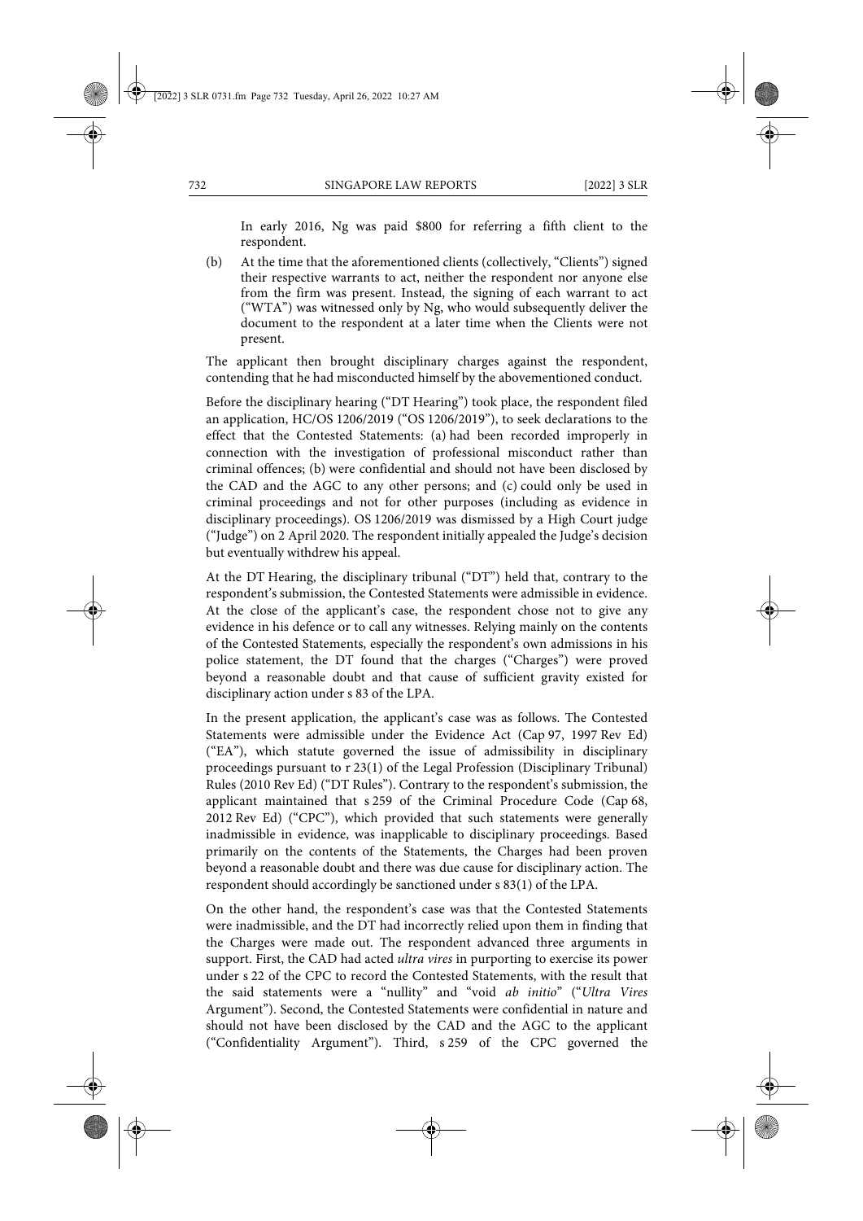In early 2016, Ng was paid \$800 for referring a fifth client to the respondent.

(b) At the time that the aforementioned clients (collectively, "Clients") signed their respective warrants to act, neither the respondent nor anyone else from the firm was present. Instead, the signing of each warrant to act ("WTA") was witnessed only by Ng, who would subsequently deliver the document to the respondent at a later time when the Clients were not present.

The applicant then brought disciplinary charges against the respondent, contending that he had misconducted himself by the abovementioned conduct.

Before the disciplinary hearing ("DT Hearing") took place, the respondent filed an application, HC/OS 1206/2019 ("OS 1206/2019"), to seek declarations to the effect that the Contested Statements: (a) had been recorded improperly in connection with the investigation of professional misconduct rather than criminal offences; (b) were confidential and should not have been disclosed by the CAD and the AGC to any other persons; and (c) could only be used in criminal proceedings and not for other purposes (including as evidence in disciplinary proceedings). OS 1206/2019 was dismissed by a High Court judge ("Judge") on 2 April 2020. The respondent initially appealed the Judge's decision but eventually withdrew his appeal.

At the DT Hearing, the disciplinary tribunal ("DT") held that, contrary to the respondent's submission, the Contested Statements were admissible in evidence. At the close of the applicant's case, the respondent chose not to give any evidence in his defence or to call any witnesses. Relying mainly on the contents of the Contested Statements, especially the respondent's own admissions in his police statement, the DT found that the charges ("Charges") were proved beyond a reasonable doubt and that cause of sufficient gravity existed for disciplinary action under s 83 of the LPA.

In the present application, the applicant's case was as follows. The Contested Statements were admissible under the Evidence Act (Cap 97, 1997 Rev Ed) ("EA"), which statute governed the issue of admissibility in disciplinary proceedings pursuant to r 23(1) of the Legal Profession (Disciplinary Tribunal) Rules (2010 Rev Ed) ("DT Rules"). Contrary to the respondent's submission, the applicant maintained that s 259 of the Criminal Procedure Code (Cap 68, 2012 Rev Ed) ("CPC"), which provided that such statements were generally inadmissible in evidence, was inapplicable to disciplinary proceedings. Based primarily on the contents of the Statements, the Charges had been proven beyond a reasonable doubt and there was due cause for disciplinary action. The respondent should accordingly be sanctioned under s 83(1) of the LPA.

On the other hand, the respondent's case was that the Contested Statements were inadmissible, and the DT had incorrectly relied upon them in finding that the Charges were made out. The respondent advanced three arguments in support. First, the CAD had acted *ultra vires* in purporting to exercise its power under s 22 of the CPC to record the Contested Statements, with the result that the said statements were a "nullity" and "void *ab initio*" ("*Ultra Vires* Argument"). Second, the Contested Statements were confidential in nature and should not have been disclosed by the CAD and the AGC to the applicant ("Confidentiality Argument"). Third, s 259 of the CPC governed the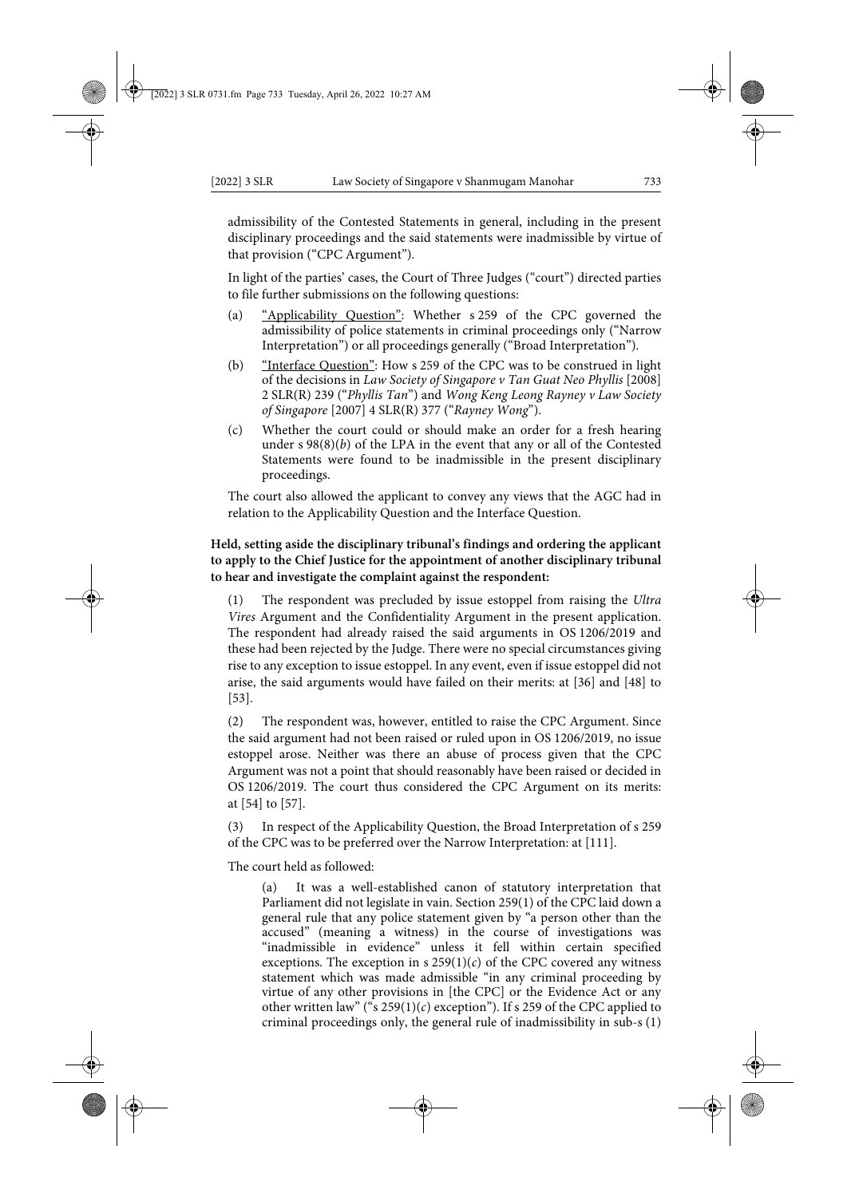admissibility of the Contested Statements in general, including in the present disciplinary proceedings and the said statements were inadmissible by virtue of that provision ("CPC Argument").

In light of the parties' cases, the Court of Three Judges ("court") directed parties to file further submissions on the following questions:

(a) "Applicability Question": Whether s 259 of the CPC governed the admissibility of police statements in criminal proceedings only ("Narrow Interpretation") or all proceedings generally ("Broad Interpretation").

(b) "Interface Question": How s 259 of the CPC was to be construed in light of the decisions in *Law Society of Singapore v Tan Guat Neo Phyllis* [2008] 2 SLR(R) 239 ("*Phyllis Tan*") and *Wong Keng Leong Rayney v Law Society of Singapore* [2007] 4 SLR(R) 377 ("*Rayney Wong*").

(c) Whether the court could or should make an order for a fresh hearing under s 98(8)(*b*) of the LPA in the event that any or all of the Contested Statements were found to be inadmissible in the present disciplinary proceedings.

The court also allowed the applicant to convey any views that the AGC had in relation to the Applicability Question and the Interface Question.

**Held, setting aside the disciplinary tribunal's findings and ordering the applicant to apply to the Chief Justice for the appointment of another disciplinary tribunal to hear and investigate the complaint against the respondent:**

(1) The respondent was precluded by issue estoppel from raising the *Ultra Vires* Argument and the Confidentiality Argument in the present application. The respondent had already raised the said arguments in OS 1206/2019 and these had been rejected by the Judge. There were no special circumstances giving rise to any exception to issue estoppel. In any event, even if issue estoppel did not arise, the said arguments would have failed on their merits: at [36] and [48] to [53].

(2) The respondent was, however, entitled to raise the CPC Argument. Since the said argument had not been raised or ruled upon in OS 1206/2019, no issue estoppel arose. Neither was there an abuse of process given that the CPC Argument was not a point that should reasonably have been raised or decided in OS 1206/2019. The court thus considered the CPC Argument on its merits: at [54] to [57].

(3) In respect of the Applicability Question, the Broad Interpretation of s 259 of the CPC was to be preferred over the Narrow Interpretation: at [111].

The court held as followed:

(a) It was a well-established canon of statutory interpretation that Parliament did not legislate in vain. Section 259(1) of the CPC laid down a general rule that any police statement given by "a person other than the accused" (meaning a witness) in the course of investigations was "inadmissible in evidence" unless it fell within certain specified exceptions. The exception in s 259(1)(*c*) of the CPC covered any witness statement which was made admissible "in any criminal proceeding by virtue of any other provisions in [the CPC] or the Evidence Act or any other written law" ("s 259(1)(*c*) exception"). If s 259 of the CPC applied to criminal proceedings only, the general rule of inadmissibility in sub-s (1)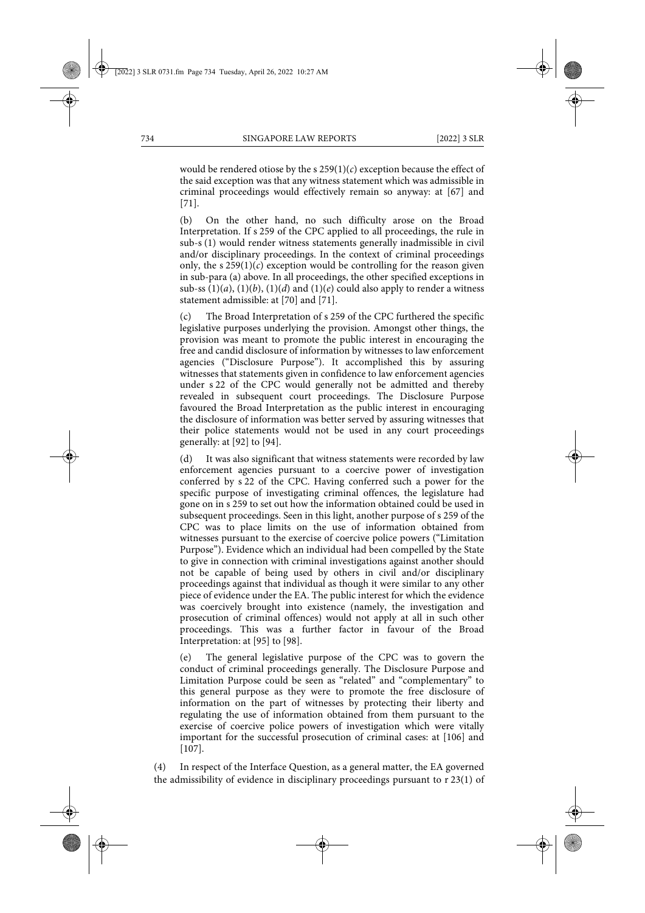would be rendered otiose by the s 259(1)(*c*) exception because the effect of the said exception was that any witness statement which was admissible in criminal proceedings would effectively remain so anyway: at [67] and [71].

(b) On the other hand, no such difficulty arose on the Broad Interpretation. If s 259 of the CPC applied to all proceedings, the rule in sub-s (1) would render witness statements generally inadmissible in civil and/or disciplinary proceedings. In the context of criminal proceedings only, the s 259(1)(*c*) exception would be controlling for the reason given in sub-para (a) above. In all proceedings, the other specified exceptions in sub-ss (1)(*a*), (1)(*b*), (1)(*d*) and (1)(*e*) could also apply to render a witness statement admissible: at [70] and [71].

(c) The Broad Interpretation of s 259 of the CPC furthered the specific legislative purposes underlying the provision. Amongst other things, the provision was meant to promote the public interest in encouraging the free and candid disclosure of information by witnesses to law enforcement agencies ("Disclosure Purpose"). It accomplished this by assuring witnesses that statements given in confidence to law enforcement agencies under s 22 of the CPC would generally not be admitted and thereby revealed in subsequent court proceedings. The Disclosure Purpose favoured the Broad Interpretation as the public interest in encouraging the disclosure of information was better served by assuring witnesses that their police statements would not be used in any court proceedings generally: at [92] to [94].

(d) It was also significant that witness statements were recorded by law enforcement agencies pursuant to a coercive power of investigation conferred by s 22 of the CPC. Having conferred such a power for the specific purpose of investigating criminal offences, the legislature had gone on in s 259 to set out how the information obtained could be used in subsequent proceedings. Seen in this light, another purpose of s 259 of the CPC was to place limits on the use of information obtained from witnesses pursuant to the exercise of coercive police powers ("Limitation Purpose"). Evidence which an individual had been compelled by the State to give in connection with criminal investigations against another should not be capable of being used by others in civil and/or disciplinary proceedings against that individual as though it were similar to any other piece of evidence under the EA. The public interest for which the evidence was coercively brought into existence (namely, the investigation and prosecution of criminal offences) would not apply at all in such other proceedings. This was a further factor in favour of the Broad Interpretation: at [95] to [98].

(e) The general legislative purpose of the CPC was to govern the conduct of criminal proceedings generally. The Disclosure Purpose and Limitation Purpose could be seen as "related" and "complementary" to this general purpose as they were to promote the free disclosure of information on the part of witnesses by protecting their liberty and regulating the use of information obtained from them pursuant to the exercise of coercive police powers of investigation which were vitally important for the successful prosecution of criminal cases: at [106] and [107].

(4) In respect of the Interface Question, as a general matter, the EA governed the admissibility of evidence in disciplinary proceedings pursuant to r 23(1) of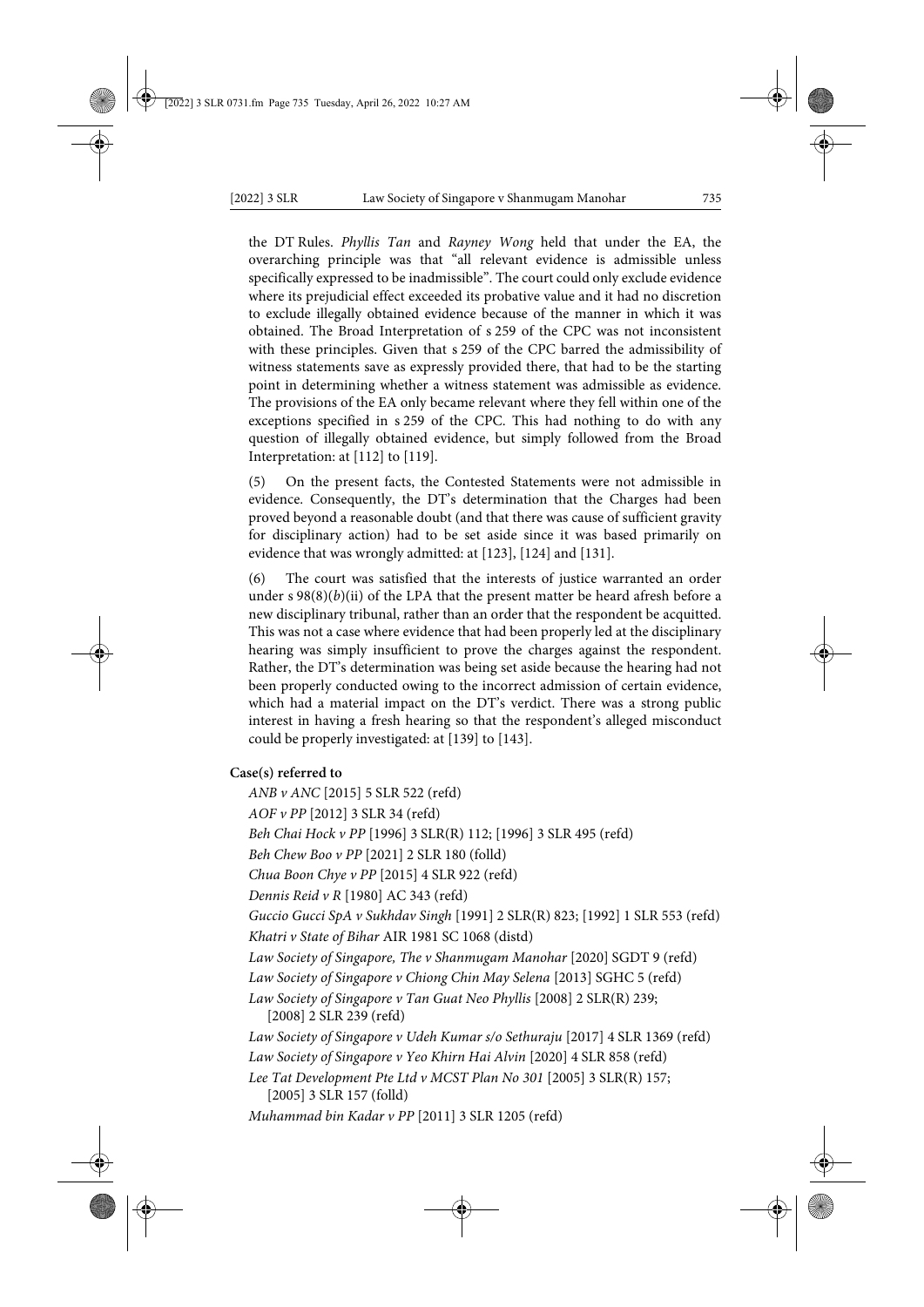the DT Rules. *Phyllis Tan* and *Rayney Wong* held that under the EA, the overarching principle was that "all relevant evidence is admissible unless specifically expressed to be inadmissible". The court could only exclude evidence where its prejudicial effect exceeded its probative value and it had no discretion to exclude illegally obtained evidence because of the manner in which it was obtained. The Broad Interpretation of s 259 of the CPC was not inconsistent with these principles. Given that s 259 of the CPC barred the admissibility of witness statements save as expressly provided there, that had to be the starting point in determining whether a witness statement was admissible as evidence. The provisions of the EA only became relevant where they fell within one of the exceptions specified in s 259 of the CPC. This had nothing to do with any question of illegally obtained evidence, but simply followed from the Broad Interpretation: at [112] to [119].

(5) On the present facts, the Contested Statements were not admissible in evidence. Consequently, the DT's determination that the Charges had been proved beyond a reasonable doubt (and that there was cause of sufficient gravity for disciplinary action) had to be set aside since it was based primarily on evidence that was wrongly admitted: at [123], [124] and [131].

(6) The court was satisfied that the interests of justice warranted an order under s 98(8)(*b*)(ii) of the LPA that the present matter be heard afresh before a new disciplinary tribunal, rather than an order that the respondent be acquitted. This was not a case where evidence that had been properly led at the disciplinary hearing was simply insufficient to prove the charges against the respondent. Rather, the DT's determination was being set aside because the hearing had not been properly conducted owing to the incorrect admission of certain evidence, which had a material impact on the DT's verdict. There was a strong public interest in having a fresh hearing so that the respondent's alleged misconduct could be properly investigated: at [139] to [143].

**Case(s) referred to**

*ANB v ANC* [2015] 5 SLR 522 (refd)
*AOF v PP* [2012] 3 SLR 34 (refd)
*Beh Chai Hock v PP* [1996] 3 SLR(R) 112; [1996] 3 SLR 495 (refd)
*Beh Chew Boo v PP* [2021] 2 SLR 180 (folld)
*Chua Boon Chye v PP* [2015] 4 SLR 922 (refd)
*Dennis Reid v R* [1980] AC 343 (refd)
*Guccio Gucci SpA v Sukhdav Singh* [1991] 2 SLR(R) 823; [1992] 1 SLR 553 (refd)
*Khatri v State of Bihar* AIR 1981 SC 1068 (distd)
*Law Society of Singapore, The v Shanmugam Manohar* [2020] SGDT 9 (refd)
*Law Society of Singapore v Chiong Chin May Selena* [2013] SGHC 5 (refd)
*Law Society of Singapore v Tan Guat Neo Phyllis* [2008] 2 SLR(R) 239; [2008] 2 SLR 239 (refd)
*Law Society of Singapore v Udeh Kumar s/o Sethuraju* [2017] 4 SLR 1369 (refd)
*Law Society of Singapore v Yeo Khirn Hai Alvin* [2020] 4 SLR 858 (refd)
*Lee Tat Development Pte Ltd v MCST Plan No 301* [2005] 3 SLR(R) 157; [2005] 3 SLR 157 (folld)
*Muhammad bin Kadar v PP* [2011] 3 SLR 1205 (refd)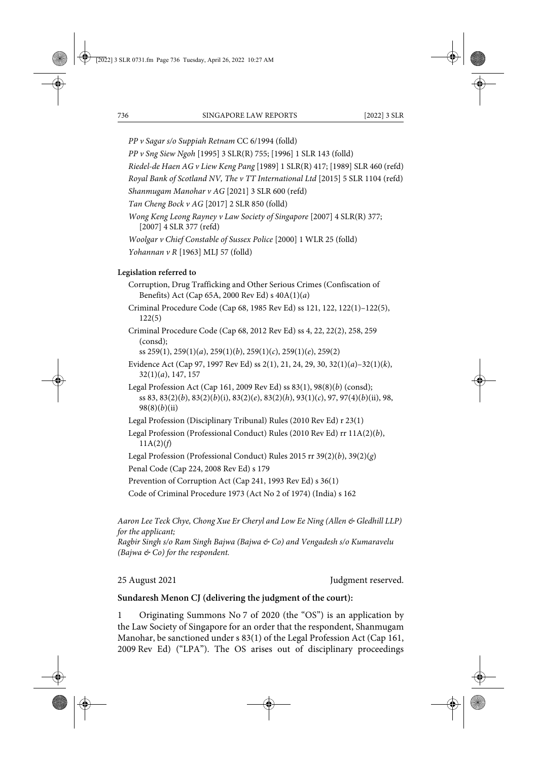*PP v Sagar s/o Suppiah Retnam* CC 6/1994 (folld)

*PP v Sng Siew Ngoh* [1995] 3 SLR(R) 755; [1996] 1 SLR 143 (folld)

*Riedel-de Haen AG v Liew Keng Pang* [1989] 1 SLR(R) 417; [1989] SLR 460 (refd)

*Royal Bank of Scotland NV, The v TT International Ltd* [2015] 5 SLR 1104 (refd)

*Shanmugam Manohar v AG* [2021] 3 SLR 600 (refd)

*Tan Cheng Bock v AG* [2017] 2 SLR 850 (folld)

*Wong Keng Leong Rayney v Law Society of Singapore* [2007] 4 SLR(R) 377; [2007] 4 SLR 377 (refd)

*Woolgar v Chief Constable of Sussex Police* [2000] 1 WLR 25 (folld)

*Yohannan v R* [1963] MLJ 57 (folld)

**Legislation referred to**

Corruption, Drug Trafficking and Other Serious Crimes (Confiscation of Benefits) Act (Cap 65A, 2000 Rev Ed) s 40A(1)(*a*)

Criminal Procedure Code (Cap 68, 1985 Rev Ed) ss 121, 122, 122(1)–122(5), 122(5)

Criminal Procedure Code (Cap 68, 2012 Rev Ed) ss 4, 22, 22(2), 258, 259 (consd);
ss 259(1), 259(1)(*a*), 259(1)(*b*), 259(1)(*c*), 259(1)(*e*), 259(2)

Evidence Act (Cap 97, 1997 Rev Ed) ss 2(1), 21, 24, 29, 30, 32(1)(*a*)–32(1)(*k*), 32(1)(*a*), 147, 157

Legal Profession Act (Cap 161, 2009 Rev Ed) ss 83(1), 98(8)(*b*) (consd);
ss 83, 83(2)(*b*), 83(2)(*b*)(i), 83(2)(*e*), 83(2)(*h*), 93(1)(*c*), 97, 97(4)(*b*)(ii), 98, 98(8)(*b*)(ii)

Legal Profession (Disciplinary Tribunal) Rules (2010 Rev Ed) r 23(1)

Legal Profession (Professional Conduct) Rules (2010 Rev Ed) rr 11A(2)(*b*), 11A(2)(*f*)

Legal Profession (Professional Conduct) Rules 2015 rr 39(2)(*b*), 39(2)(*g*)

Penal Code (Cap 224, 2008 Rev Ed) s 179

Prevention of Corruption Act (Cap 241, 1993 Rev Ed) s 36(1)

Code of Criminal Procedure 1973 (Act No 2 of 1974) (India) s 162

*Aaron Lee Teck Chye, Chong Xue Er Cheryl and Low Ee Ning (Allen & Gledhill LLP) for the applicant;*
*Ragbir Singh s/o Ram Singh Bajwa (Bajwa & Co) and Vengadesh s/o Kumaravelu (Bajwa & Co) for the respondent.*

25 August 2021 Judgment reserved.

**Sundaresh Menon CJ (delivering the judgment of the court):**

1 Originating Summons No 7 of 2020 (the "OS") is an application by the Law Society of Singapore for an order that the respondent, Shanmugam Manohar, be sanctioned under s 83(1) of the Legal Profession Act (Cap 161, 2009 Rev Ed) ("LPA"). The OS arises out of disciplinary proceedings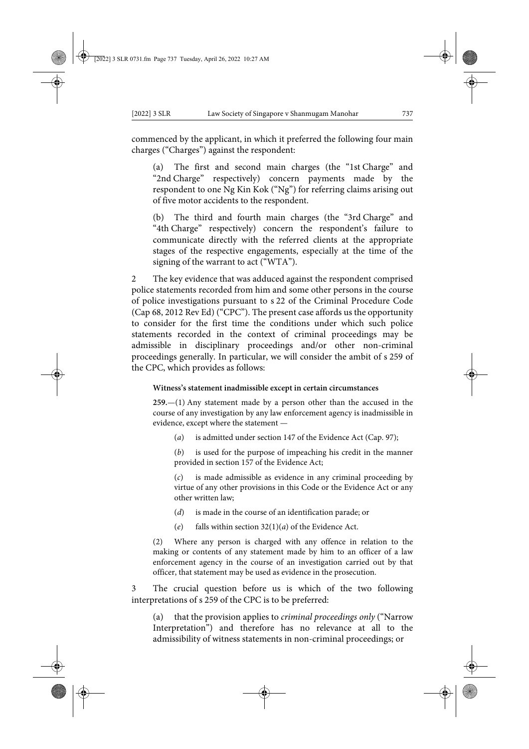commenced by the applicant, in which it preferred the following four main charges ("Charges") against the respondent:

(a) The first and second main charges (the "1st Charge" and "2nd Charge" respectively) concern payments made by the respondent to one Ng Kin Kok ("Ng") for referring claims arising out of five motor accidents to the respondent.

(b) The third and fourth main charges (the "3rd Charge" and "4th Charge" respectively) concern the respondent's failure to communicate directly with the referred clients at the appropriate stages of the respective engagements, especially at the time of the signing of the warrant to act ("WTA").

2 The key evidence that was adduced against the respondent comprised police statements recorded from him and some other persons in the course of police investigations pursuant to s 22 of the Criminal Procedure Code (Cap 68, 2012 Rev Ed) ("CPC"). The present case affords us the opportunity to consider for the first time the conditions under which such police statements recorded in the context of criminal proceedings may be admissible in disciplinary proceedings and/or other non-criminal proceedings generally. In particular, we will consider the ambit of s 259 of the CPC, which provides as follows:

> **Witness's statement inadmissible except in certain circumstances**
>
> **259.**—(1) Any statement made by a person other than the accused in the course of any investigation by any law enforcement agency is inadmissible in evidence, except where the statement —
>
> (*a*) is admitted under section 147 of the Evidence Act (Cap. 97);
>
> (*b*) is used for the purpose of impeaching his credit in the manner provided in section 157 of the Evidence Act;
>
> (*c*) is made admissible as evidence in any criminal proceeding by virtue of any other provisions in this Code or the Evidence Act or any other written law;
>
> (*d*) is made in the course of an identification parade; or
>
> (*e*) falls within section 32(1)(*a*) of the Evidence Act.
>
> (2) Where any person is charged with any offence in relation to the making or contents of any statement made by him to an officer of a law enforcement agency in the course of an investigation carried out by that officer, that statement may be used as evidence in the prosecution.

3 The crucial question before us is which of the two following interpretations of s 259 of the CPC is to be preferred:

(a) that the provision applies to *criminal proceedings only* ("Narrow Interpretation") and therefore has no relevance at all to the admissibility of witness statements in non-criminal proceedings; or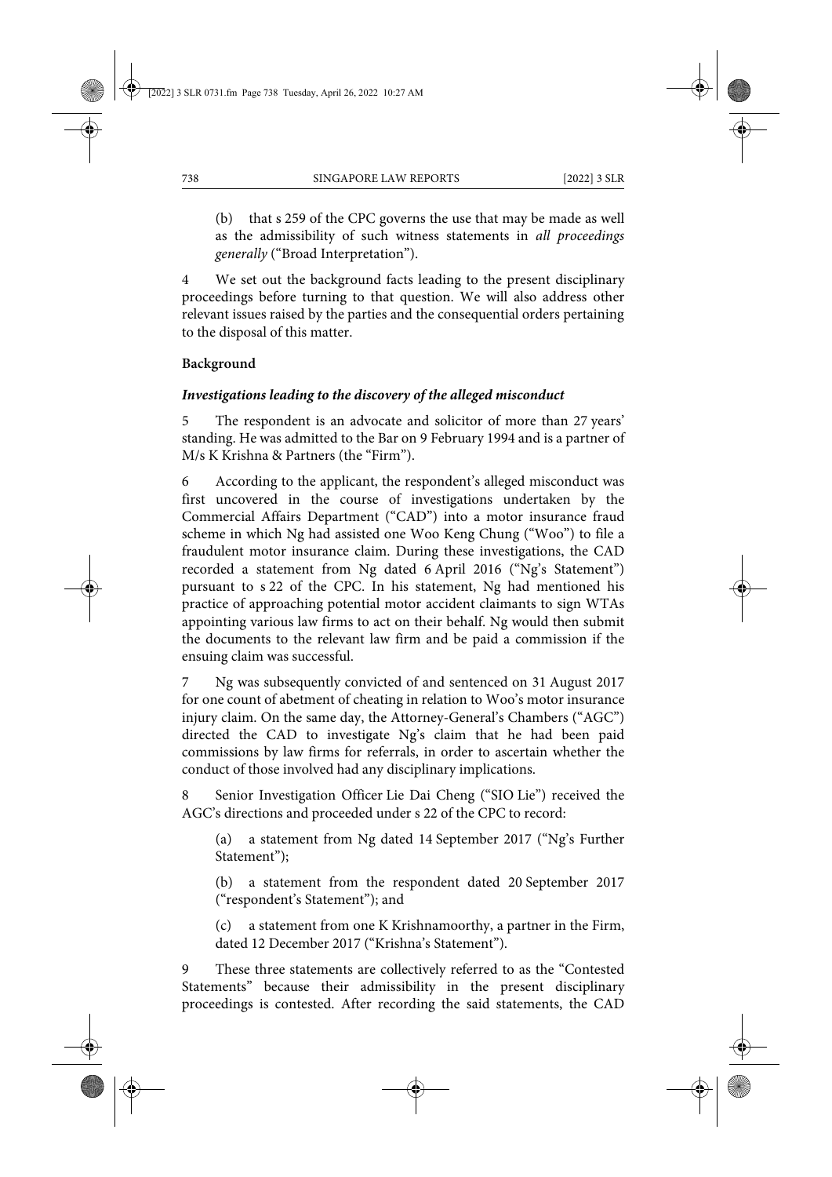(b) that s 259 of the CPC governs the use that may be made as well as the admissibility of such witness statements in *all proceedings generally* ("Broad Interpretation").

4 We set out the background facts leading to the present disciplinary proceedings before turning to that question. We will also address other relevant issues raised by the parties and the consequential orders pertaining to the disposal of this matter.

**Background**

***Investigations leading to the discovery of the alleged misconduct***

5 The respondent is an advocate and solicitor of more than 27 years' standing. He was admitted to the Bar on 9 February 1994 and is a partner of M/s K Krishna & Partners (the "Firm").

6 According to the applicant, the respondent's alleged misconduct was first uncovered in the course of investigations undertaken by the Commercial Affairs Department ("CAD") into a motor insurance fraud scheme in which Ng had assisted one Woo Keng Chung ("Woo") to file a fraudulent motor insurance claim. During these investigations, the CAD recorded a statement from Ng dated 6 April 2016 ("Ng's Statement") pursuant to s 22 of the CPC. In his statement, Ng had mentioned his practice of approaching potential motor accident claimants to sign WTAs appointing various law firms to act on their behalf. Ng would then submit the documents to the relevant law firm and be paid a commission if the ensuing claim was successful.

7 Ng was subsequently convicted of and sentenced on 31 August 2017 for one count of abetment of cheating in relation to Woo's motor insurance injury claim. On the same day, the Attorney-General's Chambers ("AGC") directed the CAD to investigate Ng's claim that he had been paid commissions by law firms for referrals, in order to ascertain whether the conduct of those involved had any disciplinary implications.

8 Senior Investigation Officer Lie Dai Cheng ("SIO Lie") received the AGC's directions and proceeded under s 22 of the CPC to record:

(a) a statement from Ng dated 14 September 2017 ("Ng's Further Statement");

(b) a statement from the respondent dated 20 September 2017 ("respondent's Statement"); and

(c) a statement from one K Krishnamoorthy, a partner in the Firm, dated 12 December 2017 ("Krishna's Statement").

9 These three statements are collectively referred to as the "Contested Statements" because their admissibility in the present disciplinary proceedings is contested. After recording the said statements, the CAD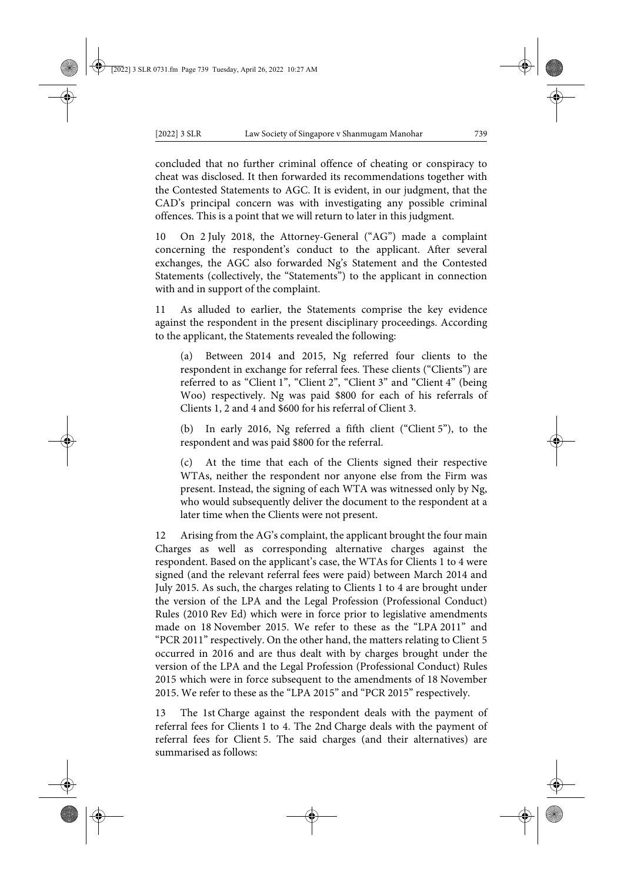concluded that no further criminal offence of cheating or conspiracy to cheat was disclosed. It then forwarded its recommendations together with the Contested Statements to AGC. It is evident, in our judgment, that the CAD's principal concern was with investigating any possible criminal offences. This is a point that we will return to later in this judgment.

10 On 2 July 2018, the Attorney-General ("AG") made a complaint concerning the respondent's conduct to the applicant. After several exchanges, the AGC also forwarded Ng's Statement and the Contested Statements (collectively, the "Statements") to the applicant in connection with and in support of the complaint.

11 As alluded to earlier, the Statements comprise the key evidence against the respondent in the present disciplinary proceedings. According to the applicant, the Statements revealed the following:

(a) Between 2014 and 2015, Ng referred four clients to the respondent in exchange for referral fees. These clients ("Clients") are referred to as "Client 1", "Client 2", "Client 3" and "Client 4" (being Woo) respectively. Ng was paid $800 for each of his referrals of Clients 1, 2 and 4 and $600 for his referral of Client 3.

(b) In early 2016, Ng referred a fifth client ("Client 5"), to the respondent and was paid $800 for the referral.

(c) At the time that each of the Clients signed their respective WTAs, neither the respondent nor anyone else from the Firm was present. Instead, the signing of each WTA was witnessed only by Ng, who would subsequently deliver the document to the respondent at a later time when the Clients were not present.

12 Arising from the AG's complaint, the applicant brought the four main Charges as well as corresponding alternative charges against the respondent. Based on the applicant's case, the WTAs for Clients 1 to 4 were signed (and the relevant referral fees were paid) between March 2014 and July 2015. As such, the charges relating to Clients 1 to 4 are brought under the version of the LPA and the Legal Profession (Professional Conduct) Rules (2010 Rev Ed) which were in force prior to legislative amendments made on 18 November 2015. We refer to these as the "LPA 2011" and "PCR 2011" respectively. On the other hand, the matters relating to Client 5 occurred in 2016 and are thus dealt with by charges brought under the version of the LPA and the Legal Profession (Professional Conduct) Rules 2015 which were in force subsequent to the amendments of 18 November 2015. We refer to these as the "LPA 2015" and "PCR 2015" respectively.

13 The 1st Charge against the respondent deals with the payment of referral fees for Clients 1 to 4. The 2nd Charge deals with the payment of referral fees for Client 5. The said charges (and their alternatives) are summarised as follows: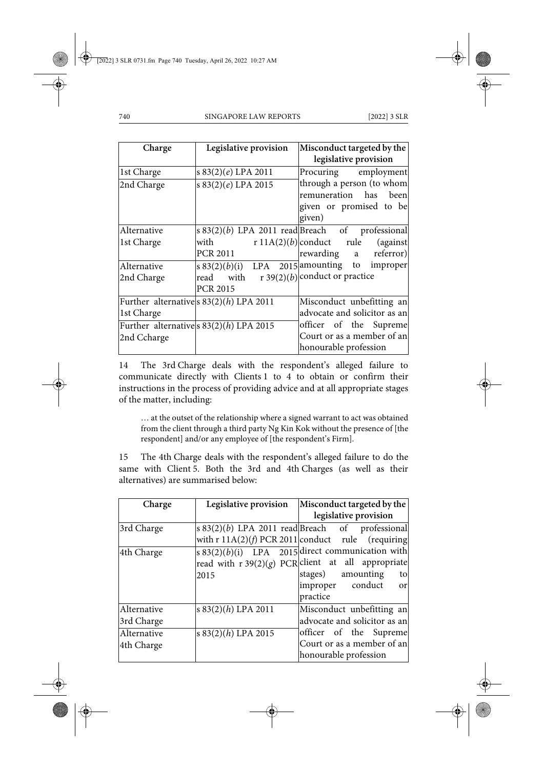| Charge | Legislative provision | Misconduct targeted by the legislative provision |
|---|---|---|
| 1st Charge | s 83(2)(*e*) LPA 2011 | Procuring employment through a person (to whom remuneration has been given or promised to be given) |
| 2nd Charge | s 83(2)(*e*) LPA 2015 | |
| Alternative 1st Charge | s 83(2)(*b*) LPA 2011 read with r 11A(2)(*b*) PCR 2011 | Breach of professional conduct rule (against rewarding a referror) amounting to improper conduct or practice |
| Alternative 2nd Charge | s 83(2)(*b*)(i) LPA 2015 read with r 39(2)(*b*) PCR 2015 | |
| Further alternative 1st Charge | s 83(2)(*h*) LPA 2011 | Misconduct unbefitting an advocate and solicitor as an officer of the Supreme Court or as a member of an honourable profession |
| Further alternative 2nd Ccharge | s 83(2)(*h*) LPA 2015 | |

14 The 3rd Charge deals with the respondent's alleged failure to communicate directly with Clients 1 to 4 to obtain or confirm their instructions in the process of providing advice and at all appropriate stages of the matter, including:

> … at the outset of the relationship where a signed warrant to act was obtained from the client through a third party Ng Kin Kok without the presence of [the respondent] and/or any employee of [the respondent's Firm].

15 The 4th Charge deals with the respondent's alleged failure to do the same with Client 5. Both the 3rd and 4th Charges (as well as their alternatives) are summarised below:

| Charge | Legislative provision | Misconduct targeted by the legislative provision |
|---|---|---|
| 3rd Charge | s 83(2)(*b*) LPA 2011 read with r 11A(2)(*f*) PCR 2011 | Breach of professional conduct rule (requiring direct communication with client at all appropriate stages) amounting to improper conduct or practice |
| 4th Charge | s 83(2)(*b*)(i) LPA 2015 read with r 39(2)(*g*) PCR 2015 | |
| Alternative 3rd Charge | s 83(2)(*h*) LPA 2011 | Misconduct unbefitting an advocate and solicitor as an officer of the Supreme Court or as a member of an honourable profession |
| Alternative 4th Charge | s 83(2)(*h*) LPA 2015 | |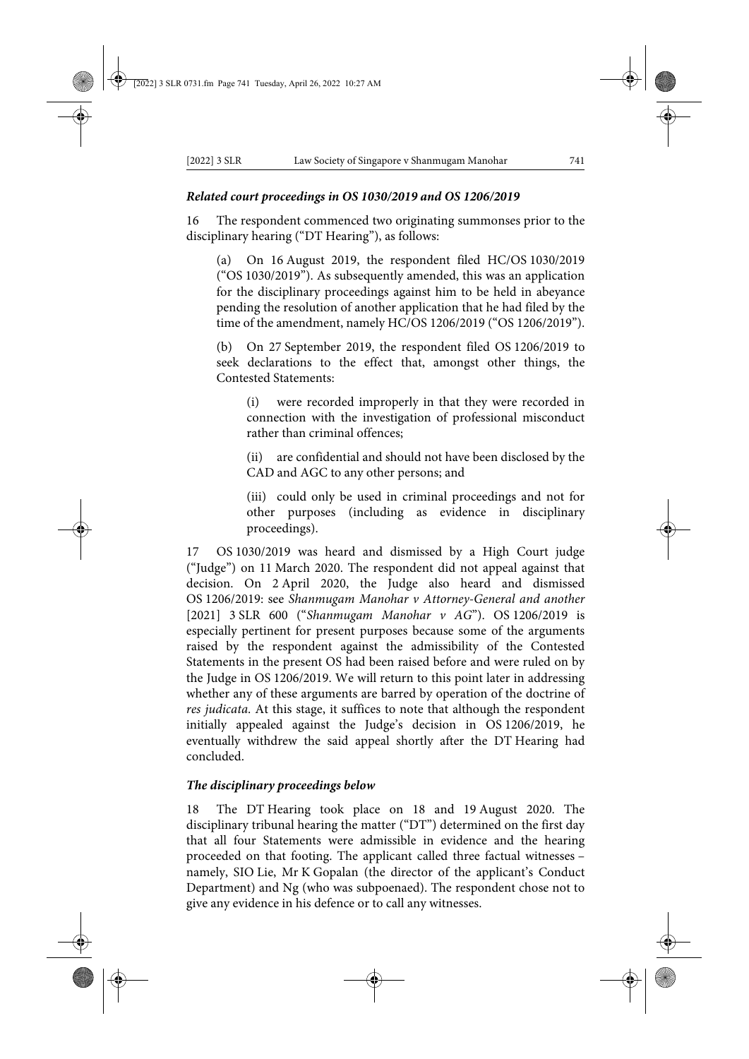### *Related court proceedings in OS 1030/2019 and OS 1206/2019*

16 The respondent commenced two originating summonses prior to the disciplinary hearing ("DT Hearing"), as follows:

(a) On 16 August 2019, the respondent filed HC/OS 1030/2019 ("OS 1030/2019"). As subsequently amended, this was an application for the disciplinary proceedings against him to be held in abeyance pending the resolution of another application that he had filed by the time of the amendment, namely HC/OS 1206/2019 ("OS 1206/2019").

(b) On 27 September 2019, the respondent filed OS 1206/2019 to seek declarations to the effect that, amongst other things, the Contested Statements:

(i) were recorded improperly in that they were recorded in connection with the investigation of professional misconduct rather than criminal offences;

(ii) are confidential and should not have been disclosed by the CAD and AGC to any other persons; and

(iii) could only be used in criminal proceedings and not for other purposes (including as evidence in disciplinary proceedings).

17 OS 1030/2019 was heard and dismissed by a High Court judge ("Judge") on 11 March 2020. The respondent did not appeal against that decision. On 2 April 2020, the Judge also heard and dismissed OS 1206/2019: see *Shanmugam Manohar v Attorney-General and another* [2021] 3 SLR 600 ("*Shanmugam Manohar v AG*"). OS 1206/2019 is especially pertinent for present purposes because some of the arguments raised by the respondent against the admissibility of the Contested Statements in the present OS had been raised before and were ruled on by the Judge in OS 1206/2019. We will return to this point later in addressing whether any of these arguments are barred by operation of the doctrine of *res judicata*. At this stage, it suffices to note that although the respondent initially appealed against the Judge's decision in OS 1206/2019, he eventually withdrew the said appeal shortly after the DT Hearing had concluded.

### *The disciplinary proceedings below*

18 The DT Hearing took place on 18 and 19 August 2020. The disciplinary tribunal hearing the matter ("DT") determined on the first day that all four Statements were admissible in evidence and the hearing proceeded on that footing. The applicant called three factual witnesses – namely, SIO Lie, Mr K Gopalan (the director of the applicant's Conduct Department) and Ng (who was subpoenaed). The respondent chose not to give any evidence in his defence or to call any witnesses.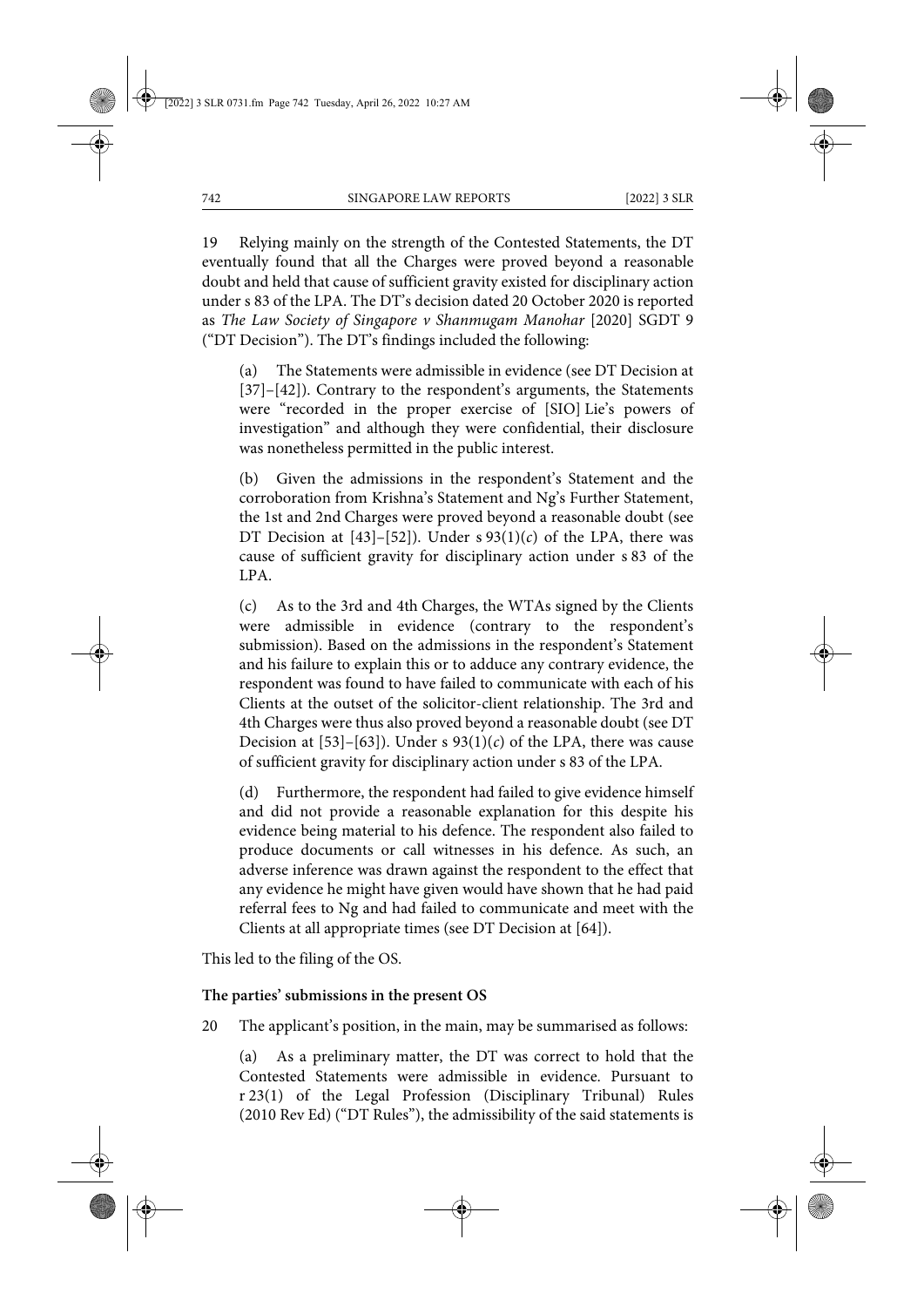19 Relying mainly on the strength of the Contested Statements, the DT eventually found that all the Charges were proved beyond a reasonable doubt and held that cause of sufficient gravity existed for disciplinary action under s 83 of the LPA. The DT's decision dated 20 October 2020 is reported as *The Law Society of Singapore v Shanmugam Manohar* [2020] SGDT 9 ("DT Decision"). The DT's findings included the following:

(a) The Statements were admissible in evidence (see DT Decision at [37]–[42]). Contrary to the respondent's arguments, the Statements were "recorded in the proper exercise of [SIO] Lie's powers of investigation" and although they were confidential, their disclosure was nonetheless permitted in the public interest.

(b) Given the admissions in the respondent's Statement and the corroboration from Krishna's Statement and Ng's Further Statement, the 1st and 2nd Charges were proved beyond a reasonable doubt (see DT Decision at [43]–[52]). Under s 93(1)(*c*) of the LPA, there was cause of sufficient gravity for disciplinary action under s 83 of the LPA.

(c) As to the 3rd and 4th Charges, the WTAs signed by the Clients were admissible in evidence (contrary to the respondent's submission). Based on the admissions in the respondent's Statement and his failure to explain this or to adduce any contrary evidence, the respondent was found to have failed to communicate with each of his Clients at the outset of the solicitor-client relationship. The 3rd and 4th Charges were thus also proved beyond a reasonable doubt (see DT Decision at [53]–[63]). Under s 93(1)(*c*) of the LPA, there was cause of sufficient gravity for disciplinary action under s 83 of the LPA.

(d) Furthermore, the respondent had failed to give evidence himself and did not provide a reasonable explanation for this despite his evidence being material to his defence. The respondent also failed to produce documents or call witnesses in his defence. As such, an adverse inference was drawn against the respondent to the effect that any evidence he might have given would have shown that he had paid referral fees to Ng and had failed to communicate and meet with the Clients at all appropriate times (see DT Decision at [64]).

This led to the filing of the OS.

**The parties' submissions in the present OS**

20 The applicant's position, in the main, may be summarised as follows:

(a) As a preliminary matter, the DT was correct to hold that the Contested Statements were admissible in evidence. Pursuant to r 23(1) of the Legal Profession (Disciplinary Tribunal) Rules (2010 Rev Ed) ("DT Rules"), the admissibility of the said statements is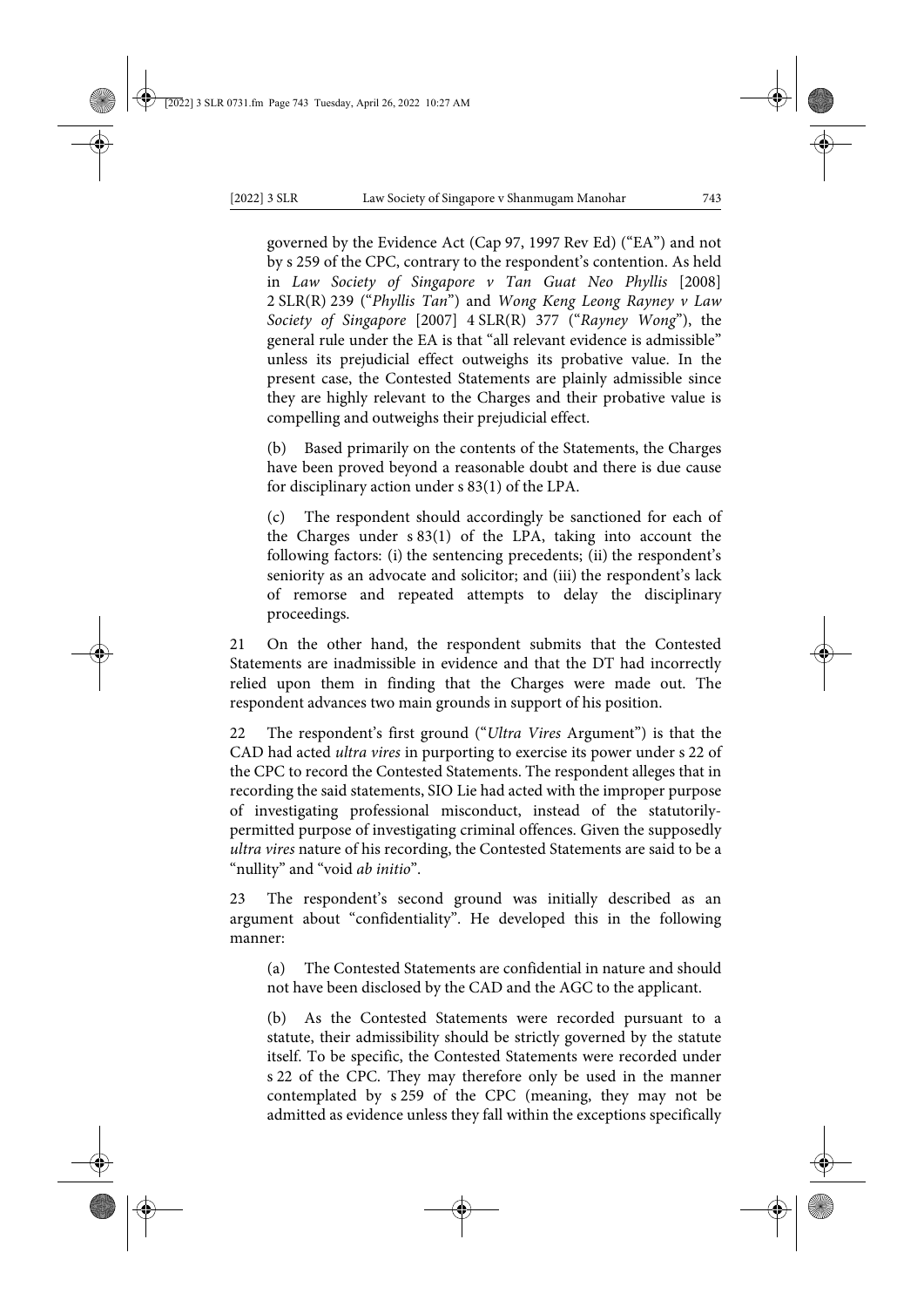governed by the Evidence Act (Cap 97, 1997 Rev Ed) ("EA") and not by s 259 of the CPC, contrary to the respondent's contention. As held in *Law Society of Singapore v Tan Guat Neo Phyllis* [2008] 2 SLR(R) 239 ("*Phyllis Tan*") and *Wong Keng Leong Rayney v Law Society of Singapore* [2007] 4 SLR(R) 377 ("*Rayney Wong*"), the general rule under the EA is that "all relevant evidence is admissible" unless its prejudicial effect outweighs its probative value. In the present case, the Contested Statements are plainly admissible since they are highly relevant to the Charges and their probative value is compelling and outweighs their prejudicial effect.

(b) Based primarily on the contents of the Statements, the Charges have been proved beyond a reasonable doubt and there is due cause for disciplinary action under s 83(1) of the LPA.

(c) The respondent should accordingly be sanctioned for each of the Charges under s 83(1) of the LPA, taking into account the following factors: (i) the sentencing precedents; (ii) the respondent's seniority as an advocate and solicitor; and (iii) the respondent's lack of remorse and repeated attempts to delay the disciplinary proceedings.

21 On the other hand, the respondent submits that the Contested Statements are inadmissible in evidence and that the DT had incorrectly relied upon them in finding that the Charges were made out. The respondent advances two main grounds in support of his position.

22 The respondent's first ground ("*Ultra Vires* Argument") is that the CAD had acted *ultra vires* in purporting to exercise its power under s 22 of the CPC to record the Contested Statements. The respondent alleges that in recording the said statements, SIO Lie had acted with the improper purpose of investigating professional misconduct, instead of the statutorily-permitted purpose of investigating criminal offences. Given the supposedly *ultra vires* nature of his recording, the Contested Statements are said to be a "nullity" and "void *ab initio*".

23 The respondent's second ground was initially described as an argument about "confidentiality". He developed this in the following manner:

(a) The Contested Statements are confidential in nature and should not have been disclosed by the CAD and the AGC to the applicant.

(b) As the Contested Statements were recorded pursuant to a statute, their admissibility should be strictly governed by the statute itself. To be specific, the Contested Statements were recorded under s 22 of the CPC. They may therefore only be used in the manner contemplated by s 259 of the CPC (meaning, they may not be admitted as evidence unless they fall within the exceptions specifically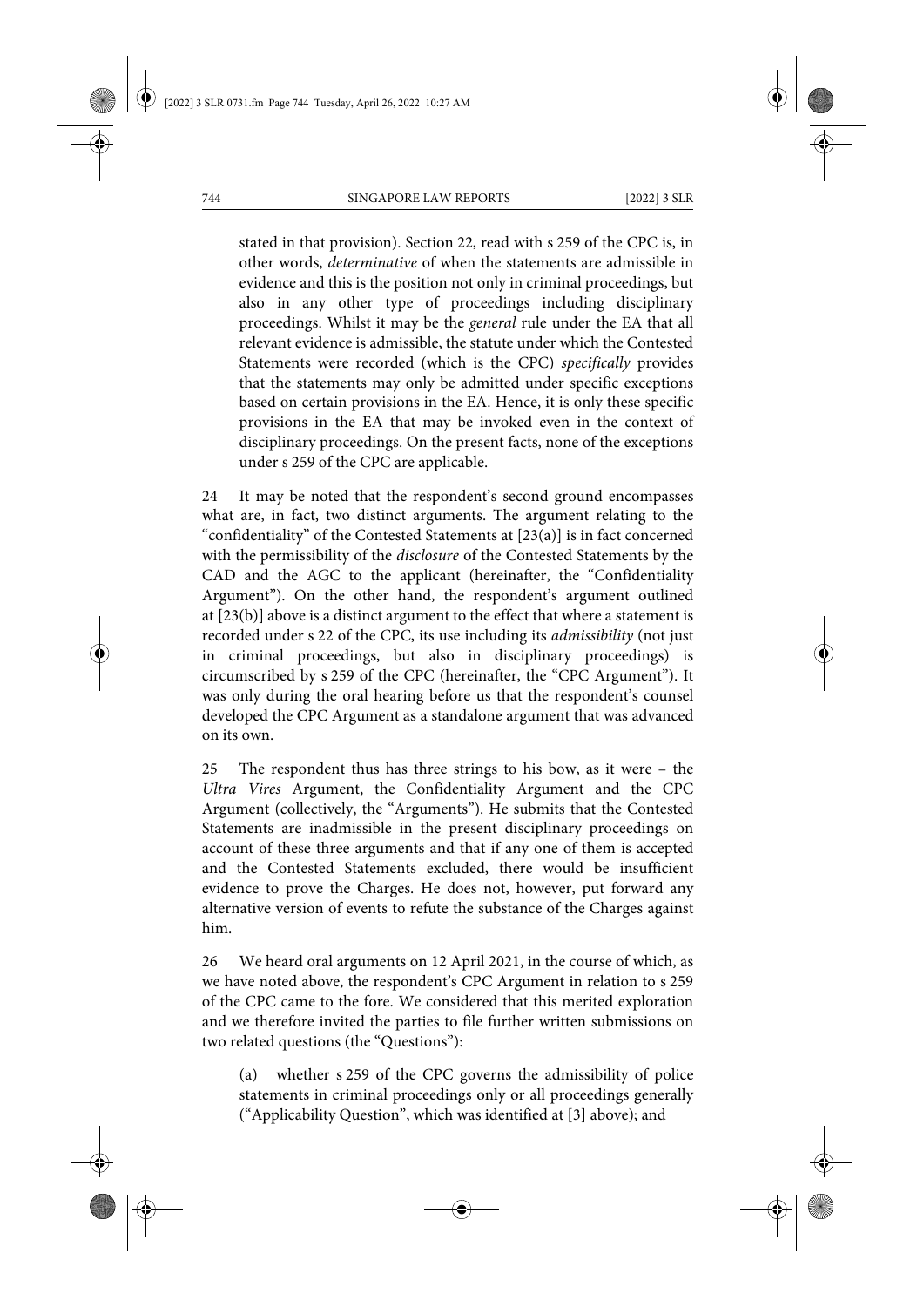stated in that provision). Section 22, read with s 259 of the CPC is, in other words, *determinative* of when the statements are admissible in evidence and this is the position not only in criminal proceedings, but also in any other type of proceedings including disciplinary proceedings. Whilst it may be the *general* rule under the EA that all relevant evidence is admissible, the statute under which the Contested Statements were recorded (which is the CPC) *specifically* provides that the statements may only be admitted under specific exceptions based on certain provisions in the EA. Hence, it is only these specific provisions in the EA that may be invoked even in the context of disciplinary proceedings. On the present facts, none of the exceptions under s 259 of the CPC are applicable.

24 It may be noted that the respondent's second ground encompasses what are, in fact, two distinct arguments. The argument relating to the "confidentiality" of the Contested Statements at [23(a)] is in fact concerned with the permissibility of the *disclosure* of the Contested Statements by the CAD and the AGC to the applicant (hereinafter, the "Confidentiality Argument"). On the other hand, the respondent's argument outlined at [23(b)] above is a distinct argument to the effect that where a statement is recorded under s 22 of the CPC, its use including its *admissibility* (not just in criminal proceedings, but also in disciplinary proceedings) is circumscribed by s 259 of the CPC (hereinafter, the "CPC Argument"). It was only during the oral hearing before us that the respondent's counsel developed the CPC Argument as a standalone argument that was advanced on its own.

25 The respondent thus has three strings to his bow, as it were – the *Ultra Vires* Argument, the Confidentiality Argument and the CPC Argument (collectively, the "Arguments"). He submits that the Contested Statements are inadmissible in the present disciplinary proceedings on account of these three arguments and that if any one of them is accepted and the Contested Statements excluded, there would be insufficient evidence to prove the Charges. He does not, however, put forward any alternative version of events to refute the substance of the Charges against him.

26 We heard oral arguments on 12 April 2021, in the course of which, as we have noted above, the respondent's CPC Argument in relation to s 259 of the CPC came to the fore. We considered that this merited exploration and we therefore invited the parties to file further written submissions on two related questions (the "Questions"):

(a) whether s 259 of the CPC governs the admissibility of police statements in criminal proceedings only or all proceedings generally ("Applicability Question", which was identified at [3] above); and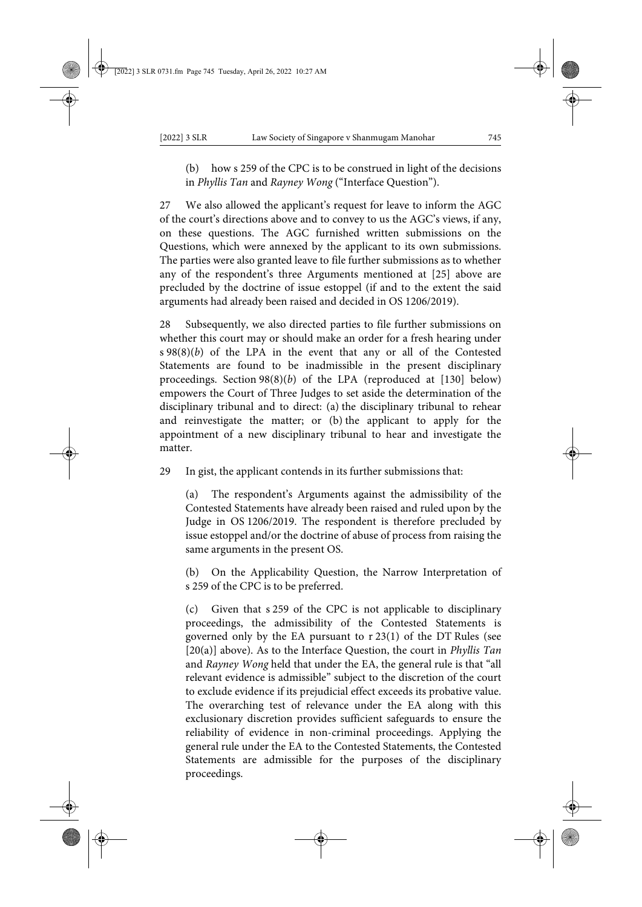(b) how s 259 of the CPC is to be construed in light of the decisions in *Phyllis Tan* and *Rayney Wong* ("Interface Question").

27 We also allowed the applicant's request for leave to inform the AGC of the court's directions above and to convey to us the AGC's views, if any, on these questions. The AGC furnished written submissions on the Questions, which were annexed by the applicant to its own submissions. The parties were also granted leave to file further submissions as to whether any of the respondent's three Arguments mentioned at [25] above are precluded by the doctrine of issue estoppel (if and to the extent the said arguments had already been raised and decided in OS 1206/2019).

28 Subsequently, we also directed parties to file further submissions on whether this court may or should make an order for a fresh hearing under s 98(8)(*b*) of the LPA in the event that any or all of the Contested Statements are found to be inadmissible in the present disciplinary proceedings. Section 98(8)(*b*) of the LPA (reproduced at [130] below) empowers the Court of Three Judges to set aside the determination of the disciplinary tribunal and to direct: (a) the disciplinary tribunal to rehear and reinvestigate the matter; or (b) the applicant to apply for the appointment of a new disciplinary tribunal to hear and investigate the matter.

29 In gist, the applicant contends in its further submissions that:

(a) The respondent's Arguments against the admissibility of the Contested Statements have already been raised and ruled upon by the Judge in OS 1206/2019. The respondent is therefore precluded by issue estoppel and/or the doctrine of abuse of process from raising the same arguments in the present OS.

(b) On the Applicability Question, the Narrow Interpretation of s 259 of the CPC is to be preferred.

(c) Given that s 259 of the CPC is not applicable to disciplinary proceedings, the admissibility of the Contested Statements is governed only by the EA pursuant to r 23(1) of the DT Rules (see [20(a)] above). As to the Interface Question, the court in *Phyllis Tan* and *Rayney Wong* held that under the EA, the general rule is that "all relevant evidence is admissible" subject to the discretion of the court to exclude evidence if its prejudicial effect exceeds its probative value. The overarching test of relevance under the EA along with this exclusionary discretion provides sufficient safeguards to ensure the reliability of evidence in non-criminal proceedings. Applying the general rule under the EA to the Contested Statements, the Contested Statements are admissible for the purposes of the disciplinary proceedings.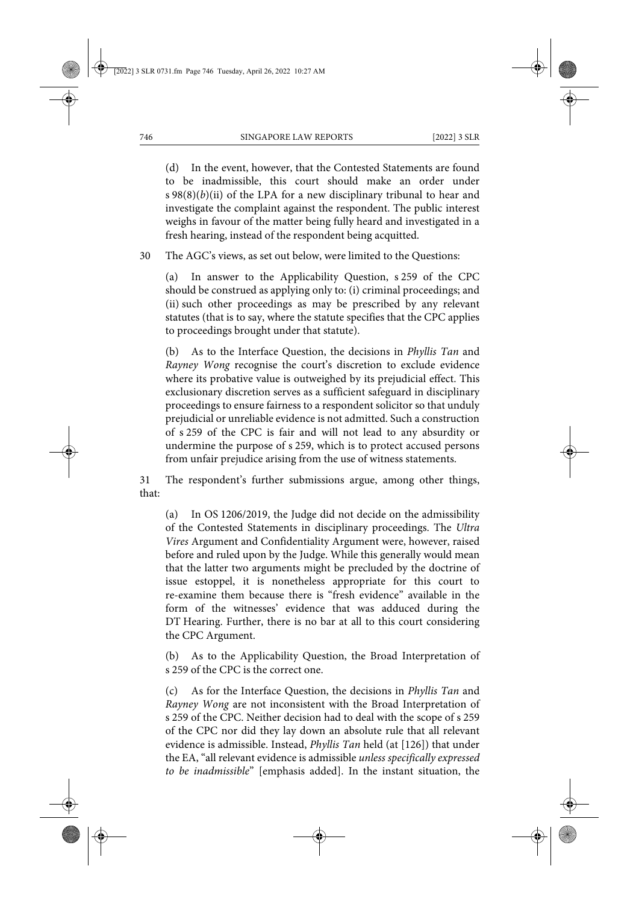(d) In the event, however, that the Contested Statements are found to be inadmissible, this court should make an order under s 98(8)(*b*)(ii) of the LPA for a new disciplinary tribunal to hear and investigate the complaint against the respondent. The public interest weighs in favour of the matter being fully heard and investigated in a fresh hearing, instead of the respondent being acquitted.

30 The AGC's views, as set out below, were limited to the Questions:

(a) In answer to the Applicability Question, s 259 of the CPC should be construed as applying only to: (i) criminal proceedings; and (ii) such other proceedings as may be prescribed by any relevant statutes (that is to say, where the statute specifies that the CPC applies to proceedings brought under that statute).

(b) As to the Interface Question, the decisions in *Phyllis Tan* and *Rayney Wong* recognise the court's discretion to exclude evidence where its probative value is outweighed by its prejudicial effect. This exclusionary discretion serves as a sufficient safeguard in disciplinary proceedings to ensure fairness to a respondent solicitor so that unduly prejudicial or unreliable evidence is not admitted. Such a construction of s 259 of the CPC is fair and will not lead to any absurdity or undermine the purpose of s 259, which is to protect accused persons from unfair prejudice arising from the use of witness statements.

31 The respondent's further submissions argue, among other things, that:

(a) In OS 1206/2019, the Judge did not decide on the admissibility of the Contested Statements in disciplinary proceedings. The *Ultra Vires* Argument and Confidentiality Argument were, however, raised before and ruled upon by the Judge. While this generally would mean that the latter two arguments might be precluded by the doctrine of issue estoppel, it is nonetheless appropriate for this court to re-examine them because there is "fresh evidence" available in the form of the witnesses' evidence that was adduced during the DT Hearing. Further, there is no bar at all to this court considering the CPC Argument.

(b) As to the Applicability Question, the Broad Interpretation of s 259 of the CPC is the correct one.

(c) As for the Interface Question, the decisions in *Phyllis Tan* and *Rayney Wong* are not inconsistent with the Broad Interpretation of s 259 of the CPC. Neither decision had to deal with the scope of s 259 of the CPC nor did they lay down an absolute rule that all relevant evidence is admissible. Instead, *Phyllis Tan* held (at [126]) that under the EA, "all relevant evidence is admissible *unless specifically expressed to be inadmissible*" [emphasis added]. In the instant situation, the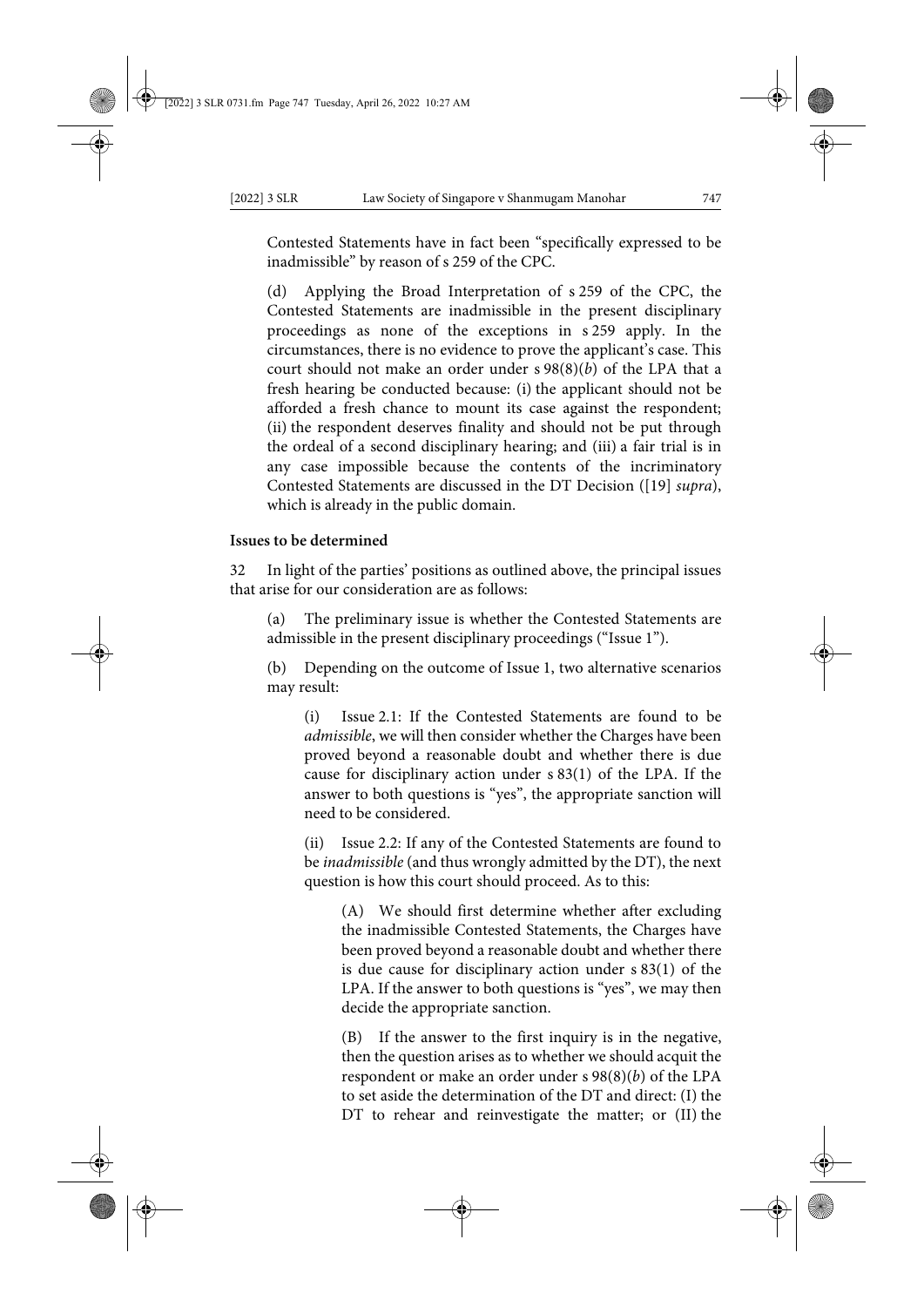Contested Statements have in fact been "specifically expressed to be inadmissible" by reason of s 259 of the CPC.

(d) Applying the Broad Interpretation of s 259 of the CPC, the Contested Statements are inadmissible in the present disciplinary proceedings as none of the exceptions in s 259 apply. In the circumstances, there is no evidence to prove the applicant's case. This court should not make an order under s 98(8)(*b*) of the LPA that a fresh hearing be conducted because: (i) the applicant should not be afforded a fresh chance to mount its case against the respondent; (ii) the respondent deserves finality and should not be put through the ordeal of a second disciplinary hearing; and (iii) a fair trial is in any case impossible because the contents of the incriminatory Contested Statements are discussed in the DT Decision ([19] *supra*), which is already in the public domain.

**Issues to be determined**

32 In light of the parties' positions as outlined above, the principal issues that arise for our consideration are as follows:

(a) The preliminary issue is whether the Contested Statements are admissible in the present disciplinary proceedings ("Issue 1").

(b) Depending on the outcome of Issue 1, two alternative scenarios may result:

(i) Issue 2.1: If the Contested Statements are found to be *admissible*, we will then consider whether the Charges have been proved beyond a reasonable doubt and whether there is due cause for disciplinary action under s 83(1) of the LPA. If the answer to both questions is "yes", the appropriate sanction will need to be considered.

(ii) Issue 2.2: If any of the Contested Statements are found to be *inadmissible* (and thus wrongly admitted by the DT), the next question is how this court should proceed. As to this:

(A) We should first determine whether after excluding the inadmissible Contested Statements, the Charges have been proved beyond a reasonable doubt and whether there is due cause for disciplinary action under s 83(1) of the LPA. If the answer to both questions is "yes", we may then decide the appropriate sanction.

(B) If the answer to the first inquiry is in the negative, then the question arises as to whether we should acquit the respondent or make an order under s 98(8)(*b*) of the LPA to set aside the determination of the DT and direct: (I) the DT to rehear and reinvestigate the matter; or (II) the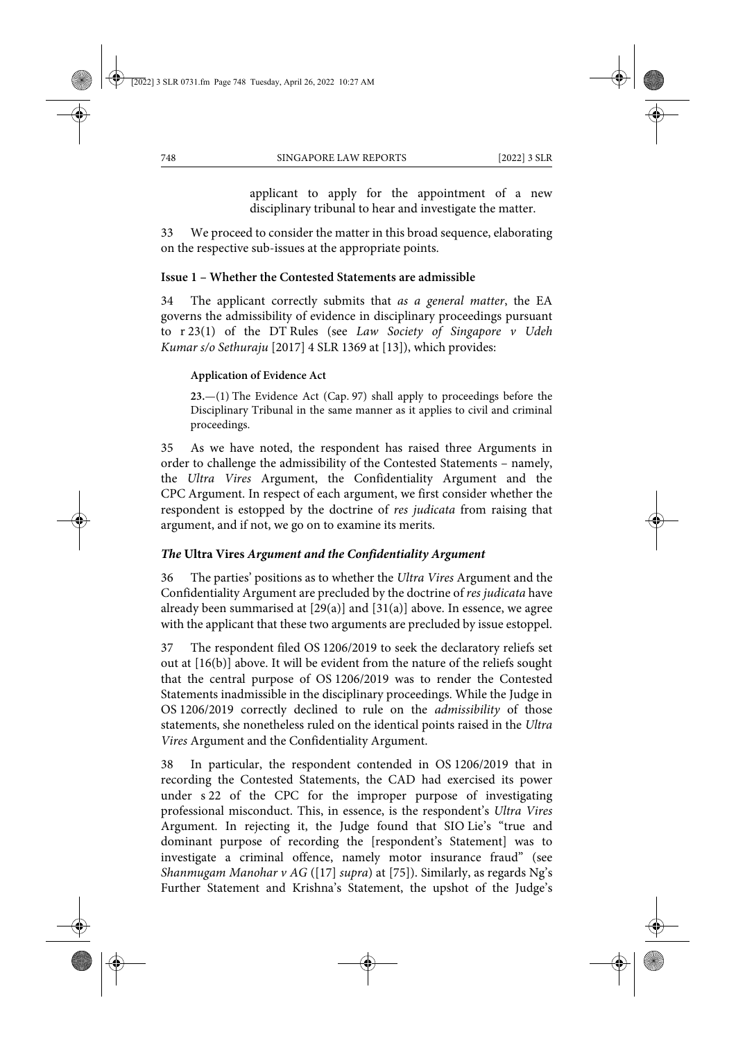applicant to apply for the appointment of a new disciplinary tribunal to hear and investigate the matter.

33 We proceed to consider the matter in this broad sequence, elaborating on the respective sub-issues at the appropriate points.

### Issue 1 – Whether the Contested Statements are admissible

34 The applicant correctly submits that *as a general matter*, the EA governs the admissibility of evidence in disciplinary proceedings pursuant to r 23(1) of the DT Rules (see *Law Society of Singapore v Udeh Kumar s/o Sethuraju* [2017] 4 SLR 1369 at [13]), which provides:

> **Application of Evidence Act**
>
> **23.**—(1) The Evidence Act (Cap. 97) shall apply to proceedings before the Disciplinary Tribunal in the same manner as it applies to civil and criminal proceedings.

35 As we have noted, the respondent has raised three Arguments in order to challenge the admissibility of the Contested Statements – namely, the *Ultra Vires* Argument, the Confidentiality Argument and the CPC Argument. In respect of each argument, we first consider whether the respondent is estopped by the doctrine of *res judicata* from raising that argument, and if not, we go on to examine its merits.

#### *The* Ultra Vires *Argument and the Confidentiality Argument*

36 The parties' positions as to whether the *Ultra Vires* Argument and the Confidentiality Argument are precluded by the doctrine of *res judicata* have already been summarised at [29(a)] and [31(a)] above. In essence, we agree with the applicant that these two arguments are precluded by issue estoppel.

37 The respondent filed OS 1206/2019 to seek the declaratory reliefs set out at [16(b)] above. It will be evident from the nature of the reliefs sought that the central purpose of OS 1206/2019 was to render the Contested Statements inadmissible in the disciplinary proceedings. While the Judge in OS 1206/2019 correctly declined to rule on the *admissibility* of those statements, she nonetheless ruled on the identical points raised in the *Ultra Vires* Argument and the Confidentiality Argument.

38 In particular, the respondent contended in OS 1206/2019 that in recording the Contested Statements, the CAD had exercised its power under s 22 of the CPC for the improper purpose of investigating professional misconduct. This, in essence, is the respondent's *Ultra Vires* Argument. In rejecting it, the Judge found that SIO Lie's "true and dominant purpose of recording the [respondent's Statement] was to investigate a criminal offence, namely motor insurance fraud" (see *Shanmugam Manohar v AG* ([17] *supra*) at [75]). Similarly, as regards Ng's Further Statement and Krishna's Statement, the upshot of the Judge's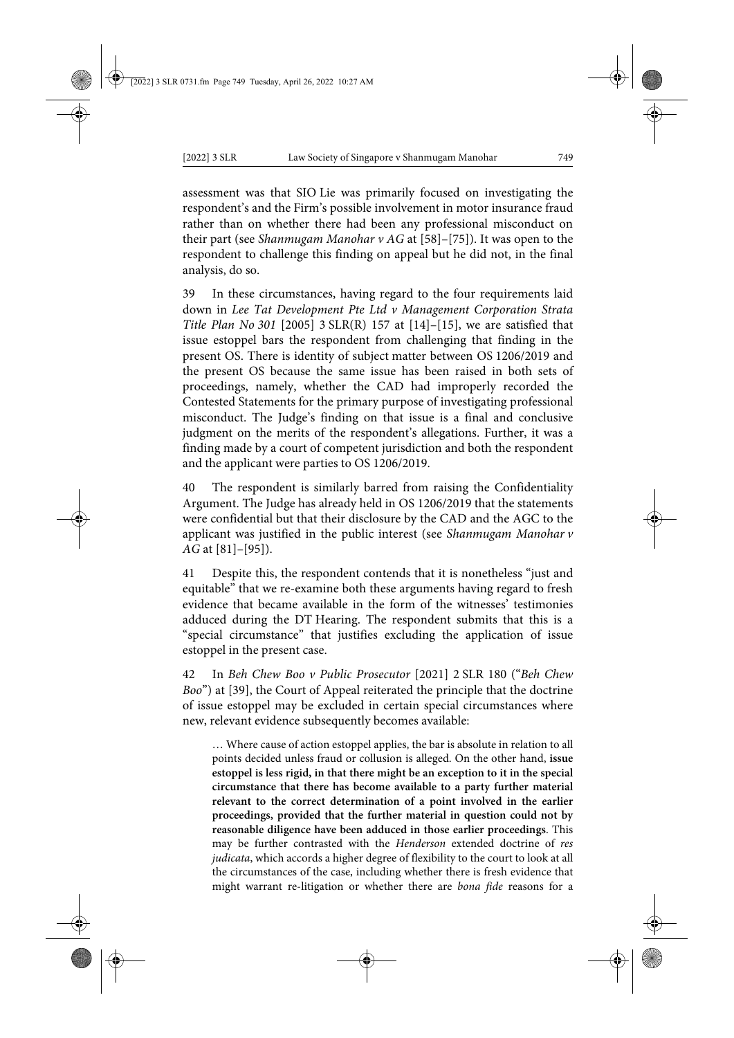assessment was that SIO Lie was primarily focused on investigating the respondent's and the Firm's possible involvement in motor insurance fraud rather than on whether there had been any professional misconduct on their part (see *Shanmugam Manohar v AG* at [58]–[75]). It was open to the respondent to challenge this finding on appeal but he did not, in the final analysis, do so.

39 In these circumstances, having regard to the four requirements laid down in *Lee Tat Development Pte Ltd v Management Corporation Strata Title Plan No 301* [2005] 3 SLR(R) 157 at [14]–[15], we are satisfied that issue estoppel bars the respondent from challenging that finding in the present OS. There is identity of subject matter between OS 1206/2019 and the present OS because the same issue has been raised in both sets of proceedings, namely, whether the CAD had improperly recorded the Contested Statements for the primary purpose of investigating professional misconduct. The Judge's finding on that issue is a final and conclusive judgment on the merits of the respondent's allegations. Further, it was a finding made by a court of competent jurisdiction and both the respondent and the applicant were parties to OS 1206/2019.

40 The respondent is similarly barred from raising the Confidentiality Argument. The Judge has already held in OS 1206/2019 that the statements were confidential but that their disclosure by the CAD and the AGC to the applicant was justified in the public interest (see *Shanmugam Manohar v AG* at [81]–[95]).

41 Despite this, the respondent contends that it is nonetheless "just and equitable" that we re-examine both these arguments having regard to fresh evidence that became available in the form of the witnesses' testimonies adduced during the DT Hearing. The respondent submits that this is a "special circumstance" that justifies excluding the application of issue estoppel in the present case.

42 In *Beh Chew Boo v Public Prosecutor* [2021] 2 SLR 180 ("*Beh Chew Boo*") at [39], the Court of Appeal reiterated the principle that the doctrine of issue estoppel may be excluded in certain special circumstances where new, relevant evidence subsequently becomes available:

> … Where cause of action estoppel applies, the bar is absolute in relation to all points decided unless fraud or collusion is alleged. On the other hand, **issue estoppel is less rigid, in that there might be an exception to it in the special circumstance that there has become available to a party further material relevant to the correct determination of a point involved in the earlier proceedings, provided that the further material in question could not by reasonable diligence have been adduced in those earlier proceedings**. This may be further contrasted with the *Henderson* extended doctrine of *res judicata*, which accords a higher degree of flexibility to the court to look at all the circumstances of the case, including whether there is fresh evidence that might warrant re-litigation or whether there are *bona fide* reasons for a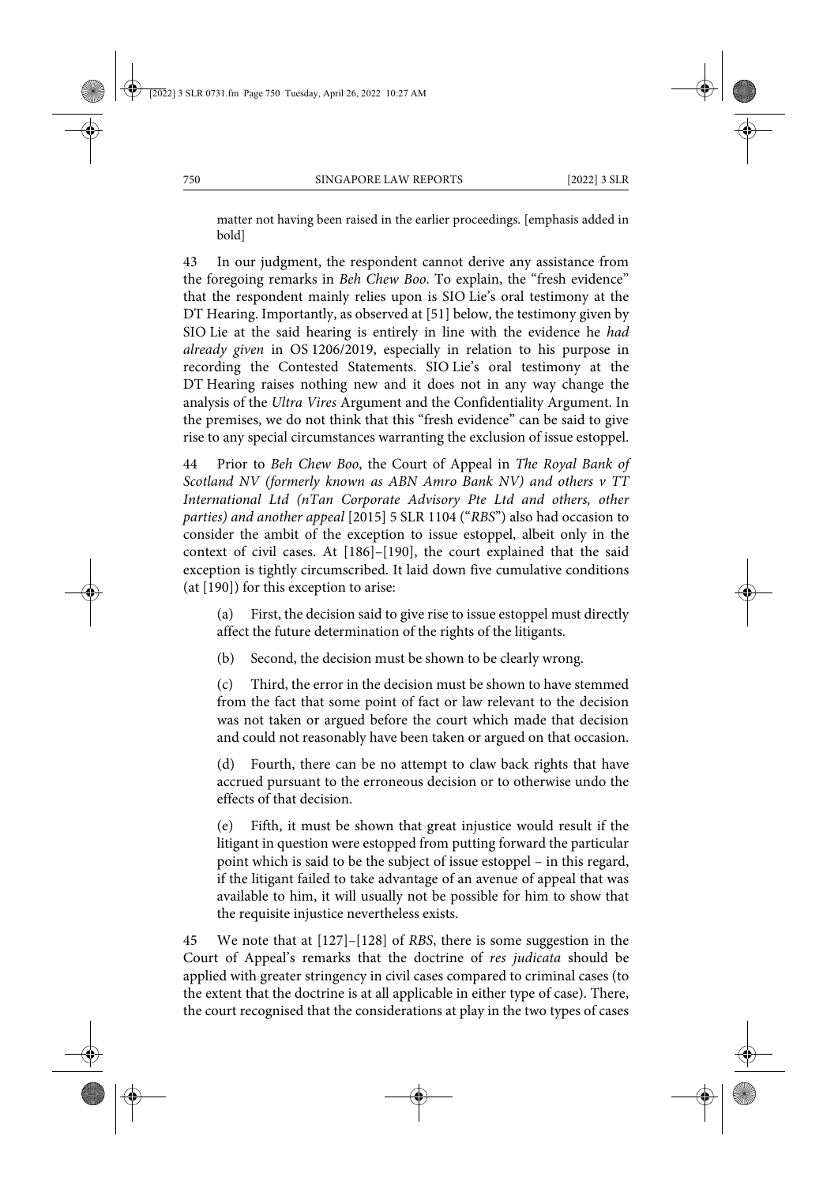matter not having been raised in the earlier proceedings. [emphasis added in bold]

43 In our judgment, the respondent cannot derive any assistance from the foregoing remarks in *Beh Chew Boo*. To explain, the "fresh evidence" that the respondent mainly relies upon is SIO Lie's oral testimony at the DT Hearing. Importantly, as observed at [51] below, the testimony given by SIO Lie at the said hearing is entirely in line with the evidence he *had already given* in OS 1206/2019, especially in relation to his purpose in recording the Contested Statements. SIO Lie's oral testimony at the DT Hearing raises nothing new and it does not in any way change the analysis of the *Ultra Vires* Argument and the Confidentiality Argument. In the premises, we do not think that this "fresh evidence" can be said to give rise to any special circumstances warranting the exclusion of issue estoppel.

44 Prior to *Beh Chew Boo*, the Court of Appeal in *The Royal Bank of Scotland NV (formerly known as ABN Amro Bank NV) and others v TT International Ltd (nTan Corporate Advisory Pte Ltd and others, other parties) and another appeal* [2015] 5 SLR 1104 ("*RBS*") also had occasion to consider the ambit of the exception to issue estoppel, albeit only in the context of civil cases. At [186]–[190], the court explained that the said exception is tightly circumscribed. It laid down five cumulative conditions (at [190]) for this exception to arise:

> (a) First, the decision said to give rise to issue estoppel must directly affect the future determination of the rights of the litigants.
>
> (b) Second, the decision must be shown to be clearly wrong.
>
> (c) Third, the error in the decision must be shown to have stemmed from the fact that some point of fact or law relevant to the decision was not taken or argued before the court which made that decision and could not reasonably have been taken or argued on that occasion.
>
> (d) Fourth, there can be no attempt to claw back rights that have accrued pursuant to the erroneous decision or to otherwise undo the effects of that decision.
>
> (e) Fifth, it must be shown that great injustice would result if the litigant in question were estopped from putting forward the particular point which is said to be the subject of issue estoppel – in this regard, if the litigant failed to take advantage of an avenue of appeal that was available to him, it will usually not be possible for him to show that the requisite injustice nevertheless exists.

45 We note that at [127]–[128] of *RBS*, there is some suggestion in the Court of Appeal's remarks that the doctrine of *res judicata* should be applied with greater stringency in civil cases compared to criminal cases (to the extent that the doctrine is at all applicable in either type of case). There, the court recognised that the considerations at play in the two types of cases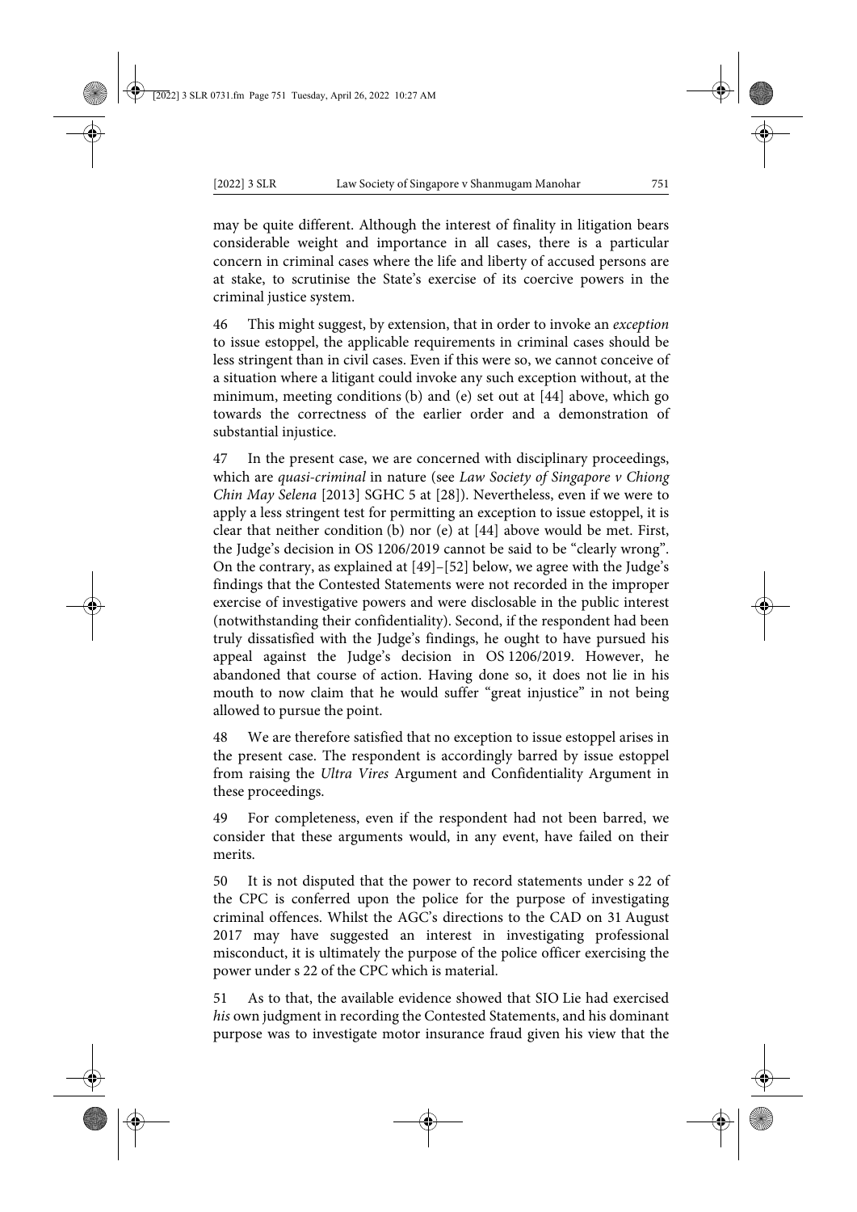may be quite different. Although the interest of finality in litigation bears considerable weight and importance in all cases, there is a particular concern in criminal cases where the life and liberty of accused persons are at stake, to scrutinise the State's exercise of its coercive powers in the criminal justice system.

46 This might suggest, by extension, that in order to invoke an *exception* to issue estoppel, the applicable requirements in criminal cases should be less stringent than in civil cases. Even if this were so, we cannot conceive of a situation where a litigant could invoke any such exception without, at the minimum, meeting conditions (b) and (e) set out at [44] above, which go towards the correctness of the earlier order and a demonstration of substantial injustice.

47 In the present case, we are concerned with disciplinary proceedings, which are *quasi-criminal* in nature (see *Law Society of Singapore v Chiong Chin May Selena* [2013] SGHC 5 at [28]). Nevertheless, even if we were to apply a less stringent test for permitting an exception to issue estoppel, it is clear that neither condition (b) nor (e) at [44] above would be met. First, the Judge's decision in OS 1206/2019 cannot be said to be "clearly wrong". On the contrary, as explained at [49]–[52] below, we agree with the Judge's findings that the Contested Statements were not recorded in the improper exercise of investigative powers and were disclosable in the public interest (notwithstanding their confidentiality). Second, if the respondent had been truly dissatisfied with the Judge's findings, he ought to have pursued his appeal against the Judge's decision in OS 1206/2019. However, he abandoned that course of action. Having done so, it does not lie in his mouth to now claim that he would suffer "great injustice" in not being allowed to pursue the point.

48 We are therefore satisfied that no exception to issue estoppel arises in the present case. The respondent is accordingly barred by issue estoppel from raising the *Ultra Vires* Argument and Confidentiality Argument in these proceedings.

49 For completeness, even if the respondent had not been barred, we consider that these arguments would, in any event, have failed on their merits.

50 It is not disputed that the power to record statements under s 22 of the CPC is conferred upon the police for the purpose of investigating criminal offences. Whilst the AGC's directions to the CAD on 31 August 2017 may have suggested an interest in investigating professional misconduct, it is ultimately the purpose of the police officer exercising the power under s 22 of the CPC which is material.

51 As to that, the available evidence showed that SIO Lie had exercised *his* own judgment in recording the Contested Statements, and his dominant purpose was to investigate motor insurance fraud given his view that the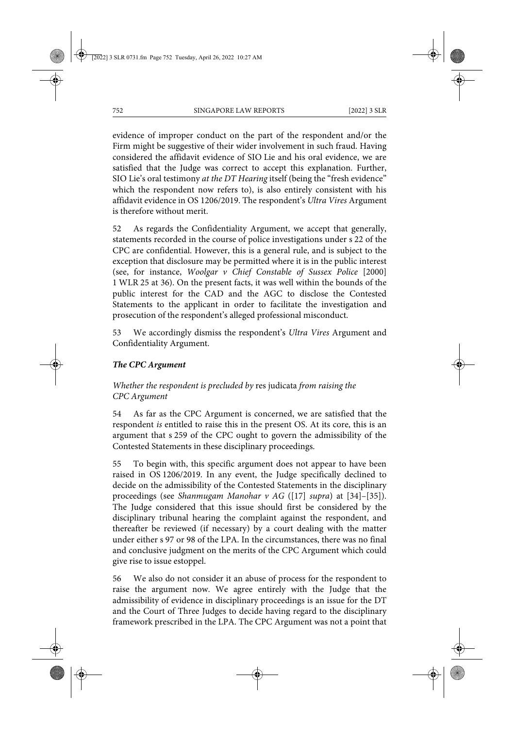evidence of improper conduct on the part of the respondent and/or the Firm might be suggestive of their wider involvement in such fraud. Having considered the affidavit evidence of SIO Lie and his oral evidence, we are satisfied that the Judge was correct to accept this explanation. Further, SIO Lie's oral testimony *at the DT Hearing* itself (being the "fresh evidence" which the respondent now refers to), is also entirely consistent with his affidavit evidence in OS 1206/2019. The respondent's *Ultra Vires* Argument is therefore without merit.

52 As regards the Confidentiality Argument, we accept that generally, statements recorded in the course of police investigations under s 22 of the CPC are confidential. However, this is a general rule, and is subject to the exception that disclosure may be permitted where it is in the public interest (see, for instance, *Woolgar v Chief Constable of Sussex Police* [2000] 1 WLR 25 at 36). On the present facts, it was well within the bounds of the public interest for the CAD and the AGC to disclose the Contested Statements to the applicant in order to facilitate the investigation and prosecution of the respondent's alleged professional misconduct.

53 We accordingly dismiss the respondent's *Ultra Vires* Argument and Confidentiality Argument.

### *The CPC Argument*

#### *Whether the respondent is precluded by* res judicata *from raising the CPC Argument*

54 As far as the CPC Argument is concerned, we are satisfied that the respondent *is* entitled to raise this in the present OS. At its core, this is an argument that s 259 of the CPC ought to govern the admissibility of the Contested Statements in these disciplinary proceedings.

55 To begin with, this specific argument does not appear to have been raised in OS 1206/2019. In any event, the Judge specifically declined to decide on the admissibility of the Contested Statements in the disciplinary proceedings (see *Shanmugam Manohar v AG* ([17] *supra*) at [34]–[35]). The Judge considered that this issue should first be considered by the disciplinary tribunal hearing the complaint against the respondent, and thereafter be reviewed (if necessary) by a court dealing with the matter under either s 97 or 98 of the LPA. In the circumstances, there was no final and conclusive judgment on the merits of the CPC Argument which could give rise to issue estoppel.

56 We also do not consider it an abuse of process for the respondent to raise the argument now. We agree entirely with the Judge that the admissibility of evidence in disciplinary proceedings is an issue for the DT and the Court of Three Judges to decide having regard to the disciplinary framework prescribed in the LPA. The CPC Argument was not a point that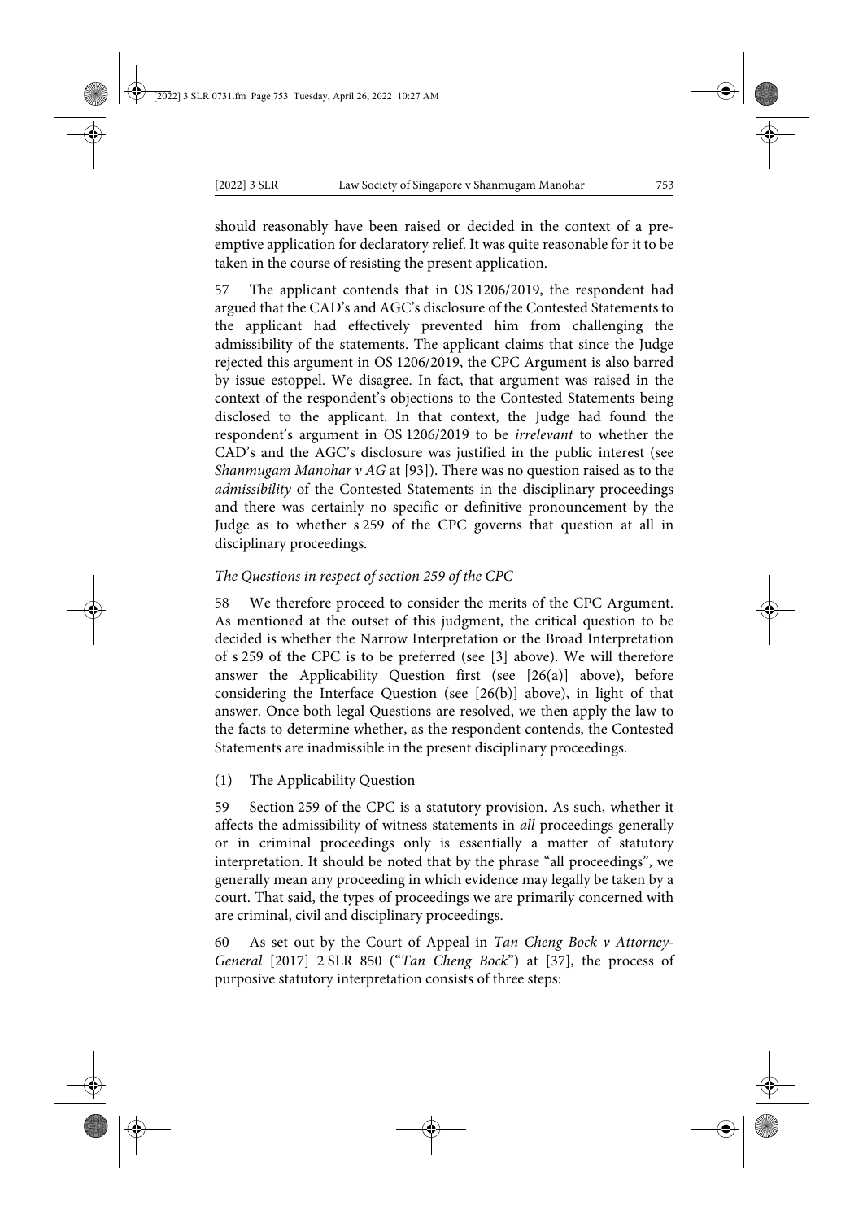should reasonably have been raised or decided in the context of a preemptive application for declaratory relief. It was quite reasonable for it to be taken in the course of resisting the present application.

57 The applicant contends that in OS 1206/2019, the respondent had argued that the CAD's and AGC's disclosure of the Contested Statements to the applicant had effectively prevented him from challenging the admissibility of the statements. The applicant claims that since the Judge rejected this argument in OS 1206/2019, the CPC Argument is also barred by issue estoppel. We disagree. In fact, that argument was raised in the context of the respondent's objections to the Contested Statements being disclosed to the applicant. In that context, the Judge had found the respondent's argument in OS 1206/2019 to be *irrelevant* to whether the CAD's and the AGC's disclosure was justified in the public interest (see *Shanmugam Manohar v AG* at [93]). There was no question raised as to the *admissibility* of the Contested Statements in the disciplinary proceedings and there was certainly no specific or definitive pronouncement by the Judge as to whether s 259 of the CPC governs that question at all in disciplinary proceedings.

### *The Questions in respect of section 259 of the CPC*

58 We therefore proceed to consider the merits of the CPC Argument. As mentioned at the outset of this judgment, the critical question to be decided is whether the Narrow Interpretation or the Broad Interpretation of s 259 of the CPC is to be preferred (see [3] above). We will therefore answer the Applicability Question first (see [26(a)] above), before considering the Interface Question (see [26(b)] above), in light of that answer. Once both legal Questions are resolved, we then apply the law to the facts to determine whether, as the respondent contends, the Contested Statements are inadmissible in the present disciplinary proceedings.

#### (1) The Applicability Question

59 Section 259 of the CPC is a statutory provision. As such, whether it affects the admissibility of witness statements in *all* proceedings generally or in criminal proceedings only is essentially a matter of statutory interpretation. It should be noted that by the phrase "all proceedings", we generally mean any proceeding in which evidence may legally be taken by a court. That said, the types of proceedings we are primarily concerned with are criminal, civil and disciplinary proceedings.

60 As set out by the Court of Appeal in *Tan Cheng Bock v Attorney-General* [2017] 2 SLR 850 ("*Tan Cheng Bock*") at [37], the process of purposive statutory interpretation consists of three steps: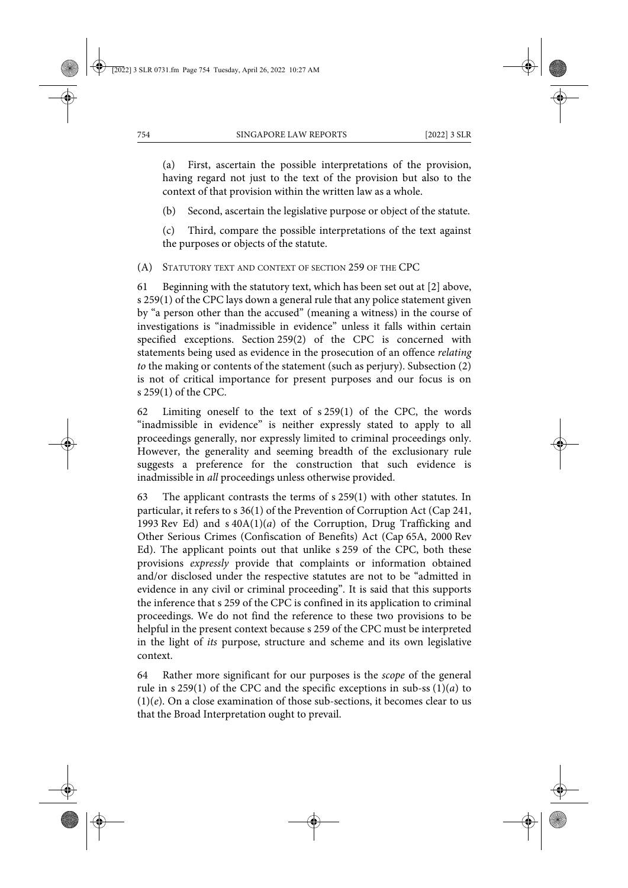(a) First, ascertain the possible interpretations of the provision, having regard not just to the text of the provision but also to the context of that provision within the written law as a whole.

(b) Second, ascertain the legislative purpose or object of the statute.

(c) Third, compare the possible interpretations of the text against the purposes or objects of the statute.

(A) STATUTORY TEXT AND CONTEXT OF SECTION 259 OF THE CPC

61 Beginning with the statutory text, which has been set out at [2] above, s 259(1) of the CPC lays down a general rule that any police statement given by "a person other than the accused" (meaning a witness) in the course of investigations is "inadmissible in evidence" unless it falls within certain specified exceptions. Section 259(2) of the CPC is concerned with statements being used as evidence in the prosecution of an offence *relating to* the making or contents of the statement (such as perjury). Subsection (2) is not of critical importance for present purposes and our focus is on s 259(1) of the CPC.

62 Limiting oneself to the text of s 259(1) of the CPC, the words "inadmissible in evidence" is neither expressly stated to apply to all proceedings generally, nor expressly limited to criminal proceedings only. However, the generality and seeming breadth of the exclusionary rule suggests a preference for the construction that such evidence is inadmissible in *all* proceedings unless otherwise provided.

63 The applicant contrasts the terms of s 259(1) with other statutes. In particular, it refers to s 36(1) of the Prevention of Corruption Act (Cap 241, 1993 Rev Ed) and s 40A(1)(*a*) of the Corruption, Drug Trafficking and Other Serious Crimes (Confiscation of Benefits) Act (Cap 65A, 2000 Rev Ed). The applicant points out that unlike s 259 of the CPC, both these provisions *expressly* provide that complaints or information obtained and/or disclosed under the respective statutes are not to be "admitted in evidence in any civil or criminal proceeding". It is said that this supports the inference that s 259 of the CPC is confined in its application to criminal proceedings. We do not find the reference to these two provisions to be helpful in the present context because s 259 of the CPC must be interpreted in the light of *its* purpose, structure and scheme and its own legislative context.

64 Rather more significant for our purposes is the *scope* of the general rule in s 259(1) of the CPC and the specific exceptions in sub-ss (1)(*a*) to (1)(*e*). On a close examination of those sub-sections, it becomes clear to us that the Broad Interpretation ought to prevail.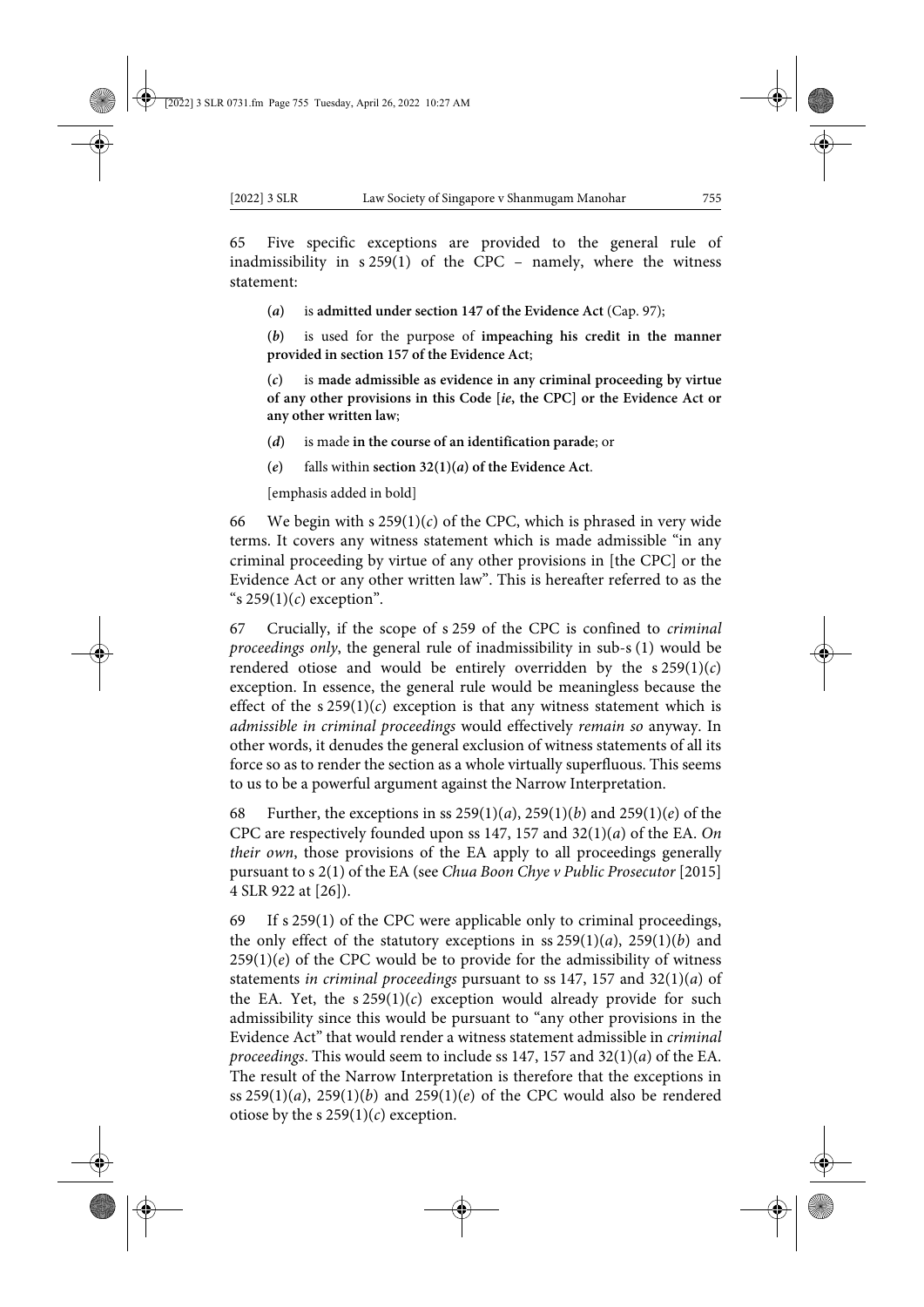65 Five specific exceptions are provided to the general rule of inadmissibility in s 259(1) of the CPC – namely, where the witness statement:

(*a*) is **admitted under section 147 of the Evidence Act** (Cap. 97);

(*b*) is used for the purpose of **impeaching his credit in the manner provided in section 157 of the Evidence Act**;

(*c*) is **made admissible as evidence in any criminal proceeding by virtue of any other provisions in this Code [*ie*, the CPC] or the Evidence Act or any other written law**;

(*d*) is made **in the course of an identification parade**; or

(*e*) falls within **section 32(1)(*a*) of the Evidence Act**.

[emphasis added in bold]

66 We begin with s 259(1)(*c*) of the CPC, which is phrased in very wide terms. It covers any witness statement which is made admissible "in any criminal proceeding by virtue of any other provisions in [the CPC] or the Evidence Act or any other written law". This is hereafter referred to as the "s 259(1)(*c*) exception".

67 Crucially, if the scope of s 259 of the CPC is confined to *criminal proceedings only*, the general rule of inadmissibility in sub-s (1) would be rendered otiose and would be entirely overridden by the s 259(1)(*c*) exception. In essence, the general rule would be meaningless because the effect of the s 259(1)(*c*) exception is that any witness statement which is *admissible in criminal proceedings* would effectively *remain so* anyway. In other words, it denudes the general exclusion of witness statements of all its force so as to render the section as a whole virtually superfluous. This seems to us to be a powerful argument against the Narrow Interpretation.

68 Further, the exceptions in ss 259(1)(*a*), 259(1)(*b*) and 259(1)(*e*) of the CPC are respectively founded upon ss 147, 157 and 32(1)(*a*) of the EA. *On their own*, those provisions of the EA apply to all proceedings generally pursuant to s 2(1) of the EA (see *Chua Boon Chye v Public Prosecutor* [2015] 4 SLR 922 at [26]).

69 If s 259(1) of the CPC were applicable only to criminal proceedings, the only effect of the statutory exceptions in ss 259(1)(*a*), 259(1)(*b*) and 259(1)(*e*) of the CPC would be to provide for the admissibility of witness statements *in criminal proceedings* pursuant to ss 147, 157 and 32(1)(*a*) of the EA. Yet, the s 259(1)(*c*) exception would already provide for such admissibility since this would be pursuant to "any other provisions in the Evidence Act" that would render a witness statement admissible in *criminal proceedings*. This would seem to include ss 147, 157 and 32(1)(*a*) of the EA. The result of the Narrow Interpretation is therefore that the exceptions in ss 259(1)(*a*), 259(1)(*b*) and 259(1)(*e*) of the CPC would also be rendered otiose by the s 259(1)(*c*) exception.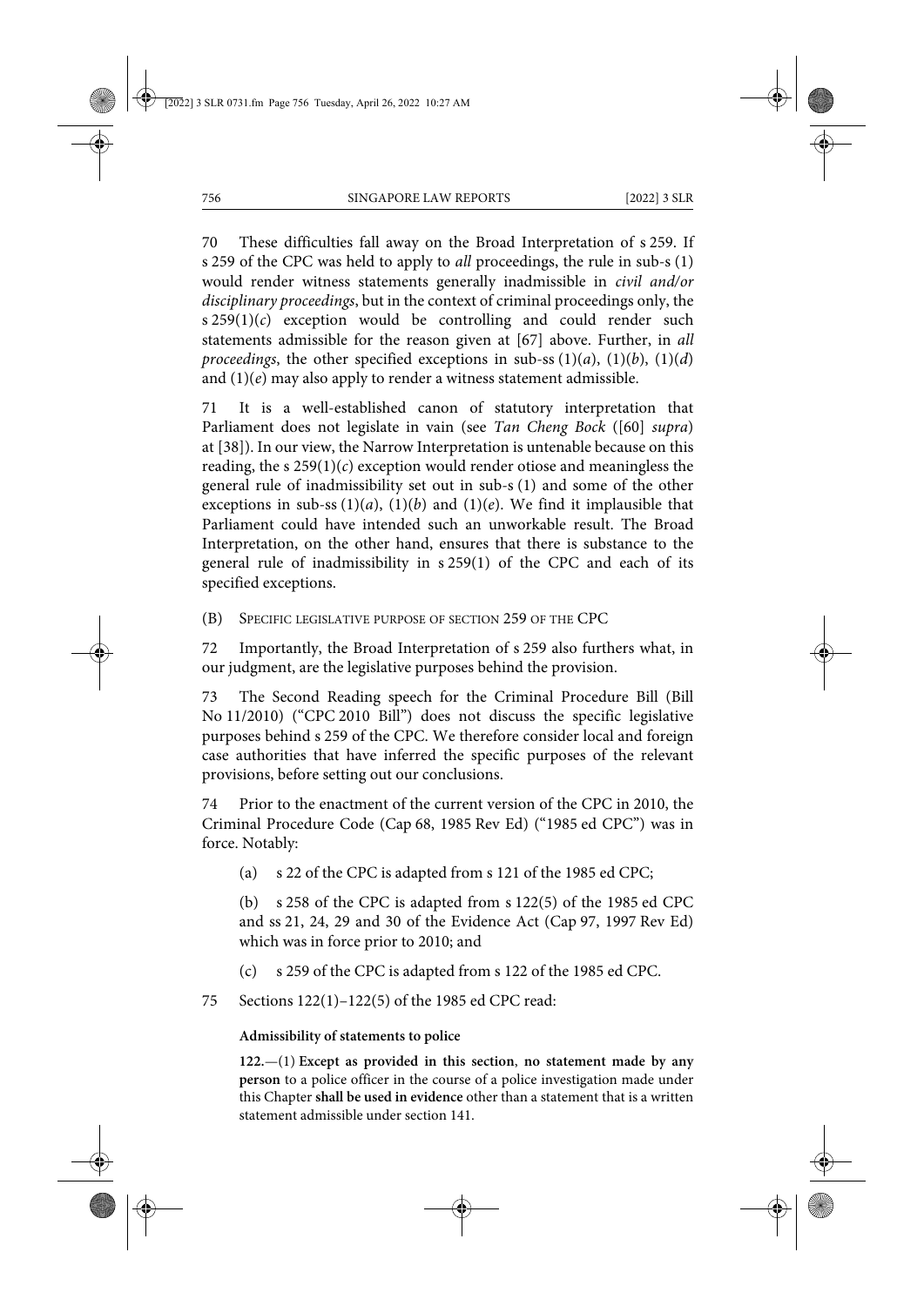70 These difficulties fall away on the Broad Interpretation of s 259. If s 259 of the CPC was held to apply to *all* proceedings, the rule in sub-s (1) would render witness statements generally inadmissible in *civil and/or disciplinary proceedings*, but in the context of criminal proceedings only, the s 259(1)(*c*) exception would be controlling and could render such statements admissible for the reason given at [67] above. Further, in *all proceedings*, the other specified exceptions in sub-ss (1)(*a*), (1)(*b*), (1)(*d*) and (1)(*e*) may also apply to render a witness statement admissible.

71 It is a well-established canon of statutory interpretation that Parliament does not legislate in vain (see *Tan Cheng Bock* ([60] *supra*) at [38]). In our view, the Narrow Interpretation is untenable because on this reading, the s 259(1)(*c*) exception would render otiose and meaningless the general rule of inadmissibility set out in sub-s (1) and some of the other exceptions in sub-ss (1)(*a*), (1)(*b*) and (1)(*e*). We find it implausible that Parliament could have intended such an unworkable result. The Broad Interpretation, on the other hand, ensures that there is substance to the general rule of inadmissibility in s 259(1) of the CPC and each of its specified exceptions.

(B) SPECIFIC LEGISLATIVE PURPOSE OF SECTION 259 OF THE CPC

72 Importantly, the Broad Interpretation of s 259 also furthers what, in our judgment, are the legislative purposes behind the provision.

73 The Second Reading speech for the Criminal Procedure Bill (Bill No 11/2010) ("CPC 2010 Bill") does not discuss the specific legislative purposes behind s 259 of the CPC. We therefore consider local and foreign case authorities that have inferred the specific purposes of the relevant provisions, before setting out our conclusions.

74 Prior to the enactment of the current version of the CPC in 2010, the Criminal Procedure Code (Cap 68, 1985 Rev Ed) ("1985 ed CPC") was in force. Notably:

(a) s 22 of the CPC is adapted from s 121 of the 1985 ed CPC;

(b) s 258 of the CPC is adapted from s 122(5) of the 1985 ed CPC and ss 21, 24, 29 and 30 of the Evidence Act (Cap 97, 1997 Rev Ed) which was in force prior to 2010; and

(c) s 259 of the CPC is adapted from s 122 of the 1985 ed CPC.

75 Sections 122(1)–122(5) of the 1985 ed CPC read:

> **Admissibility of statements to police**
>
> **122.**—(1) **Except as provided in this section**, **no statement made by any person** to a police officer in the course of a police investigation made under this Chapter **shall be used in evidence** other than a statement that is a written statement admissible under section 141.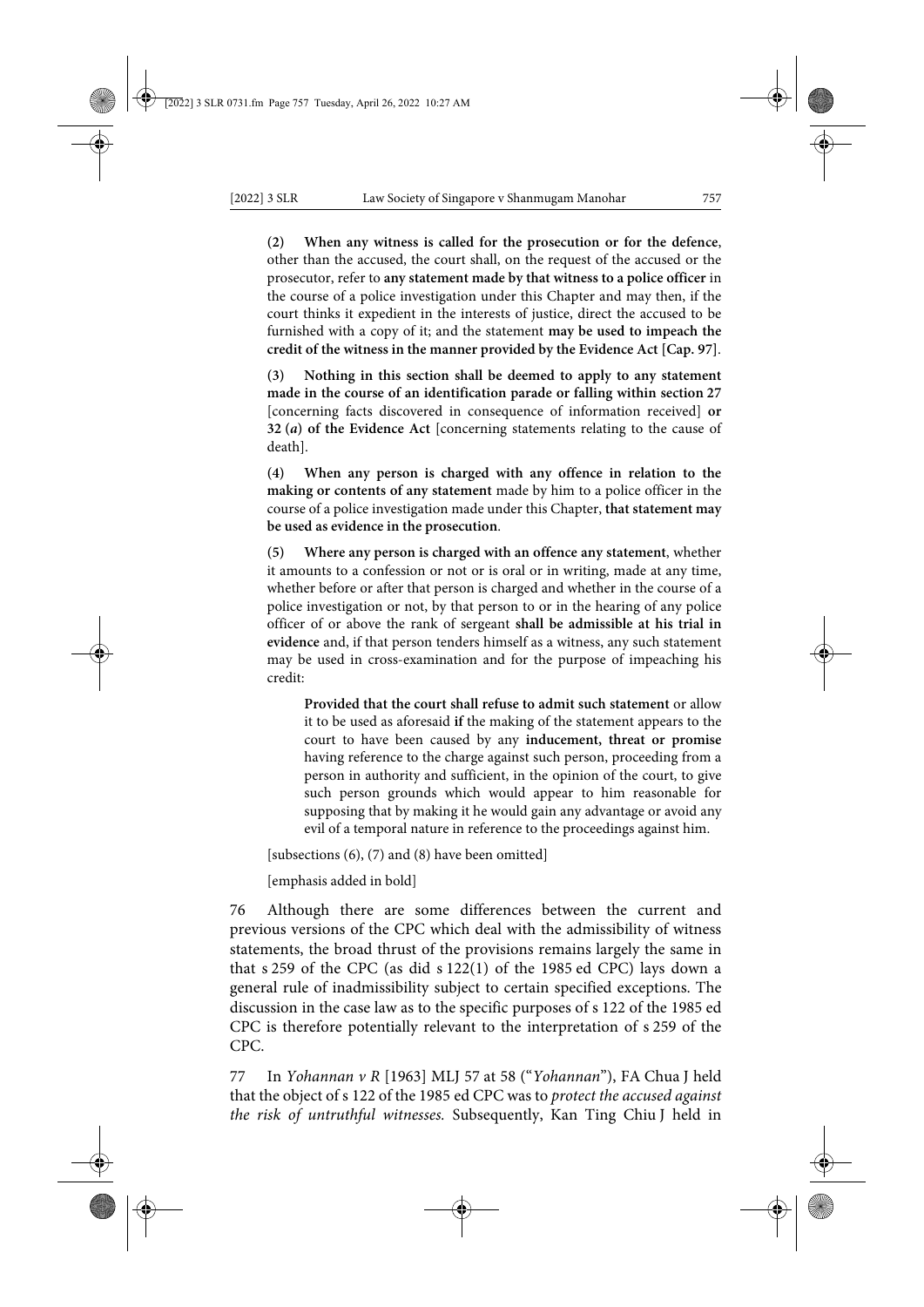(2) **When any witness is called for the prosecution or for the defence**, other than the accused, the court shall, on the request of the accused or the prosecutor, refer to **any statement made by that witness to a police officer** in the course of a police investigation under this Chapter and may then, if the court thinks it expedient in the interests of justice, direct the accused to be furnished with a copy of it; and the statement **may be used to impeach the credit of the witness in the manner provided by the Evidence Act [Cap. 97]**.

(3) **Nothing in this section shall be deemed to apply to any statement made in the course of an identification parade or falling within section 27** [concerning facts discovered in consequence of information received] **or 32 (*a*) of the Evidence Act** [concerning statements relating to the cause of death].

(4) **When any person is charged with any offence in relation to the making or contents of any statement** made by him to a police officer in the course of a police investigation made under this Chapter, **that statement may be used as evidence in the prosecution**.

(5) **Where any person is charged with an offence any statement**, whether it amounts to a confession or not or is oral or in writing, made at any time, whether before or after that person is charged and whether in the course of a police investigation or not, by that person to or in the hearing of any police officer of or above the rank of sergeant **shall be admissible at his trial in evidence** and, if that person tenders himself as a witness, any such statement may be used in cross-examination and for the purpose of impeaching his credit:

> **Provided that the court shall refuse to admit such statement** or allow it to be used as aforesaid **if** the making of the statement appears to the court to have been caused by any **inducement, threat or promise** having reference to the charge against such person, proceeding from a person in authority and sufficient, in the opinion of the court, to give such person grounds which would appear to him reasonable for supposing that by making it he would gain any advantage or avoid any evil of a temporal nature in reference to the proceedings against him.

[subsections (6), (7) and (8) have been omitted]

[emphasis added in bold]

76 Although there are some differences between the current and previous versions of the CPC which deal with the admissibility of witness statements, the broad thrust of the provisions remains largely the same in that s 259 of the CPC (as did s 122(1) of the 1985 ed CPC) lays down a general rule of inadmissibility subject to certain specified exceptions. The discussion in the case law as to the specific purposes of s 122 of the 1985 ed CPC is therefore potentially relevant to the interpretation of s 259 of the CPC.

77 In *Yohannan v R* [1963] MLJ 57 at 58 ("*Yohannan*"), FA Chua J held that the object of s 122 of the 1985 ed CPC was to *protect the accused against the risk of untruthful witnesses*. Subsequently, Kan Ting Chiu J held in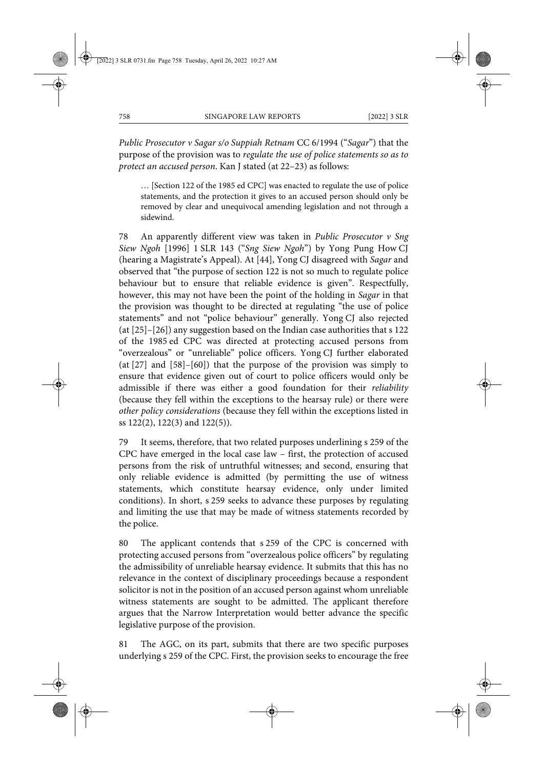*Public Prosecutor v Sagar s/o Suppiah Retnam* CC 6/1994 ("*Sagar*") that the purpose of the provision was to *regulate the use of police statements so as to protect an accused person*. Kan J stated (at 22–23) as follows:

> … [Section 122 of the 1985 ed CPC] was enacted to regulate the use of police statements, and the protection it gives to an accused person should only be removed by clear and unequivocal amending legislation and not through a sidewind.

78 An apparently different view was taken in *Public Prosecutor v Sng Siew Ngoh* [1996] 1 SLR 143 ("*Sng Siew Ngoh*") by Yong Pung How CJ (hearing a Magistrate's Appeal). At [44], Yong CJ disagreed with *Sagar* and observed that "the purpose of section 122 is not so much to regulate police behaviour but to ensure that reliable evidence is given". Respectfully, however, this may not have been the point of the holding in *Sagar* in that the provision was thought to be directed at regulating "the use of police statements" and not "police behaviour" generally. Yong CJ also rejected (at [25]–[26]) any suggestion based on the Indian case authorities that s 122 of the 1985 ed CPC was directed at protecting accused persons from "overzealous" or "unreliable" police officers. Yong CJ further elaborated (at [27] and [58]–[60]) that the purpose of the provision was simply to ensure that evidence given out of court to police officers would only be admissible if there was either a good foundation for their *reliability* (because they fell within the exceptions to the hearsay rule) or there were *other policy considerations* (because they fell within the exceptions listed in ss 122(2), 122(3) and 122(5)).

79 It seems, therefore, that two related purposes underlining s 259 of the CPC have emerged in the local case law – first, the protection of accused persons from the risk of untruthful witnesses; and second, ensuring that only reliable evidence is admitted (by permitting the use of witness statements, which constitute hearsay evidence, only under limited conditions). In short, s 259 seeks to advance these purposes by regulating and limiting the use that may be made of witness statements recorded by the police.

80 The applicant contends that s 259 of the CPC is concerned with protecting accused persons from "overzealous police officers" by regulating the admissibility of unreliable hearsay evidence. It submits that this has no relevance in the context of disciplinary proceedings because a respondent solicitor is not in the position of an accused person against whom unreliable witness statements are sought to be admitted. The applicant therefore argues that the Narrow Interpretation would better advance the specific legislative purpose of the provision.

81 The AGC, on its part, submits that there are two specific purposes underlying s 259 of the CPC. First, the provision seeks to encourage the free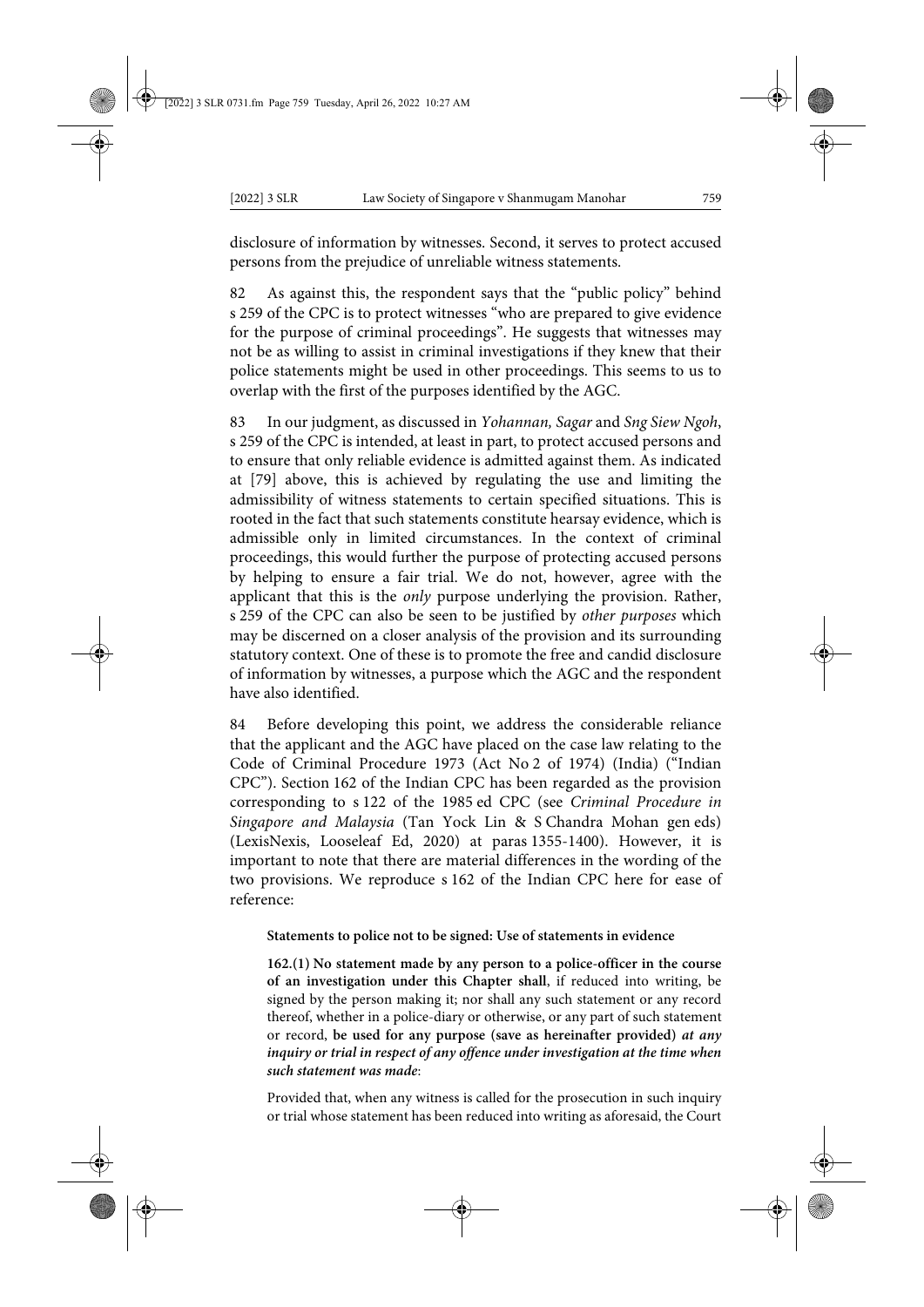disclosure of information by witnesses. Second, it serves to protect accused persons from the prejudice of unreliable witness statements.

82 As against this, the respondent says that the "public policy" behind s 259 of the CPC is to protect witnesses "who are prepared to give evidence for the purpose of criminal proceedings". He suggests that witnesses may not be as willing to assist in criminal investigations if they knew that their police statements might be used in other proceedings. This seems to us to overlap with the first of the purposes identified by the AGC.

83 In our judgment, as discussed in *Yohannan, Sagar* and *Sng Siew Ngoh*, s 259 of the CPC is intended, at least in part, to protect accused persons and to ensure that only reliable evidence is admitted against them. As indicated at [79] above, this is achieved by regulating the use and limiting the admissibility of witness statements to certain specified situations. This is rooted in the fact that such statements constitute hearsay evidence, which is admissible only in limited circumstances. In the context of criminal proceedings, this would further the purpose of protecting accused persons by helping to ensure a fair trial. We do not, however, agree with the applicant that this is the *only* purpose underlying the provision. Rather, s 259 of the CPC can also be seen to be justified by *other purposes* which may be discerned on a closer analysis of the provision and its surrounding statutory context. One of these is to promote the free and candid disclosure of information by witnesses, a purpose which the AGC and the respondent have also identified.

84 Before developing this point, we address the considerable reliance that the applicant and the AGC have placed on the case law relating to the Code of Criminal Procedure 1973 (Act No 2 of 1974) (India) ("Indian CPC"). Section 162 of the Indian CPC has been regarded as the provision corresponding to s 122 of the 1985 ed CPC (see *Criminal Procedure in Singapore and Malaysia* (Tan Yock Lin & S Chandra Mohan gen eds) (LexisNexis, Looseleaf Ed, 2020) at paras 1355-1400). However, it is important to note that there are material differences in the wording of the two provisions. We reproduce s 162 of the Indian CPC here for ease of reference:

> **Statements to police not to be signed: Use of statements in evidence**
>
> **162.(1) No statement made by any person to a police-officer in the course of an investigation under this Chapter shall**, if reduced into writing, be signed by the person making it; nor shall any such statement or any record thereof, whether in a police-diary or otherwise, or any part of such statement or record, **be used for any purpose (save as hereinafter provided)** ***at any inquiry or trial in respect of any offence under investigation at the time when such statement was made***:
>
> Provided that, when any witness is called for the prosecution in such inquiry or trial whose statement has been reduced into writing as aforesaid, the Court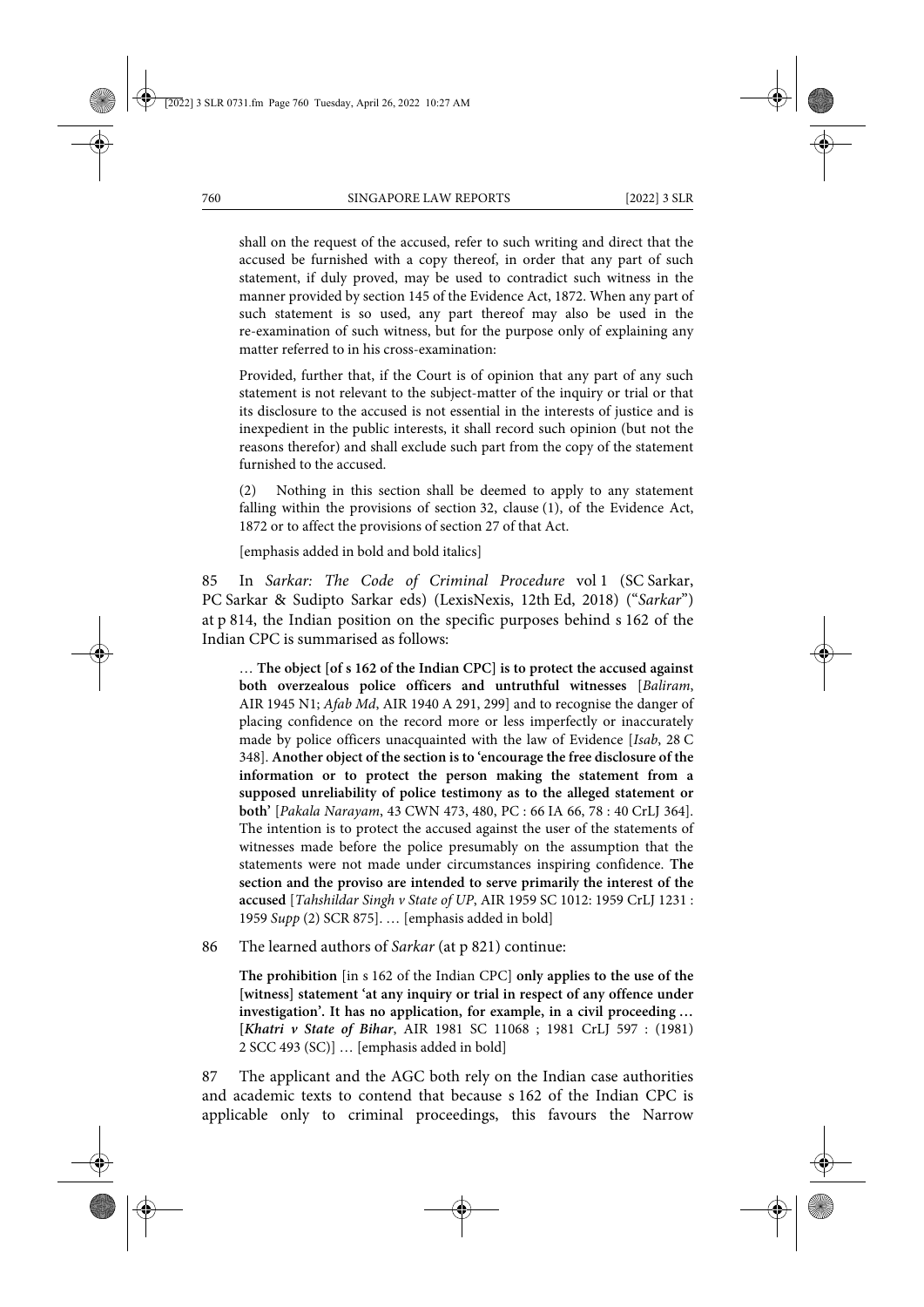shall on the request of the accused, refer to such writing and direct that the accused be furnished with a copy thereof, in order that any part of such statement, if duly proved, may be used to contradict such witness in the manner provided by section 145 of the Evidence Act, 1872. When any part of such statement is so used, any part thereof may also be used in the re-examination of such witness, but for the purpose only of explaining any matter referred to in his cross-examination:

> Provided, further that, if the Court is of opinion that any part of any such statement is not relevant to the subject-matter of the inquiry or trial or that its disclosure to the accused is not essential in the interests of justice and is inexpedient in the public interests, it shall record such opinion (but not the reasons therefor) and shall exclude such part from the copy of the statement furnished to the accused.
>
> (2) Nothing in this section shall be deemed to apply to any statement falling within the provisions of section 32, clause (1), of the Evidence Act, 1872 or to affect the provisions of section 27 of that Act.
>
> [emphasis added in bold and bold italics]

85 In *Sarkar: The Code of Criminal Procedure* vol 1 (SC Sarkar, PC Sarkar & Sudipto Sarkar eds) (LexisNexis, 12th Ed, 2018) ("*Sarkar*") at p 814, the Indian position on the specific purposes behind s 162 of the Indian CPC is summarised as follows:

> … **The object [of s 162 of the Indian CPC] is to protect the accused against both overzealous police officers and untruthful witnesses** [*Baliram*, AIR 1945 N1; *Afab Md*, AIR 1940 A 291, 299] and to recognise the danger of placing confidence on the record more or less imperfectly or inaccurately made by police officers unacquainted with the law of Evidence [*Isab*, 28 C 348]. **Another object of the section is to 'encourage the free disclosure of the information or to protect the person making the statement from a supposed unreliability of police testimony as to the alleged statement or both'** [*Pakala Narayam*, 43 CWN 473, 480, PC : 66 IA 66, 78 : 40 CrLJ 364]. The intention is to protect the accused against the user of the statements of witnesses made before the police presumably on the assumption that the statements were not made under circumstances inspiring confidence. **The section and the proviso are intended to serve primarily the interest of the accused** [*Tahshildar Singh v State of UP*, AIR 1959 SC 1012: 1959 CrLJ 1231 : 1959 *Supp* (2) SCR 875]. … [emphasis added in bold]

86 The learned authors of *Sarkar* (at p 821) continue:

> **The prohibition** [in s 162 of the Indian CPC] **only applies to the use of the [witness] statement 'at any inquiry or trial in respect of any offence under investigation'. It has no application, for example, in a civil proceeding … [*Khatri v State of Bihar*, AIR 1981 SC 11068 ; 1981 CrLJ 597 : (1981) 2 SCC 493 (SC)]** … [emphasis added in bold]

87 The applicant and the AGC both rely on the Indian case authorities and academic texts to contend that because s 162 of the Indian CPC is applicable only to criminal proceedings, this favours the Narrow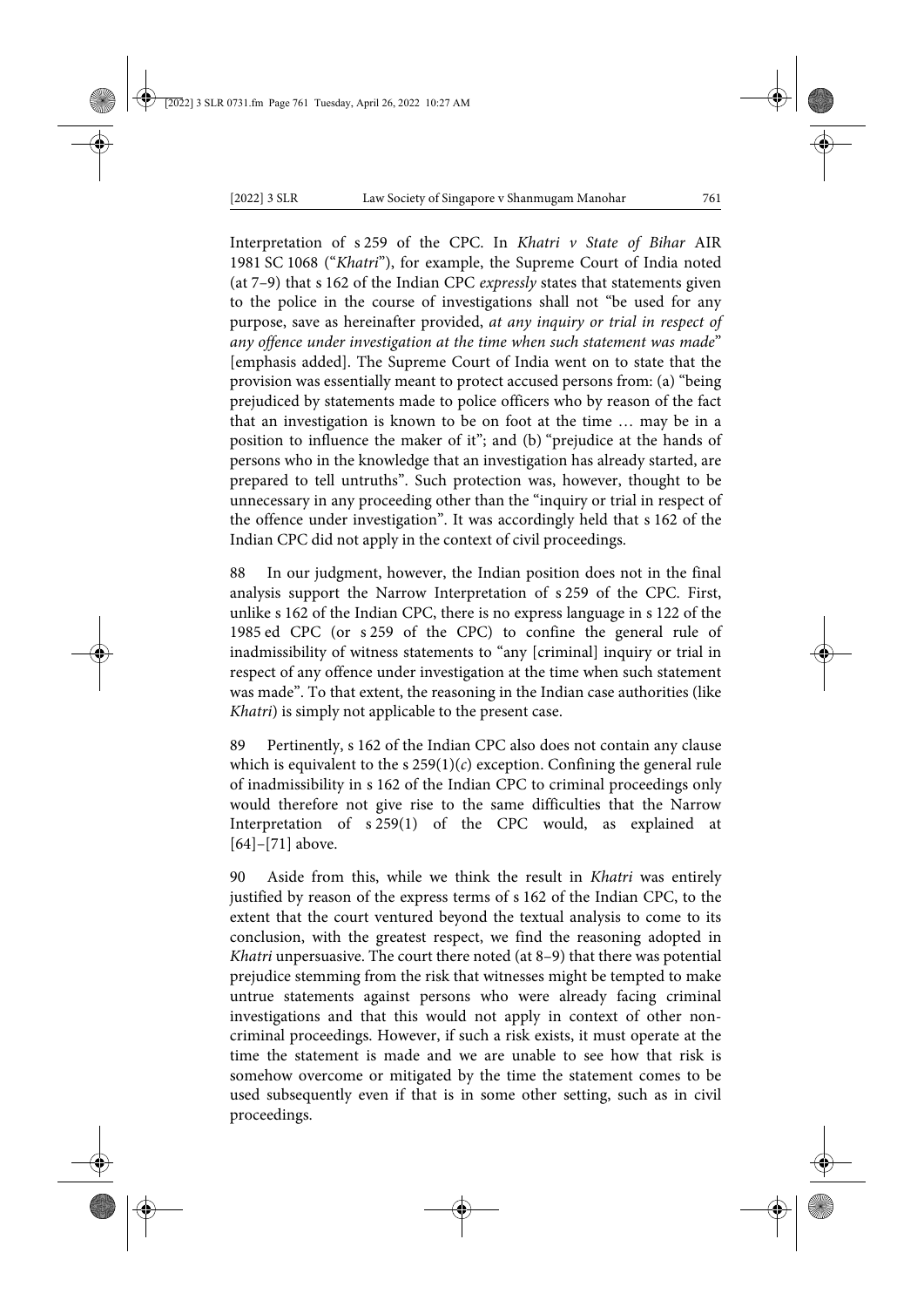Interpretation of s 259 of the CPC. In *Khatri v State of Bihar* AIR 1981 SC 1068 ("*Khatri*"), for example, the Supreme Court of India noted (at 7–9) that s 162 of the Indian CPC *expressly* states that statements given to the police in the course of investigations shall not "be used for any purpose, save as hereinafter provided, *at any inquiry or trial in respect of any offence under investigation at the time when such statement was made*" [emphasis added]. The Supreme Court of India went on to state that the provision was essentially meant to protect accused persons from: (a) "being prejudiced by statements made to police officers who by reason of the fact that an investigation is known to be on foot at the time … may be in a position to influence the maker of it"; and (b) "prejudice at the hands of persons who in the knowledge that an investigation has already started, are prepared to tell untruths". Such protection was, however, thought to be unnecessary in any proceeding other than the "inquiry or trial in respect of the offence under investigation". It was accordingly held that s 162 of the Indian CPC did not apply in the context of civil proceedings.

88 In our judgment, however, the Indian position does not in the final analysis support the Narrow Interpretation of s 259 of the CPC. First, unlike s 162 of the Indian CPC, there is no express language in s 122 of the 1985 ed CPC (or s 259 of the CPC) to confine the general rule of inadmissibility of witness statements to "any [criminal] inquiry or trial in respect of any offence under investigation at the time when such statement was made". To that extent, the reasoning in the Indian case authorities (like *Khatri*) is simply not applicable to the present case.

89 Pertinently, s 162 of the Indian CPC also does not contain any clause which is equivalent to the s 259(1)(*c*) exception. Confining the general rule of inadmissibility in s 162 of the Indian CPC to criminal proceedings only would therefore not give rise to the same difficulties that the Narrow Interpretation of s 259(1) of the CPC would, as explained at [64]–[71] above.

90 Aside from this, while we think the result in *Khatri* was entirely justified by reason of the express terms of s 162 of the Indian CPC, to the extent that the court ventured beyond the textual analysis to come to its conclusion, with the greatest respect, we find the reasoning adopted in *Khatri* unpersuasive. The court there noted (at 8–9) that there was potential prejudice stemming from the risk that witnesses might be tempted to make untrue statements against persons who were already facing criminal investigations and that this would not apply in context of other non-criminal proceedings. However, if such a risk exists, it must operate at the time the statement is made and we are unable to see how that risk is somehow overcome or mitigated by the time the statement comes to be used subsequently even if that is in some other setting, such as in civil proceedings.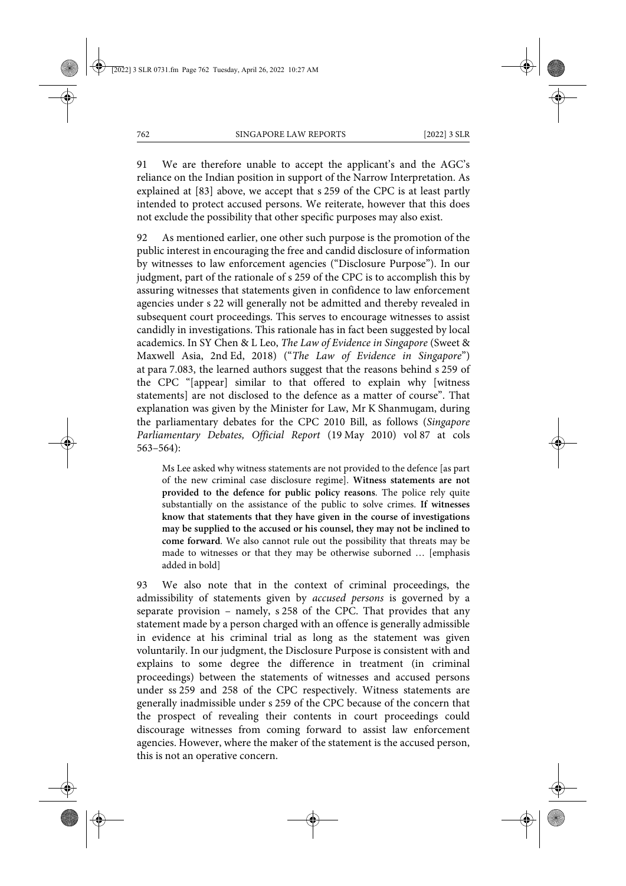91 We are therefore unable to accept the applicant's and the AGC's reliance on the Indian position in support of the Narrow Interpretation. As explained at [83] above, we accept that s 259 of the CPC is at least partly intended to protect accused persons. We reiterate, however that this does not exclude the possibility that other specific purposes may also exist.

92 As mentioned earlier, one other such purpose is the promotion of the public interest in encouraging the free and candid disclosure of information by witnesses to law enforcement agencies ("Disclosure Purpose"). In our judgment, part of the rationale of s 259 of the CPC is to accomplish this by assuring witnesses that statements given in confidence to law enforcement agencies under s 22 will generally not be admitted and thereby revealed in subsequent court proceedings. This serves to encourage witnesses to assist candidly in investigations. This rationale has in fact been suggested by local academics. In SY Chen & L Leo, *The Law of Evidence in Singapore* (Sweet & Maxwell Asia, 2nd Ed, 2018) ("*The Law of Evidence in Singapore*") at para 7.083, the learned authors suggest that the reasons behind s 259 of the CPC "[appear] similar to that offered to explain why [witness statements] are not disclosed to the defence as a matter of course". That explanation was given by the Minister for Law, Mr K Shanmugam, during the parliamentary debates for the CPC 2010 Bill, as follows (*Singapore Parliamentary Debates, Official Report* (19 May 2010) vol 87 at cols 563–564):

> Ms Lee asked why witness statements are not provided to the defence [as part of the new criminal case disclosure regime]. **Witness statements are not provided to the defence for public policy reasons**. The police rely quite substantially on the assistance of the public to solve crimes. **If witnesses know that statements that they have given in the course of investigations may be supplied to the accused or his counsel, they may not be inclined to come forward**. We also cannot rule out the possibility that threats may be made to witnesses or that they may be otherwise suborned … [emphasis added in bold]

93 We also note that in the context of criminal proceedings, the admissibility of statements given by *accused persons* is governed by a separate provision – namely, s 258 of the CPC. That provides that any statement made by a person charged with an offence is generally admissible in evidence at his criminal trial as long as the statement was given voluntarily. In our judgment, the Disclosure Purpose is consistent with and explains to some degree the difference in treatment (in criminal proceedings) between the statements of witnesses and accused persons under ss 259 and 258 of the CPC respectively. Witness statements are generally inadmissible under s 259 of the CPC because of the concern that the prospect of revealing their contents in court proceedings could discourage witnesses from coming forward to assist law enforcement agencies. However, where the maker of the statement is the accused person, this is not an operative concern.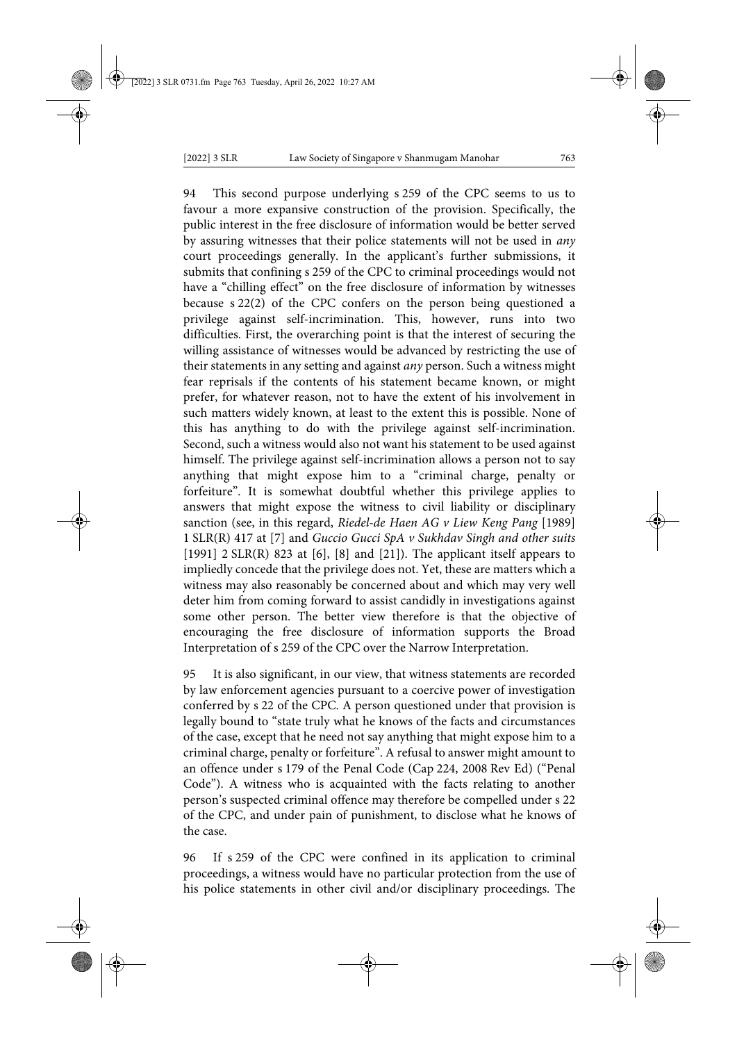94 This second purpose underlying s 259 of the CPC seems to us to favour a more expansive construction of the provision. Specifically, the public interest in the free disclosure of information would be better served by assuring witnesses that their police statements will not be used in *any* court proceedings generally. In the applicant's further submissions, it submits that confining s 259 of the CPC to criminal proceedings would not have a "chilling effect" on the free disclosure of information by witnesses because s 22(2) of the CPC confers on the person being questioned a privilege against self-incrimination. This, however, runs into two difficulties. First, the overarching point is that the interest of securing the willing assistance of witnesses would be advanced by restricting the use of their statements in any setting and against *any* person. Such a witness might fear reprisals if the contents of his statement became known, or might prefer, for whatever reason, not to have the extent of his involvement in such matters widely known, at least to the extent this is possible. None of this has anything to do with the privilege against self-incrimination. Second, such a witness would also not want his statement to be used against himself. The privilege against self-incrimination allows a person not to say anything that might expose him to a "criminal charge, penalty or forfeiture". It is somewhat doubtful whether this privilege applies to answers that might expose the witness to civil liability or disciplinary sanction (see, in this regard, *Riedel-de Haen AG v Liew Keng Pang* [1989] 1 SLR(R) 417 at [7] and *Guccio Gucci SpA v Sukhdav Singh and other suits* [1991] 2 SLR(R) 823 at [6], [8] and [21]). The applicant itself appears to impliedly concede that the privilege does not. Yet, these are matters which a witness may also reasonably be concerned about and which may very well deter him from coming forward to assist candidly in investigations against some other person. The better view therefore is that the objective of encouraging the free disclosure of information supports the Broad Interpretation of s 259 of the CPC over the Narrow Interpretation.

95 It is also significant, in our view, that witness statements are recorded by law enforcement agencies pursuant to a coercive power of investigation conferred by s 22 of the CPC. A person questioned under that provision is legally bound to "state truly what he knows of the facts and circumstances of the case, except that he need not say anything that might expose him to a criminal charge, penalty or forfeiture". A refusal to answer might amount to an offence under s 179 of the Penal Code (Cap 224, 2008 Rev Ed) ("Penal Code"). A witness who is acquainted with the facts relating to another person's suspected criminal offence may therefore be compelled under s 22 of the CPC, and under pain of punishment, to disclose what he knows of the case.

96 If s 259 of the CPC were confined in its application to criminal proceedings, a witness would have no particular protection from the use of his police statements in other civil and/or disciplinary proceedings. The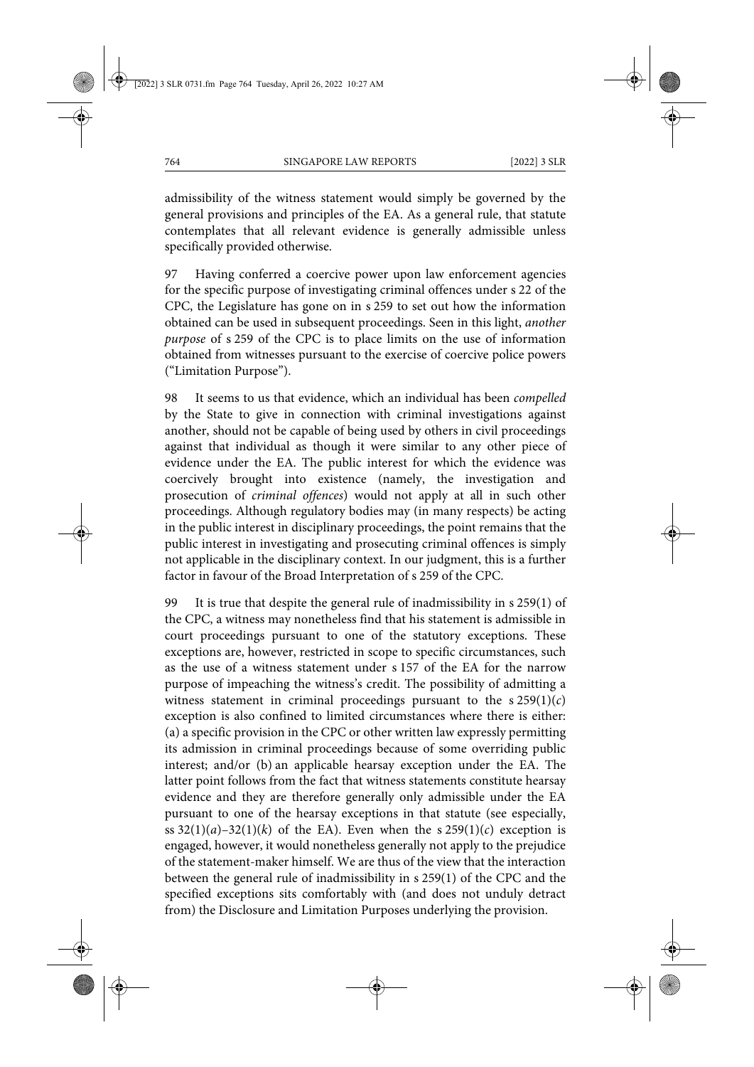admissibility of the witness statement would simply be governed by the general provisions and principles of the EA. As a general rule, that statute contemplates that all relevant evidence is generally admissible unless specifically provided otherwise.

97 Having conferred a coercive power upon law enforcement agencies for the specific purpose of investigating criminal offences under s 22 of the CPC, the Legislature has gone on in s 259 to set out how the information obtained can be used in subsequent proceedings. Seen in this light, *another purpose* of s 259 of the CPC is to place limits on the use of information obtained from witnesses pursuant to the exercise of coercive police powers ("Limitation Purpose").

98 It seems to us that evidence, which an individual has been *compelled* by the State to give in connection with criminal investigations against another, should not be capable of being used by others in civil proceedings against that individual as though it were similar to any other piece of evidence under the EA. The public interest for which the evidence was coercively brought into existence (namely, the investigation and prosecution of *criminal offences*) would not apply at all in such other proceedings. Although regulatory bodies may (in many respects) be acting in the public interest in disciplinary proceedings, the point remains that the public interest in investigating and prosecuting criminal offences is simply not applicable in the disciplinary context. In our judgment, this is a further factor in favour of the Broad Interpretation of s 259 of the CPC.

99 It is true that despite the general rule of inadmissibility in s 259(1) of the CPC, a witness may nonetheless find that his statement is admissible in court proceedings pursuant to one of the statutory exceptions. These exceptions are, however, restricted in scope to specific circumstances, such as the use of a witness statement under s 157 of the EA for the narrow purpose of impeaching the witness's credit. The possibility of admitting a witness statement in criminal proceedings pursuant to the s 259(1)(*c*) exception is also confined to limited circumstances where there is either: (a) a specific provision in the CPC or other written law expressly permitting its admission in criminal proceedings because of some overriding public interest; and/or (b) an applicable hearsay exception under the EA. The latter point follows from the fact that witness statements constitute hearsay evidence and they are therefore generally only admissible under the EA pursuant to one of the hearsay exceptions in that statute (see especially, ss 32(1)(*a*)–32(1)(*k*) of the EA). Even when the s 259(1)(*c*) exception is engaged, however, it would nonetheless generally not apply to the prejudice of the statement-maker himself. We are thus of the view that the interaction between the general rule of inadmissibility in s 259(1) of the CPC and the specified exceptions sits comfortably with (and does not unduly detract from) the Disclosure and Limitation Purposes underlying the provision.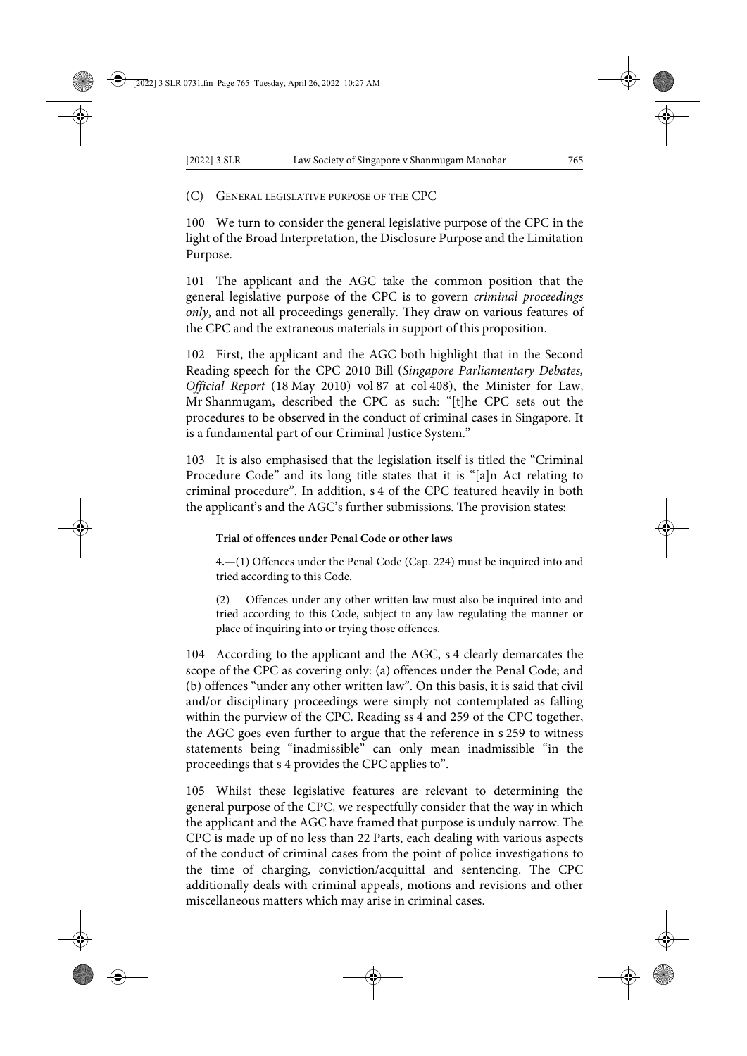(C) GENERAL LEGISLATIVE PURPOSE OF THE CPC

100 We turn to consider the general legislative purpose of the CPC in the light of the Broad Interpretation, the Disclosure Purpose and the Limitation Purpose.

101 The applicant and the AGC take the common position that the general legislative purpose of the CPC is to govern *criminal proceedings only*, and not all proceedings generally. They draw on various features of the CPC and the extraneous materials in support of this proposition.

102 First, the applicant and the AGC both highlight that in the Second Reading speech for the CPC 2010 Bill (*Singapore Parliamentary Debates, Official Report* (18 May 2010) vol 87 at col 408), the Minister for Law, Mr Shanmugam, described the CPC as such: "[t]he CPC sets out the procedures to be observed in the conduct of criminal cases in Singapore. It is a fundamental part of our Criminal Justice System."

103 It is also emphasised that the legislation itself is titled the "Criminal Procedure Code" and its long title states that it is "[a]n Act relating to criminal procedure". In addition, s 4 of the CPC featured heavily in both the applicant's and the AGC's further submissions. The provision states:

> **Trial of offences under Penal Code or other laws**
>
> **4.**—(1) Offences under the Penal Code (Cap. 224) must be inquired into and tried according to this Code.
>
> (2) Offences under any other written law must also be inquired into and tried according to this Code, subject to any law regulating the manner or place of inquiring into or trying those offences.

104 According to the applicant and the AGC, s 4 clearly demarcates the scope of the CPC as covering only: (a) offences under the Penal Code; and (b) offences "under any other written law". On this basis, it is said that civil and/or disciplinary proceedings were simply not contemplated as falling within the purview of the CPC. Reading ss 4 and 259 of the CPC together, the AGC goes even further to argue that the reference in s 259 to witness statements being "inadmissible" can only mean inadmissible "in the proceedings that s 4 provides the CPC applies to".

105 Whilst these legislative features are relevant to determining the general purpose of the CPC, we respectfully consider that the way in which the applicant and the AGC have framed that purpose is unduly narrow. The CPC is made up of no less than 22 Parts, each dealing with various aspects of the conduct of criminal cases from the point of police investigations to the time of charging, conviction/acquittal and sentencing. The CPC additionally deals with criminal appeals, motions and revisions and other miscellaneous matters which may arise in criminal cases.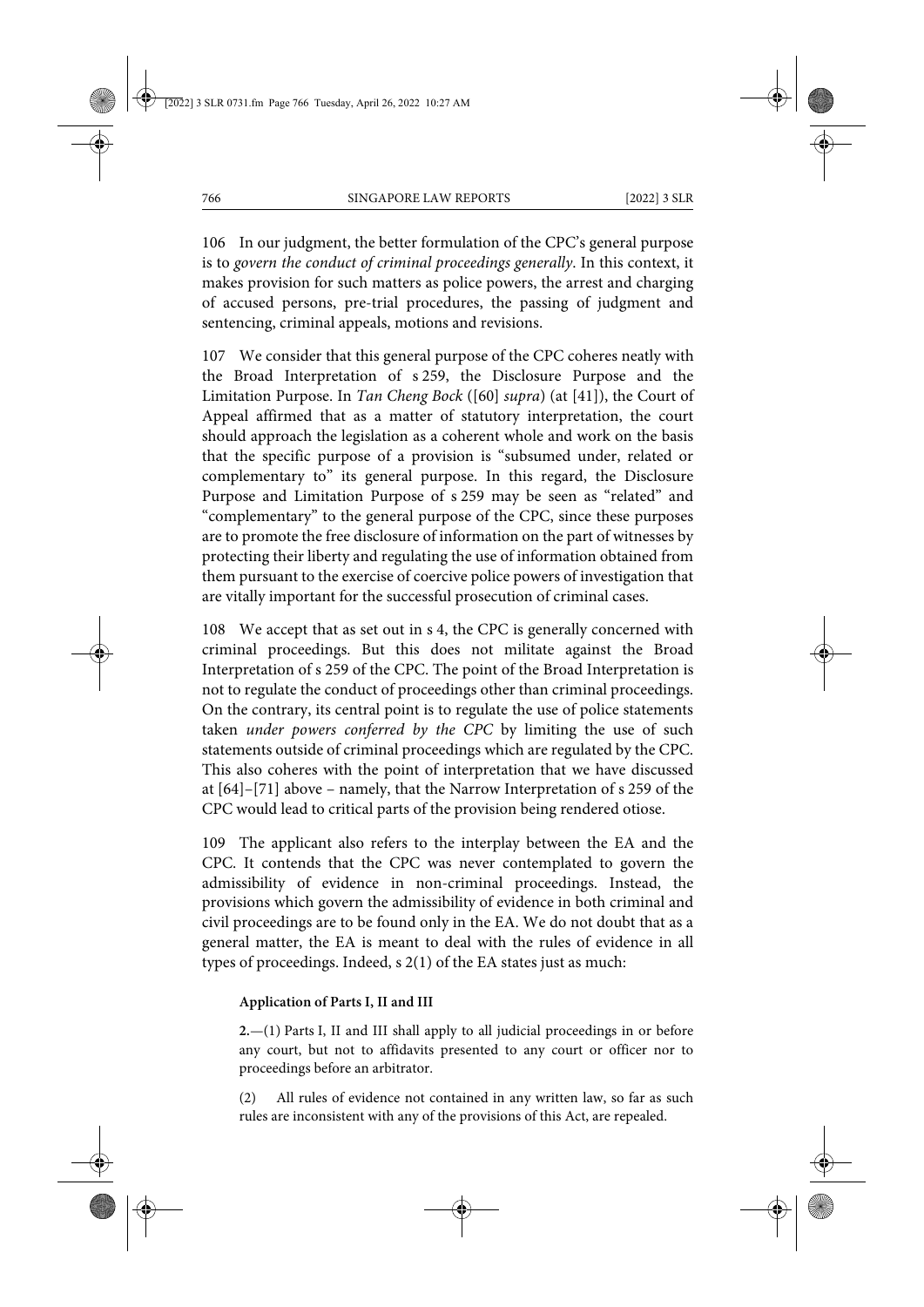106 In our judgment, the better formulation of the CPC's general purpose is to *govern the conduct of criminal proceedings generally*. In this context, it makes provision for such matters as police powers, the arrest and charging of accused persons, pre-trial procedures, the passing of judgment and sentencing, criminal appeals, motions and revisions.

107 We consider that this general purpose of the CPC coheres neatly with the Broad Interpretation of s 259, the Disclosure Purpose and the Limitation Purpose. In *Tan Cheng Bock* ([60] *supra*) (at [41]), the Court of Appeal affirmed that as a matter of statutory interpretation, the court should approach the legislation as a coherent whole and work on the basis that the specific purpose of a provision is "subsumed under, related or complementary to" its general purpose. In this regard, the Disclosure Purpose and Limitation Purpose of s 259 may be seen as "related" and "complementary" to the general purpose of the CPC, since these purposes are to promote the free disclosure of information on the part of witnesses by protecting their liberty and regulating the use of information obtained from them pursuant to the exercise of coercive police powers of investigation that are vitally important for the successful prosecution of criminal cases.

108 We accept that as set out in s 4, the CPC is generally concerned with criminal proceedings. But this does not militate against the Broad Interpretation of s 259 of the CPC. The point of the Broad Interpretation is not to regulate the conduct of proceedings other than criminal proceedings. On the contrary, its central point is to regulate the use of police statements taken *under powers conferred by the CPC* by limiting the use of such statements outside of criminal proceedings which are regulated by the CPC. This also coheres with the point of interpretation that we have discussed at [64]–[71] above – namely, that the Narrow Interpretation of s 259 of the CPC would lead to critical parts of the provision being rendered otiose.

109 The applicant also refers to the interplay between the EA and the CPC. It contends that the CPC was never contemplated to govern the admissibility of evidence in non-criminal proceedings. Instead, the provisions which govern the admissibility of evidence in both criminal and civil proceedings are to be found only in the EA. We do not doubt that as a general matter, the EA is meant to deal with the rules of evidence in all types of proceedings. Indeed, s 2(1) of the EA states just as much:

> **Application of Parts I, II and III**
>
> **2.**—(1) Parts I, II and III shall apply to all judicial proceedings in or before any court, but not to affidavits presented to any court or officer nor to proceedings before an arbitrator.
>
> (2) All rules of evidence not contained in any written law, so far as such rules are inconsistent with any of the provisions of this Act, are repealed.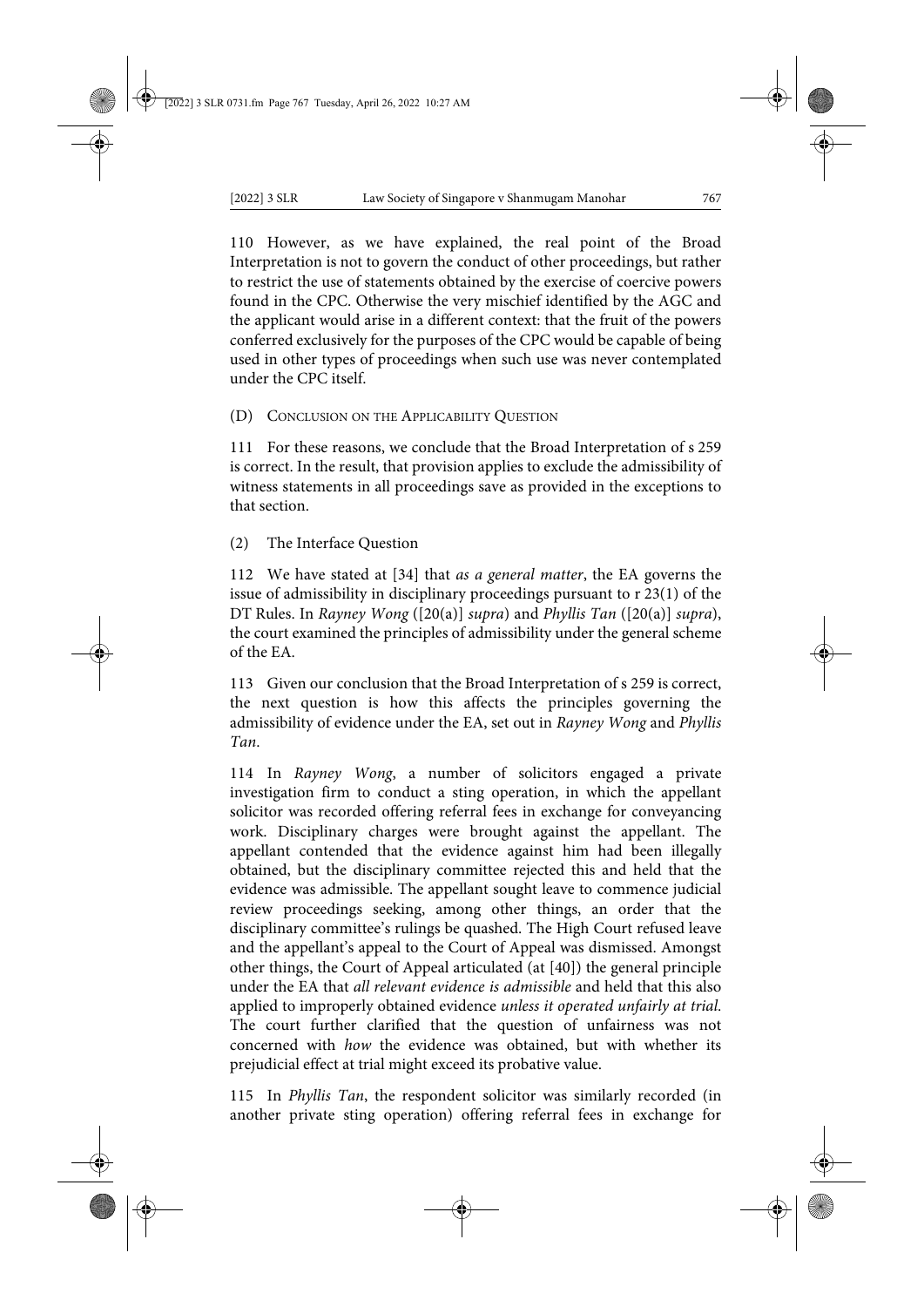110 However, as we have explained, the real point of the Broad Interpretation is not to govern the conduct of other proceedings, but rather to restrict the use of statements obtained by the exercise of coercive powers found in the CPC. Otherwise the very mischief identified by the AGC and the applicant would arise in a different context: that the fruit of the powers conferred exclusively for the purposes of the CPC would be capable of being used in other types of proceedings when such use was never contemplated under the CPC itself.

#### (D) CONCLUSION ON THE APPLICABILITY QUESTION

111 For these reasons, we conclude that the Broad Interpretation of s 259 is correct. In the result, that provision applies to exclude the admissibility of witness statements in all proceedings save as provided in the exceptions to that section.

### (2) The Interface Question

112 We have stated at [34] that *as a general matter*, the EA governs the issue of admissibility in disciplinary proceedings pursuant to r 23(1) of the DT Rules. In *Rayney Wong* ([20(a)] *supra*) and *Phyllis Tan* ([20(a)] *supra*), the court examined the principles of admissibility under the general scheme of the EA.

113 Given our conclusion that the Broad Interpretation of s 259 is correct, the next question is how this affects the principles governing the admissibility of evidence under the EA, set out in *Rayney Wong* and *Phyllis Tan*.

114 In *Rayney Wong*, a number of solicitors engaged a private investigation firm to conduct a sting operation, in which the appellant solicitor was recorded offering referral fees in exchange for conveyancing work. Disciplinary charges were brought against the appellant. The appellant contended that the evidence against him had been illegally obtained, but the disciplinary committee rejected this and held that the evidence was admissible. The appellant sought leave to commence judicial review proceedings seeking, among other things, an order that the disciplinary committee's rulings be quashed. The High Court refused leave and the appellant's appeal to the Court of Appeal was dismissed. Amongst other things, the Court of Appeal articulated (at [40]) the general principle under the EA that *all relevant evidence is admissible* and held that this also applied to improperly obtained evidence *unless it operated unfairly at trial*. The court further clarified that the question of unfairness was not concerned with *how* the evidence was obtained, but with whether its prejudicial effect at trial might exceed its probative value.

115 In *Phyllis Tan*, the respondent solicitor was similarly recorded (in another private sting operation) offering referral fees in exchange for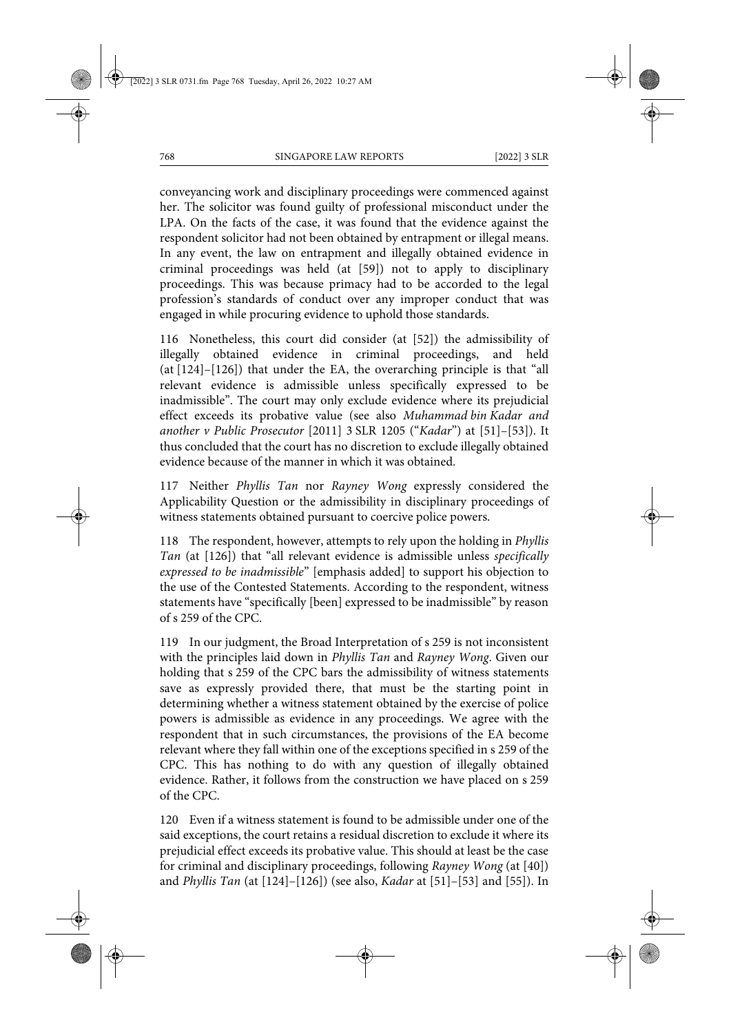conveyancing work and disciplinary proceedings were commenced against her. The solicitor was found guilty of professional misconduct under the LPA. On the facts of the case, it was found that the evidence against the respondent solicitor had not been obtained by entrapment or illegal means. In any event, the law on entrapment and illegally obtained evidence in criminal proceedings was held (at [59]) not to apply to disciplinary proceedings. This was because primacy had to be accorded to the legal profession's standards of conduct over any improper conduct that was engaged in while procuring evidence to uphold those standards.

116 Nonetheless, this court did consider (at [52]) the admissibility of illegally obtained evidence in criminal proceedings, and held (at [124]–[126]) that under the EA, the overarching principle is that "all relevant evidence is admissible unless specifically expressed to be inadmissible". The court may only exclude evidence where its prejudicial effect exceeds its probative value (see also *Muhammad bin Kadar and another v Public Prosecutor* [2011] 3 SLR 1205 ("*Kadar*") at [51]–[53]). It thus concluded that the court has no discretion to exclude illegally obtained evidence because of the manner in which it was obtained.

117 Neither *Phyllis Tan* nor *Rayney Wong* expressly considered the Applicability Question or the admissibility in disciplinary proceedings of witness statements obtained pursuant to coercive police powers.

118 The respondent, however, attempts to rely upon the holding in *Phyllis Tan* (at [126]) that "all relevant evidence is admissible unless *specifically expressed to be inadmissible*" [emphasis added] to support his objection to the use of the Contested Statements. According to the respondent, witness statements have "specifically [been] expressed to be inadmissible" by reason of s 259 of the CPC.

119 In our judgment, the Broad Interpretation of s 259 is not inconsistent with the principles laid down in *Phyllis Tan* and *Rayney Wong*. Given our holding that s 259 of the CPC bars the admissibility of witness statements save as expressly provided there, that must be the starting point in determining whether a witness statement obtained by the exercise of police powers is admissible as evidence in any proceedings. We agree with the respondent that in such circumstances, the provisions of the EA become relevant where they fall within one of the exceptions specified in s 259 of the CPC. This has nothing to do with any question of illegally obtained evidence. Rather, it follows from the construction we have placed on s 259 of the CPC.

120 Even if a witness statement is found to be admissible under one of the said exceptions, the court retains a residual discretion to exclude it where its prejudicial effect exceeds its probative value. This should at least be the case for criminal and disciplinary proceedings, following *Rayney Wong* (at [40]) and *Phyllis Tan* (at [124]–[126]) (see also, *Kadar* at [51]–[53] and [55]). In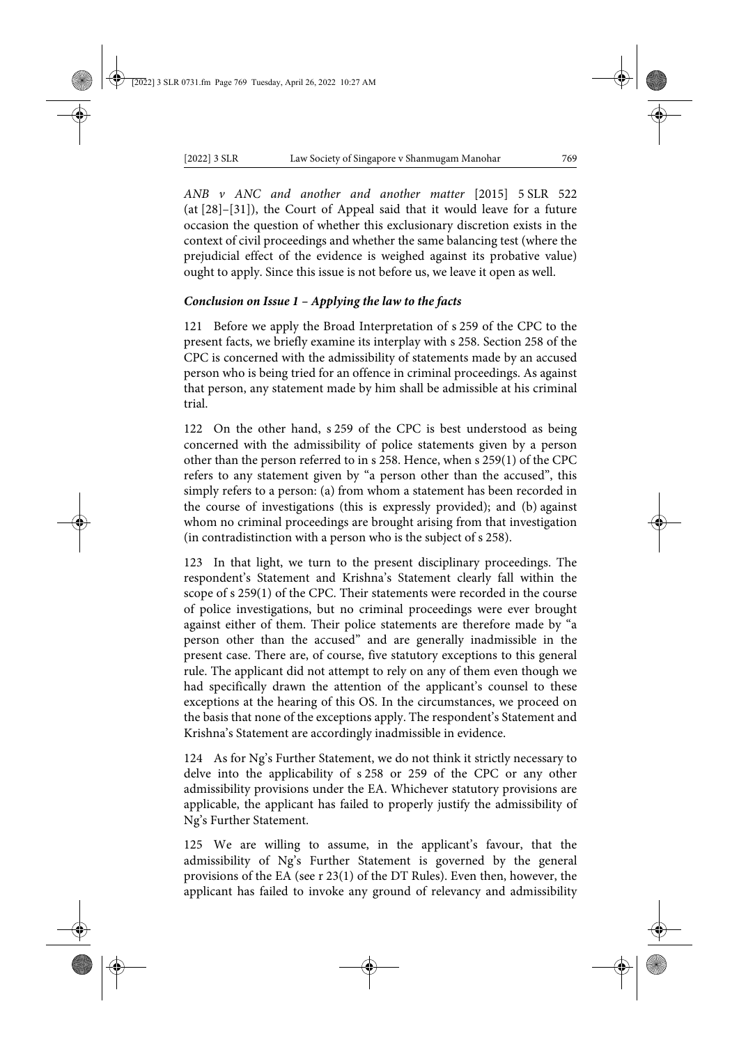*ANB v ANC and another and another matter* [2015] 5 SLR 522 (at [28]–[31]), the Court of Appeal said that it would leave for a future occasion the question of whether this exclusionary discretion exists in the context of civil proceedings and whether the same balancing test (where the prejudicial effect of the evidence is weighed against its probative value) ought to apply. Since this issue is not before us, we leave it open as well.

***Conclusion on Issue 1 – Applying the law to the facts***

121 Before we apply the Broad Interpretation of s 259 of the CPC to the present facts, we briefly examine its interplay with s 258. Section 258 of the CPC is concerned with the admissibility of statements made by an accused person who is being tried for an offence in criminal proceedings. As against that person, any statement made by him shall be admissible at his criminal trial.

122 On the other hand, s 259 of the CPC is best understood as being concerned with the admissibility of police statements given by a person other than the person referred to in s 258. Hence, when s 259(1) of the CPC refers to any statement given by "a person other than the accused", this simply refers to a person: (a) from whom a statement has been recorded in the course of investigations (this is expressly provided); and (b) against whom no criminal proceedings are brought arising from that investigation (in contradistinction with a person who is the subject of s 258).

123 In that light, we turn to the present disciplinary proceedings. The respondent's Statement and Krishna's Statement clearly fall within the scope of s 259(1) of the CPC. Their statements were recorded in the course of police investigations, but no criminal proceedings were ever brought against either of them. Their police statements are therefore made by "a person other than the accused" and are generally inadmissible in the present case. There are, of course, five statutory exceptions to this general rule. The applicant did not attempt to rely on any of them even though we had specifically drawn the attention of the applicant's counsel to these exceptions at the hearing of this OS. In the circumstances, we proceed on the basis that none of the exceptions apply. The respondent's Statement and Krishna's Statement are accordingly inadmissible in evidence.

124 As for Ng's Further Statement, we do not think it strictly necessary to delve into the applicability of s 258 or 259 of the CPC or any other admissibility provisions under the EA. Whichever statutory provisions are applicable, the applicant has failed to properly justify the admissibility of Ng's Further Statement.

125 We are willing to assume, in the applicant's favour, that the admissibility of Ng's Further Statement is governed by the general provisions of the EA (see r 23(1) of the DT Rules). Even then, however, the applicant has failed to invoke any ground of relevancy and admissibility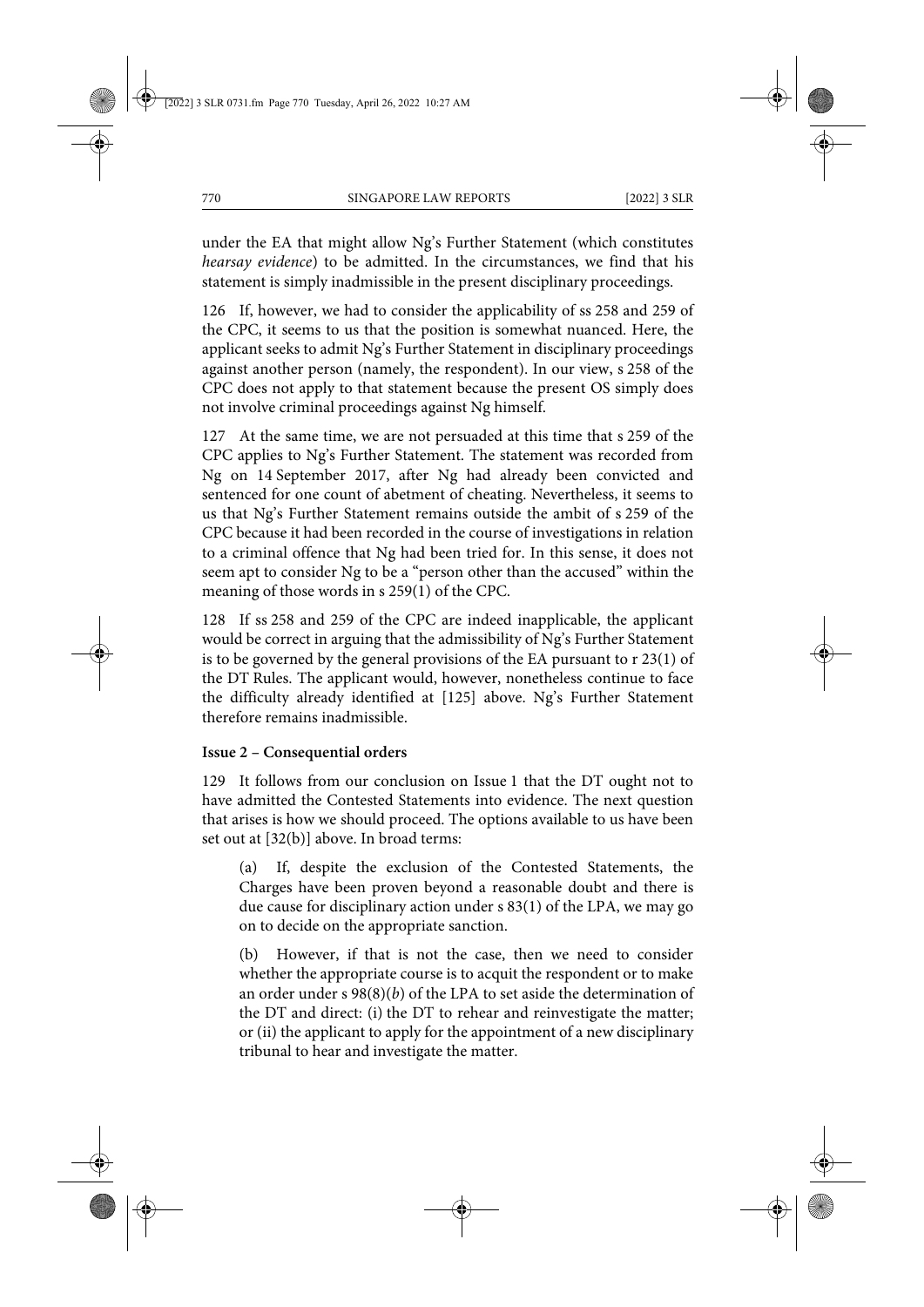under the EA that might allow Ng's Further Statement (which constitutes *hearsay evidence*) to be admitted. In the circumstances, we find that his statement is simply inadmissible in the present disciplinary proceedings.

126 If, however, we had to consider the applicability of ss 258 and 259 of the CPC, it seems to us that the position is somewhat nuanced. Here, the applicant seeks to admit Ng's Further Statement in disciplinary proceedings against another person (namely, the respondent). In our view, s 258 of the CPC does not apply to that statement because the present OS simply does not involve criminal proceedings against Ng himself.

127 At the same time, we are not persuaded at this time that s 259 of the CPC applies to Ng's Further Statement. The statement was recorded from Ng on 14 September 2017, after Ng had already been convicted and sentenced for one count of abetment of cheating. Nevertheless, it seems to us that Ng's Further Statement remains outside the ambit of s 259 of the CPC because it had been recorded in the course of investigations in relation to a criminal offence that Ng had been tried for. In this sense, it does not seem apt to consider Ng to be a "person other than the accused" within the meaning of those words in s 259(1) of the CPC.

128 If ss 258 and 259 of the CPC are indeed inapplicable, the applicant would be correct in arguing that the admissibility of Ng's Further Statement is to be governed by the general provisions of the EA pursuant to r 23(1) of the DT Rules. The applicant would, however, nonetheless continue to face the difficulty already identified at [125] above. Ng's Further Statement therefore remains inadmissible.

**Issue 2 – Consequential orders**

129 It follows from our conclusion on Issue 1 that the DT ought not to have admitted the Contested Statements into evidence. The next question that arises is how we should proceed. The options available to us have been set out at [32(b)] above. In broad terms:

> (a) If, despite the exclusion of the Contested Statements, the Charges have been proven beyond a reasonable doubt and there is due cause for disciplinary action under s 83(1) of the LPA, we may go on to decide on the appropriate sanction.
>
> (b) However, if that is not the case, then we need to consider whether the appropriate course is to acquit the respondent or to make an order under s 98(8)(*b*) of the LPA to set aside the determination of the DT and direct: (i) the DT to rehear and reinvestigate the matter; or (ii) the applicant to apply for the appointment of a new disciplinary tribunal to hear and investigate the matter.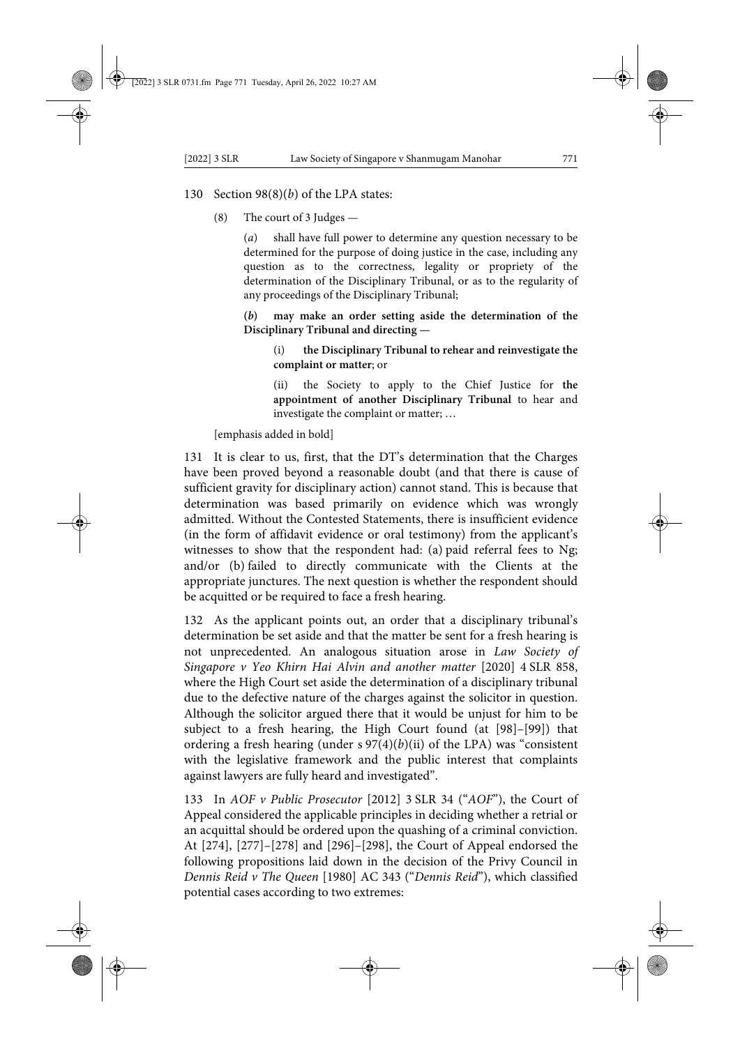130 Section 98(8)(*b*) of the LPA states:

> (8) The court of 3 Judges —
>
> > (*a*) shall have full power to determine any question necessary to be determined for the purpose of doing justice in the case, including any question as to the correctness, legality or propriety of the determination of the Disciplinary Tribunal, or as to the regularity of any proceedings of the Disciplinary Tribunal;
> >
> > **(*b*) may make an order setting aside the determination of the Disciplinary Tribunal and directing —**
> >
> > > (i) **the Disciplinary Tribunal to rehear and reinvestigate the complaint or matter**; or
> > >
> > > (ii) the Society to apply to the Chief Justice for **the appointment of another Disciplinary Tribunal** to hear and investigate the complaint or matter; …
>
> [emphasis added in bold]

131 It is clear to us, first, that the DT's determination that the Charges have been proved beyond a reasonable doubt (and that there is cause of sufficient gravity for disciplinary action) cannot stand. This is because that determination was based primarily on evidence which was wrongly admitted. Without the Contested Statements, there is insufficient evidence (in the form of affidavit evidence or oral testimony) from the applicant's witnesses to show that the respondent had: (a) paid referral fees to Ng; and/or (b) failed to directly communicate with the Clients at the appropriate junctures. The next question is whether the respondent should be acquitted or be required to face a fresh hearing.

132 As the applicant points out, an order that a disciplinary tribunal's determination be set aside and that the matter be sent for a fresh hearing is not unprecedented. An analogous situation arose in *Law Society of Singapore v Yeo Khirn Hai Alvin and another matter* [2020] 4 SLR 858, where the High Court set aside the determination of a disciplinary tribunal due to the defective nature of the charges against the solicitor in question. Although the solicitor argued there that it would be unjust for him to be subject to a fresh hearing, the High Court found (at [98]–[99]) that ordering a fresh hearing (under s 97(4)(*b*)(ii) of the LPA) was "consistent with the legislative framework and the public interest that complaints against lawyers are fully heard and investigated".

133 In *AOF v Public Prosecutor* [2012] 3 SLR 34 ("*AOF*"), the Court of Appeal considered the applicable principles in deciding whether a retrial or an acquittal should be ordered upon the quashing of a criminal conviction. At [274], [277]–[278] and [296]–[298], the Court of Appeal endorsed the following propositions laid down in the decision of the Privy Council in *Dennis Reid v The Queen* [1980] AC 343 ("*Dennis Reid*"), which classified potential cases according to two extremes: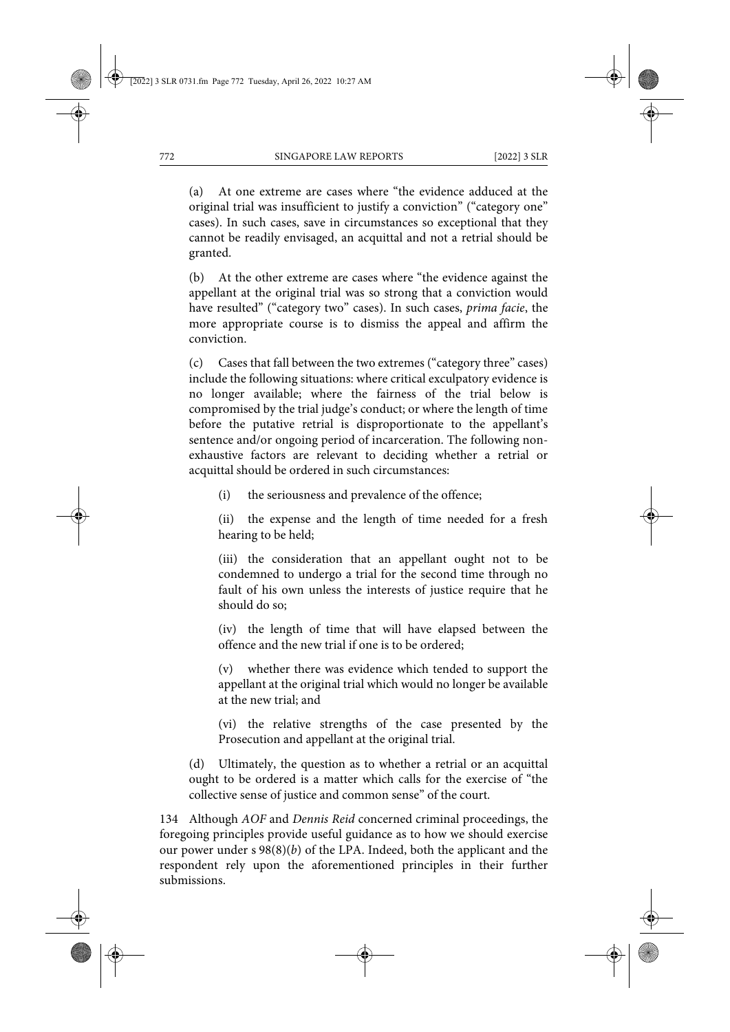(a) At one extreme are cases where "the evidence adduced at the original trial was insufficient to justify a conviction" ("category one" cases). In such cases, save in circumstances so exceptional that they cannot be readily envisaged, an acquittal and not a retrial should be granted.

(b) At the other extreme are cases where "the evidence against the appellant at the original trial was so strong that a conviction would have resulted" ("category two" cases). In such cases, *prima facie*, the more appropriate course is to dismiss the appeal and affirm the conviction.

(c) Cases that fall between the two extremes ("category three" cases) include the following situations: where critical exculpatory evidence is no longer available; where the fairness of the trial below is compromised by the trial judge's conduct; or where the length of time before the putative retrial is disproportionate to the appellant's sentence and/or ongoing period of incarceration. The following non-exhaustive factors are relevant to deciding whether a retrial or acquittal should be ordered in such circumstances:

(i) the seriousness and prevalence of the offence;

(ii) the expense and the length of time needed for a fresh hearing to be held;

(iii) the consideration that an appellant ought not to be condemned to undergo a trial for the second time through no fault of his own unless the interests of justice require that he should do so;

(iv) the length of time that will have elapsed between the offence and the new trial if one is to be ordered;

(v) whether there was evidence which tended to support the appellant at the original trial which would no longer be available at the new trial; and

(vi) the relative strengths of the case presented by the Prosecution and appellant at the original trial.

(d) Ultimately, the question as to whether a retrial or an acquittal ought to be ordered is a matter which calls for the exercise of "the collective sense of justice and common sense" of the court.

134 Although *AOF* and *Dennis Reid* concerned criminal proceedings, the foregoing principles provide useful guidance as to how we should exercise our power under s 98(8)(*b*) of the LPA. Indeed, both the applicant and the respondent rely upon the aforementioned principles in their further submissions.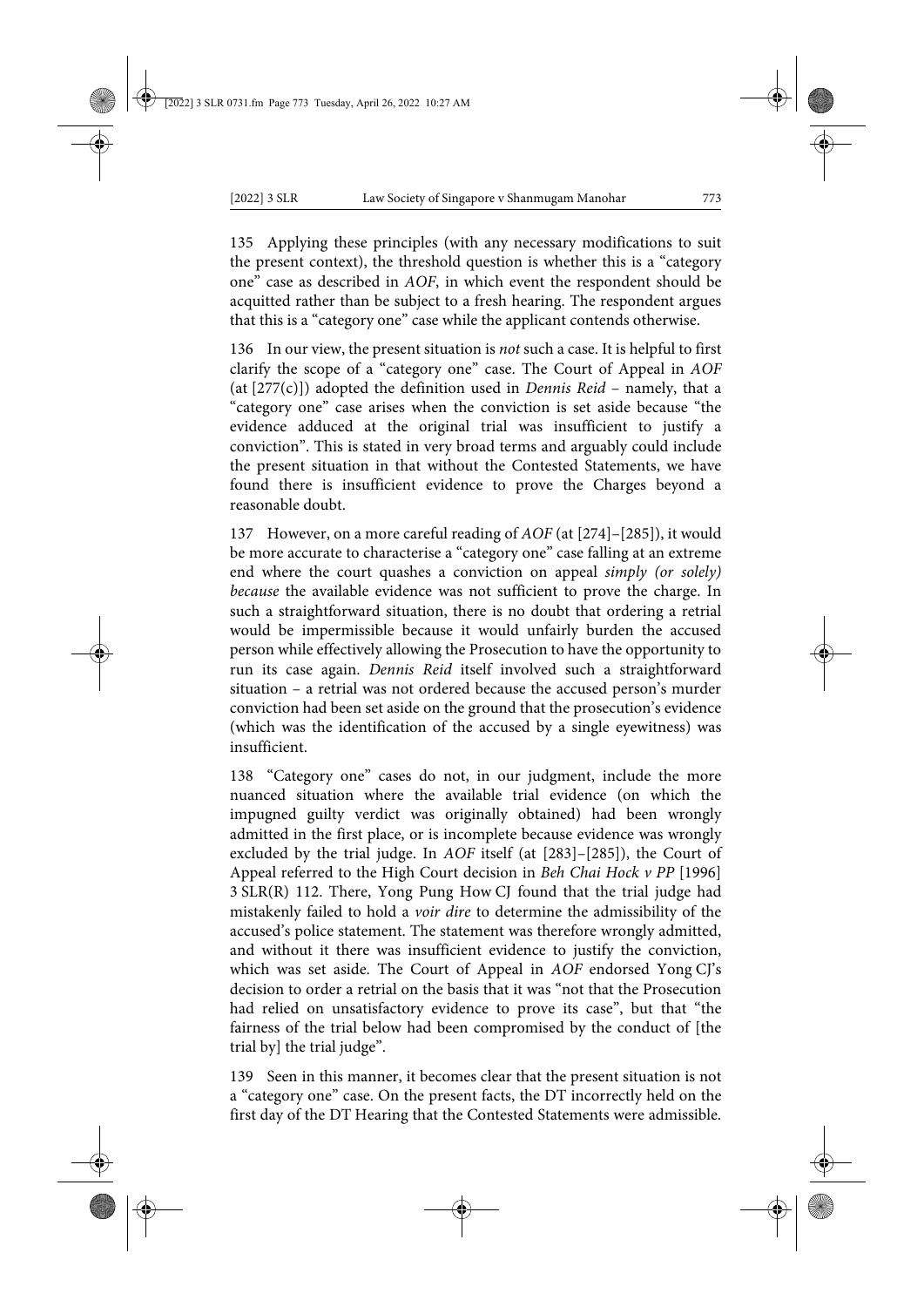135 Applying these principles (with any necessary modifications to suit the present context), the threshold question is whether this is a "category one" case as described in *AOF*, in which event the respondent should be acquitted rather than be subject to a fresh hearing. The respondent argues that this is a "category one" case while the applicant contends otherwise.

136 In our view, the present situation is *not* such a case. It is helpful to first clarify the scope of a "category one" case. The Court of Appeal in *AOF* (at [277(c)]) adopted the definition used in *Dennis Reid* – namely, that a "category one" case arises when the conviction is set aside because "the evidence adduced at the original trial was insufficient to justify a conviction". This is stated in very broad terms and arguably could include the present situation in that without the Contested Statements, we have found there is insufficient evidence to prove the Charges beyond a reasonable doubt.

137 However, on a more careful reading of *AOF* (at [274]–[285]), it would be more accurate to characterise a "category one" case falling at an extreme end where the court quashes a conviction on appeal *simply (or solely) because* the available evidence was not sufficient to prove the charge. In such a straightforward situation, there is no doubt that ordering a retrial would be impermissible because it would unfairly burden the accused person while effectively allowing the Prosecution to have the opportunity to run its case again. *Dennis Reid* itself involved such a straightforward situation – a retrial was not ordered because the accused person's murder conviction had been set aside on the ground that the prosecution's evidence (which was the identification of the accused by a single eyewitness) was insufficient.

138 "Category one" cases do not, in our judgment, include the more nuanced situation where the available trial evidence (on which the impugned guilty verdict was originally obtained) had been wrongly admitted in the first place, or is incomplete because evidence was wrongly excluded by the trial judge. In *AOF* itself (at [283]–[285]), the Court of Appeal referred to the High Court decision in *Beh Chai Hock v PP* [1996] 3 SLR(R) 112. There, Yong Pung How CJ found that the trial judge had mistakenly failed to hold a *voir dire* to determine the admissibility of the accused's police statement. The statement was therefore wrongly admitted, and without it there was insufficient evidence to justify the conviction, which was set aside. The Court of Appeal in *AOF* endorsed Yong CJ's decision to order a retrial on the basis that it was "not that the Prosecution had relied on unsatisfactory evidence to prove its case", but that "the fairness of the trial below had been compromised by the conduct of [the trial by] the trial judge".

139 Seen in this manner, it becomes clear that the present situation is not a "category one" case. On the present facts, the DT incorrectly held on the first day of the DT Hearing that the Contested Statements were admissible.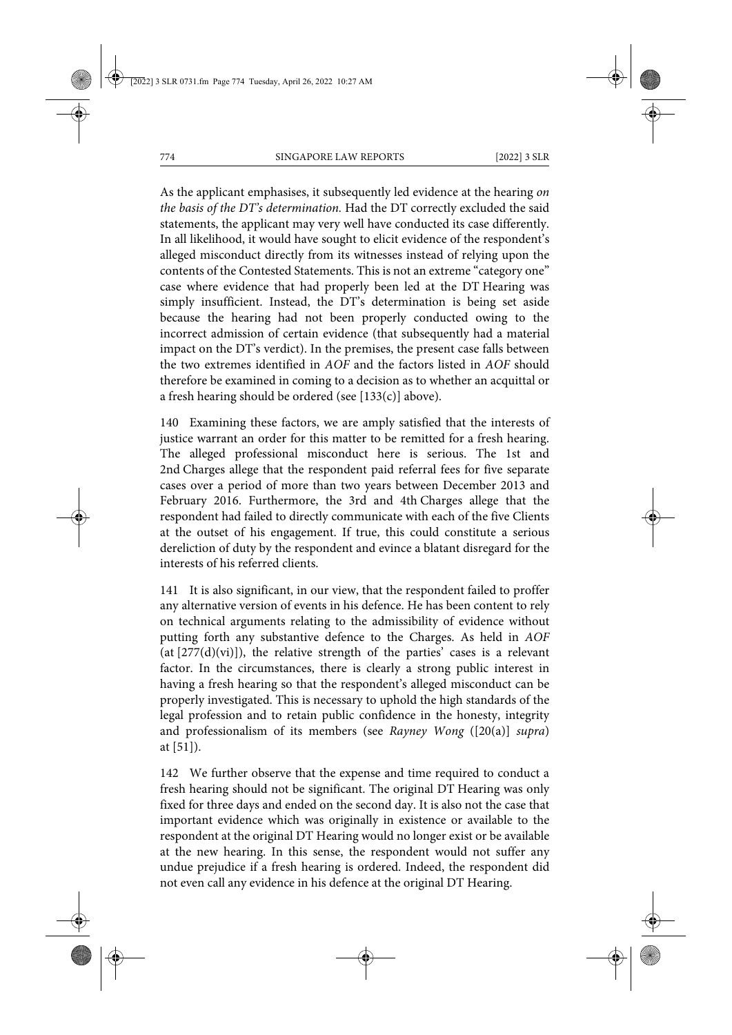As the applicant emphasises, it subsequently led evidence at the hearing *on the basis of the DT's determination.* Had the DT correctly excluded the said statements, the applicant may very well have conducted its case differently. In all likelihood, it would have sought to elicit evidence of the respondent's alleged misconduct directly from its witnesses instead of relying upon the contents of the Contested Statements. This is not an extreme "category one" case where evidence that had properly been led at the DT Hearing was simply insufficient. Instead, the DT's determination is being set aside because the hearing had not been properly conducted owing to the incorrect admission of certain evidence (that subsequently had a material impact on the DT's verdict). In the premises, the present case falls between the two extremes identified in *AOF* and the factors listed in *AOF* should therefore be examined in coming to a decision as to whether an acquittal or a fresh hearing should be ordered (see [133(c)] above).

140 Examining these factors, we are amply satisfied that the interests of justice warrant an order for this matter to be remitted for a fresh hearing. The alleged professional misconduct here is serious. The 1st and 2nd Charges allege that the respondent paid referral fees for five separate cases over a period of more than two years between December 2013 and February 2016. Furthermore, the 3rd and 4th Charges allege that the respondent had failed to directly communicate with each of the five Clients at the outset of his engagement. If true, this could constitute a serious dereliction of duty by the respondent and evince a blatant disregard for the interests of his referred clients.

141 It is also significant, in our view, that the respondent failed to proffer any alternative version of events in his defence. He has been content to rely on technical arguments relating to the admissibility of evidence without putting forth any substantive defence to the Charges. As held in *AOF* (at [277(d)(vi)]), the relative strength of the parties' cases is a relevant factor. In the circumstances, there is clearly a strong public interest in having a fresh hearing so that the respondent's alleged misconduct can be properly investigated. This is necessary to uphold the high standards of the legal profession and to retain public confidence in the honesty, integrity and professionalism of its members (see *Rayney Wong* ([20(a)] *supra*) at [51]).

142 We further observe that the expense and time required to conduct a fresh hearing should not be significant. The original DT Hearing was only fixed for three days and ended on the second day. It is also not the case that important evidence which was originally in existence or available to the respondent at the original DT Hearing would no longer exist or be available at the new hearing. In this sense, the respondent would not suffer any undue prejudice if a fresh hearing is ordered. Indeed, the respondent did not even call any evidence in his defence at the original DT Hearing.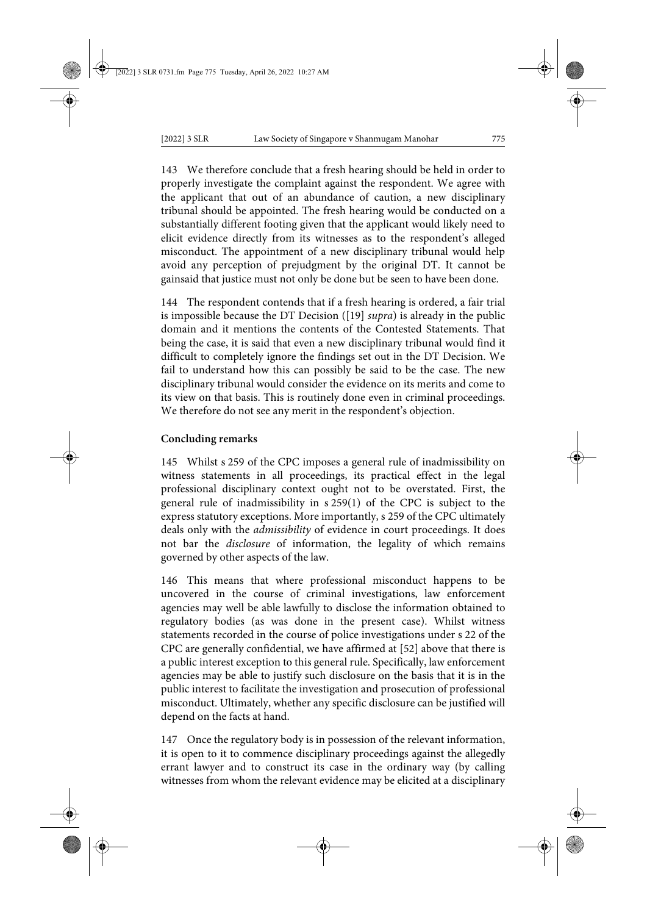143 We therefore conclude that a fresh hearing should be held in order to properly investigate the complaint against the respondent. We agree with the applicant that out of an abundance of caution, a new disciplinary tribunal should be appointed. The fresh hearing would be conducted on a substantially different footing given that the applicant would likely need to elicit evidence directly from its witnesses as to the respondent's alleged misconduct. The appointment of a new disciplinary tribunal would help avoid any perception of prejudgment by the original DT. It cannot be gainsaid that justice must not only be done but be seen to have been done.

144 The respondent contends that if a fresh hearing is ordered, a fair trial is impossible because the DT Decision ([19] *supra*) is already in the public domain and it mentions the contents of the Contested Statements. That being the case, it is said that even a new disciplinary tribunal would find it difficult to completely ignore the findings set out in the DT Decision. We fail to understand how this can possibly be said to be the case. The new disciplinary tribunal would consider the evidence on its merits and come to its view on that basis. This is routinely done even in criminal proceedings. We therefore do not see any merit in the respondent's objection.

**Concluding remarks**

145 Whilst s 259 of the CPC imposes a general rule of inadmissibility on witness statements in all proceedings, its practical effect in the legal professional disciplinary context ought not to be overstated. First, the general rule of inadmissibility in s 259(1) of the CPC is subject to the express statutory exceptions. More importantly, s 259 of the CPC ultimately deals only with the *admissibility* of evidence in court proceedings. It does not bar the *disclosure* of information, the legality of which remains governed by other aspects of the law.

146 This means that where professional misconduct happens to be uncovered in the course of criminal investigations, law enforcement agencies may well be able lawfully to disclose the information obtained to regulatory bodies (as was done in the present case). Whilst witness statements recorded in the course of police investigations under s 22 of the CPC are generally confidential, we have affirmed at [52] above that there is a public interest exception to this general rule. Specifically, law enforcement agencies may be able to justify such disclosure on the basis that it is in the public interest to facilitate the investigation and prosecution of professional misconduct. Ultimately, whether any specific disclosure can be justified will depend on the facts at hand.

147 Once the regulatory body is in possession of the relevant information, it is open to it to commence disciplinary proceedings against the allegedly errant lawyer and to construct its case in the ordinary way (by calling witnesses from whom the relevant evidence may be elicited at a disciplinary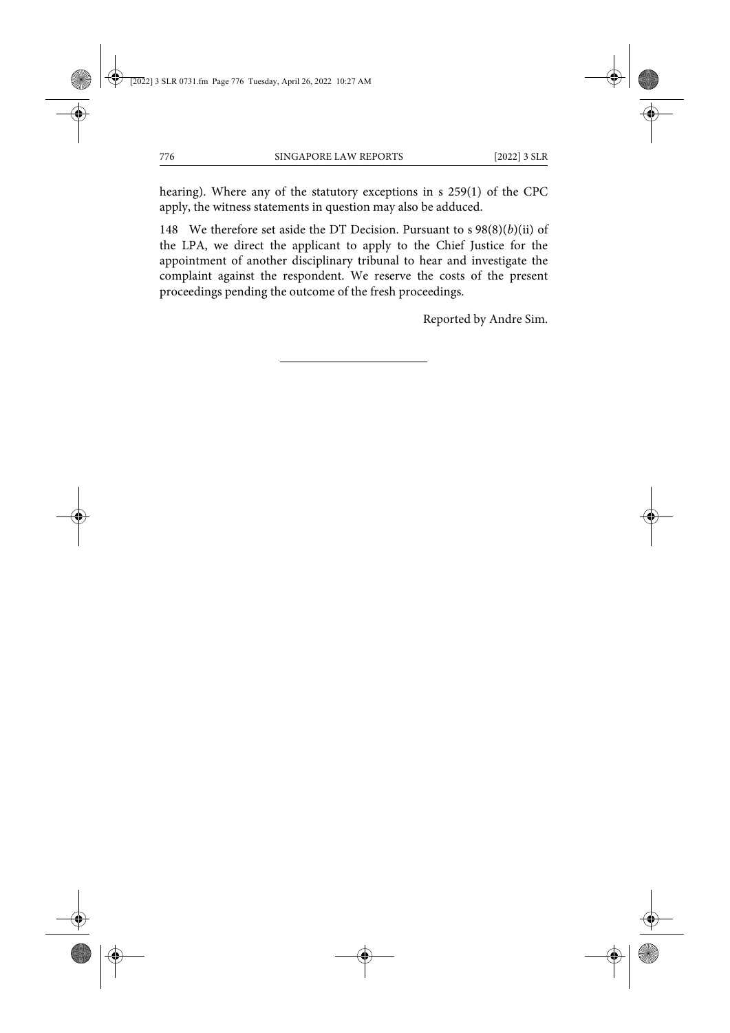hearing). Where any of the statutory exceptions in s 259(1) of the CPC apply, the witness statements in question may also be adduced.

148 We therefore set aside the DT Decision. Pursuant to s 98(8)(*b*)(ii) of the LPA, we direct the applicant to apply to the Chief Justice for the appointment of another disciplinary tribunal to hear and investigate the complaint against the respondent. We reserve the costs of the present proceedings pending the outcome of the fresh proceedings.

Reported by Andre Sim.